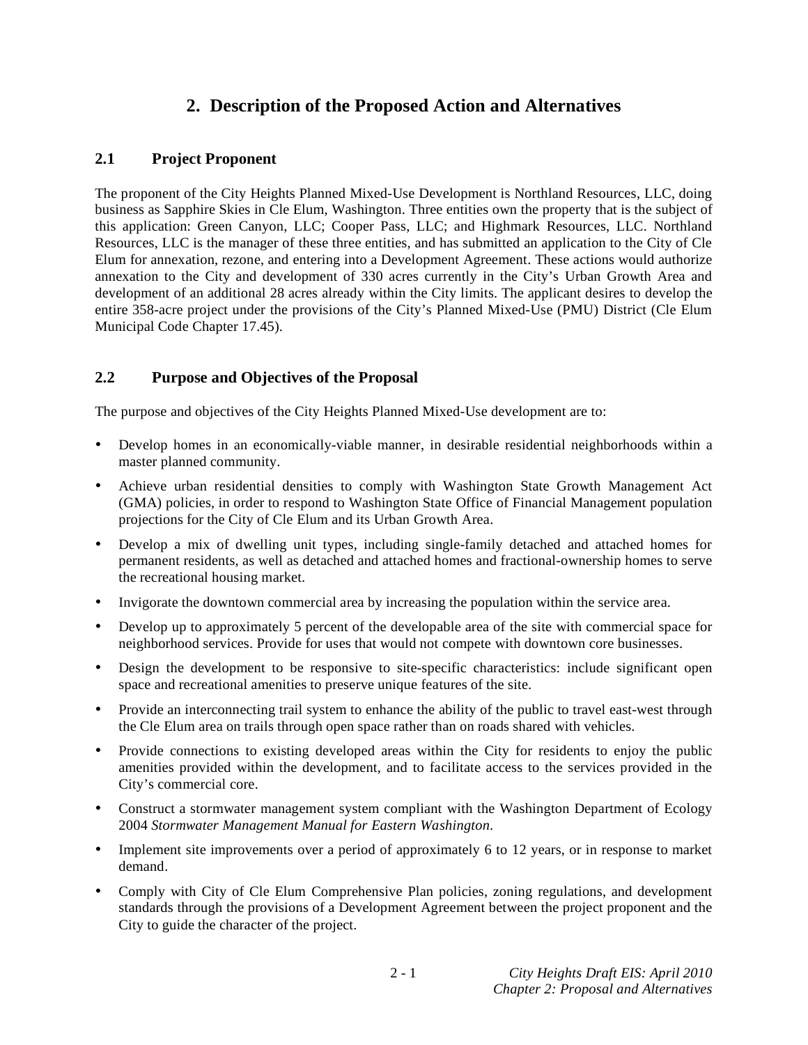# 2. Description of the Proposed Action and Alternatives

## 2.1 Project Proponent

The proponent of the City Heights Planned Mixed-Use Development is Northland Resources, LLC, doing business as Sapphire Skies in Cle Elum, Washington. Three entities own the property that is the subject of this application: Green Canyon, LLC; Cooper Pass, LLC; and Highmark Resources, LLC. Northland Resources, LLC is the manager of these three entities, and has submitted an application to the City of Cle Elum for annexation, rezone, and entering into a Development Agreement. These actions would authorize annexation to the City and development of 330 acres currently in the City's Urban Growth Area and development of an additional 28 acres already within the City limits. The applicant desires to develop the entire 358-acre project under the provisions of the City's Planned Mixed-Use (PMU) District (Cle Elum Municipal Code Chapter 17.45).

## 2.2 Purpose and Objectives of the Proposal

The purpose and objectives of the City Heights Planned Mixed-Use development are to:

- Develop homes in an economically-viable manner, in desirable residential neighborhoods within a master planned community.
- Achieve urban residential densities to comply with Washington State Growth Management Act (GMA) policies, in order to respond to Washington State Office of Financial Management population projections for the City of Cle Elum and its Urban Growth Area.
- Develop a mix of dwelling unit types, including single-family detached and attached homes for permanent residents, as well as detached and attached homes and fractional-ownership homes to serve the recreational housing market.
- Invigorate the downtown commercial area by increasing the population within the service area.
- Develop up to approximately 5 percent of the developable area of the site with commercial space for neighborhood services. Provide for uses that would not compete with downtown core businesses.
- Design the development to be responsive to site-specific characteristics: include significant open space and recreational amenities to preserve unique features of the site.
- Provide an interconnecting trail system to enhance the ability of the public to travel east-west through the Cle Elum area on trails through open space rather than on roads shared with vehicles.
- Provide connections to existing developed areas within the City for residents to enjoy the public amenities provided within the development, and to facilitate access to the services provided in the City's commercial core.
- Construct a stormwater management system compliant with the Washington Department of Ecology 2004 *Stormwater Management Manual for Eastern Washington*.
- Implement site improvements over a period of approximately 6 to 12 years, or in response to market demand.
- Comply with City of Cle Elum Comprehensive Plan policies, zoning regulations, and development standards through the provisions of a Development Agreement between the project proponent and the City to guide the character of the project.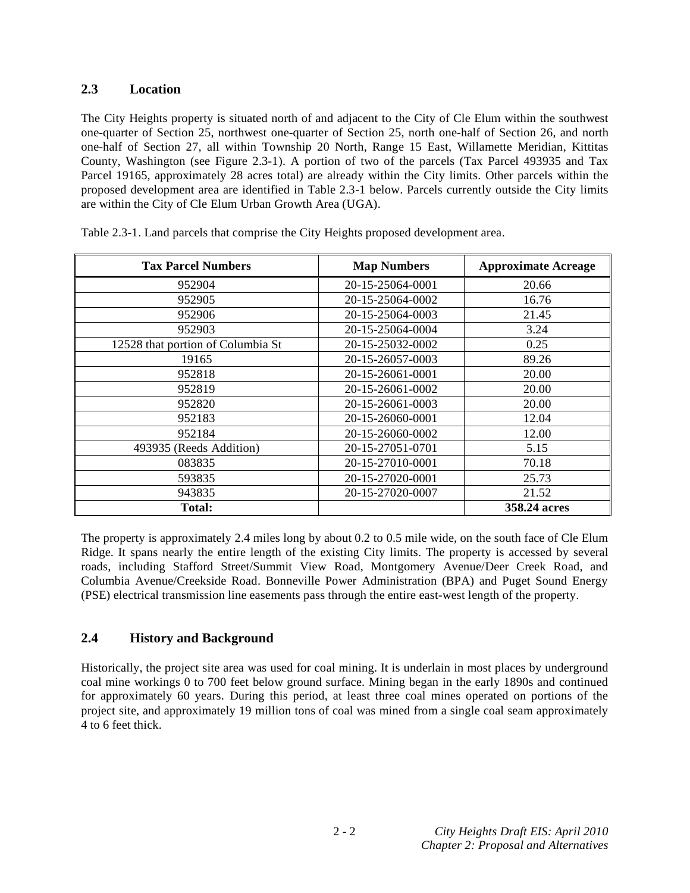## 2.3 Location

The City Heights property is situated north of and adjacent to the City of Cle Elum within the southwest one-quarter of Section 25, northwest one-quarter of Section 25, north one-half of Section 26, and north one-half of Section 27, all within Township 20 North, Range 15 East, Willamette Meridian, Kittitas County, Washington (see Figure 2.3-1). A portion of two of the parcels (Tax Parcel 493935 and Tax Parcel 19165, approximately 28 acres total) are already within the City limits. Other parcels within the proposed development area are identified in Table 2.3-1 below. Parcels currently outside the City limits are within the City of Cle Elum Urban Growth Area (UGA).

Table 2.3-1. Land parcels that comprise the City Heights proposed development area.

| Tax Parcel Numbers | Map Numbers | Approximate Acreage |
|---|---|---|
| 952904 | 20-15-25064-0001 | 20.66 |
| 952905 | 20-15-25064-0002 | 16.76 |
| 952906 | 20-15-25064-0003 | 21.45 |
| 952903 | 20-15-25064-0004 | 3.24 |
| 12528 that portion of Columbia St | 20-15-25032-0002 | 0.25 |
| 19165 | 20-15-26057-0003 | 89.26 |
| 952818 | 20-15-26061-0001 | 20.00 |
| 952819 | 20-15-26061-0002 | 20.00 |
| 952820 | 20-15-26061-0003 | 20.00 |
| 952183 | 20-15-26060-0001 | 12.04 |
| 952184 | 20-15-26060-0002 | 12.00 |
| 493935 (Reeds Addition) | 20-15-27051-0701 | 5.15 |
| 083835 | 20-15-27010-0001 | 70.18 |
| 593835 | 20-15-27020-0001 | 25.73 |
| 943835 | 20-15-27020-0007 | 21.52 |
| **Total:** | | **358.24 acres** |

The property is approximately 2.4 miles long by about 0.2 to 0.5 mile wide, on the south face of Cle Elum Ridge. It spans nearly the entire length of the existing City limits. The property is accessed by several roads, including Stafford Street/Summit View Road, Montgomery Avenue/Deer Creek Road, and Columbia Avenue/Creekside Road. Bonneville Power Administration (BPA) and Puget Sound Energy (PSE) electrical transmission line easements pass through the entire east-west length of the property.

## 2.4 History and Background

Historically, the project site area was used for coal mining. It is underlain in most places by underground coal mine workings 0 to 700 feet below ground surface. Mining began in the early 1890s and continued for approximately 60 years. During this period, at least three coal mines operated on portions of the project site, and approximately 19 million tons of coal was mined from a single coal seam approximately 4 to 6 feet thick.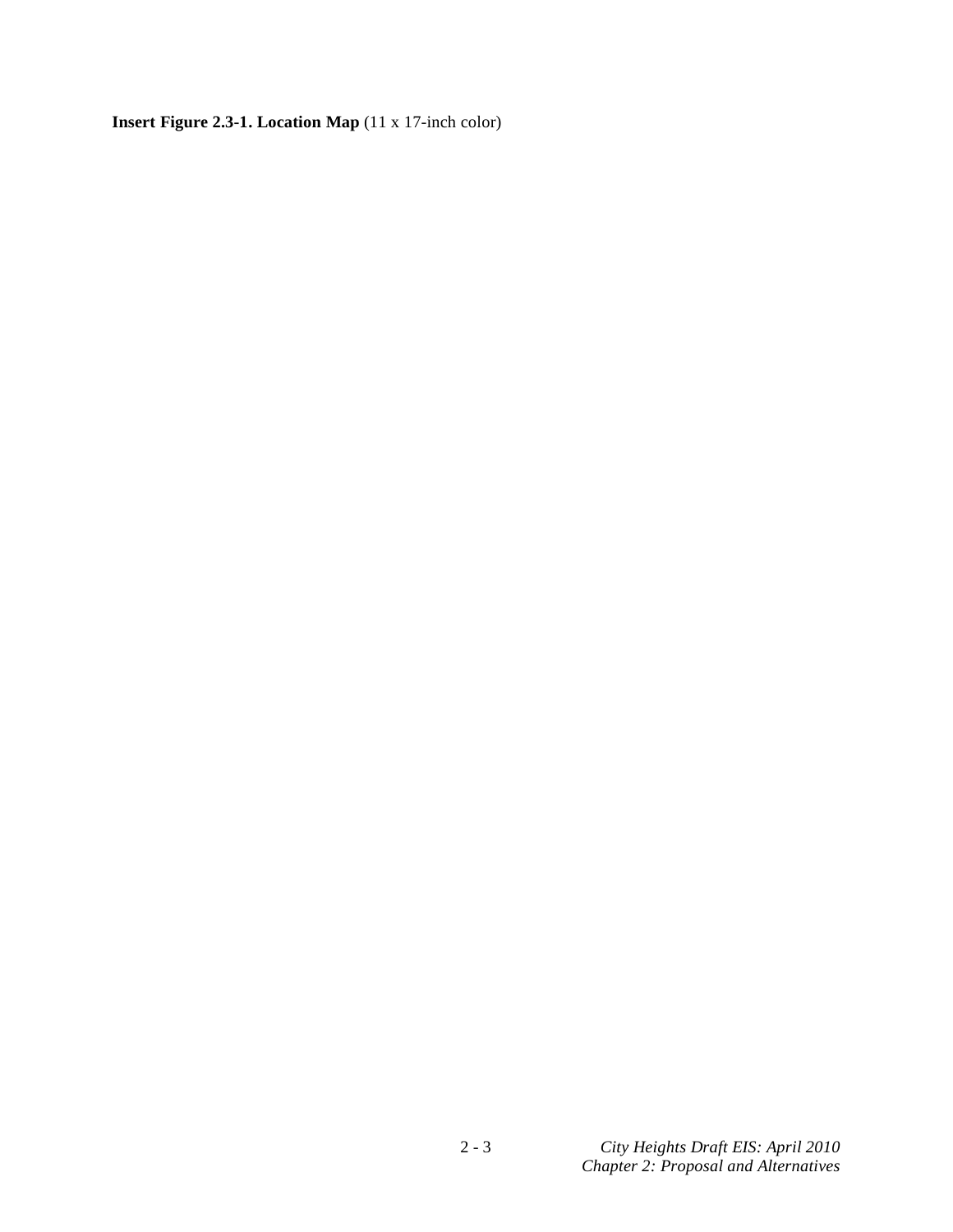**Insert Figure 2.3-1. Location Map** (11 x 17-inch color)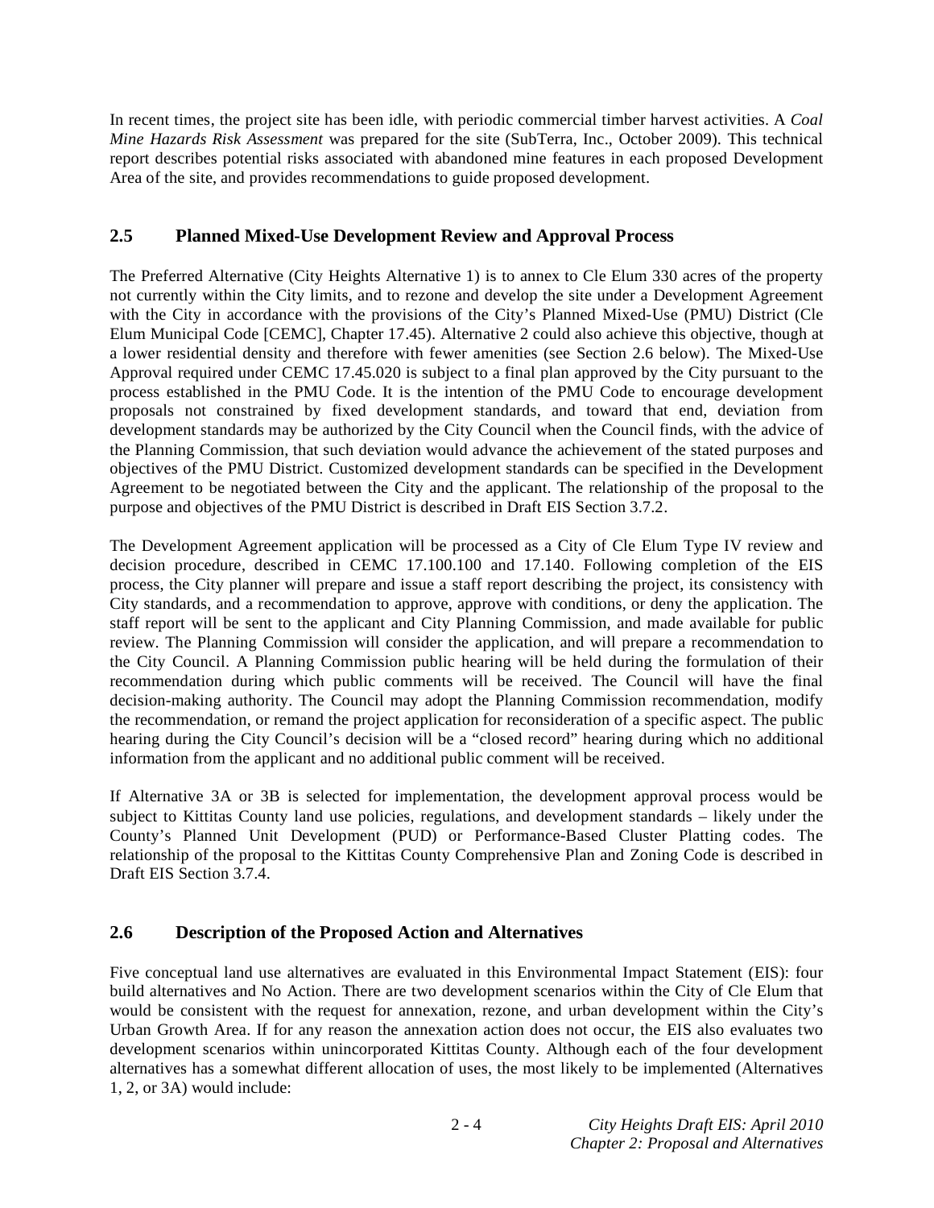In recent times, the project site has been idle, with periodic commercial timber harvest activities. A *Coal Mine Hazards Risk Assessment* was prepared for the site (SubTerra, Inc., October 2009). This technical report describes potential risks associated with abandoned mine features in each proposed Development Area of the site, and provides recommendations to guide proposed development.

## 2.5 Planned Mixed-Use Development Review and Approval Process

The Preferred Alternative (City Heights Alternative 1) is to annex to Cle Elum 330 acres of the property not currently within the City limits, and to rezone and develop the site under a Development Agreement with the City in accordance with the provisions of the City's Planned Mixed-Use (PMU) District (Cle Elum Municipal Code [CEMC], Chapter 17.45). Alternative 2 could also achieve this objective, though at a lower residential density and therefore with fewer amenities (see Section 2.6 below). The Mixed-Use Approval required under CEMC 17.45.020 is subject to a final plan approved by the City pursuant to the process established in the PMU Code. It is the intention of the PMU Code to encourage development proposals not constrained by fixed development standards, and toward that end, deviation from development standards may be authorized by the City Council when the Council finds, with the advice of the Planning Commission, that such deviation would advance the achievement of the stated purposes and objectives of the PMU District. Customized development standards can be specified in the Development Agreement to be negotiated between the City and the applicant. The relationship of the proposal to the purpose and objectives of the PMU District is described in Draft EIS Section 3.7.2.

The Development Agreement application will be processed as a City of Cle Elum Type IV review and decision procedure, described in CEMC 17.100.100 and 17.140. Following completion of the EIS process, the City planner will prepare and issue a staff report describing the project, its consistency with City standards, and a recommendation to approve, approve with conditions, or deny the application. The staff report will be sent to the applicant and City Planning Commission, and made available for public review. The Planning Commission will consider the application, and will prepare a recommendation to the City Council. A Planning Commission public hearing will be held during the formulation of their recommendation during which public comments will be received. The Council will have the final decision-making authority. The Council may adopt the Planning Commission recommendation, modify the recommendation, or remand the project application for reconsideration of a specific aspect. The public hearing during the City Council's decision will be a "closed record" hearing during which no additional information from the applicant and no additional public comment will be received.

If Alternative 3A or 3B is selected for implementation, the development approval process would be subject to Kittitas County land use policies, regulations, and development standards – likely under the County's Planned Unit Development (PUD) or Performance-Based Cluster Platting codes. The relationship of the proposal to the Kittitas County Comprehensive Plan and Zoning Code is described in Draft EIS Section 3.7.4.

## 2.6 Description of the Proposed Action and Alternatives

Five conceptual land use alternatives are evaluated in this Environmental Impact Statement (EIS): four build alternatives and No Action. There are two development scenarios within the City of Cle Elum that would be consistent with the request for annexation, rezone, and urban development within the City's Urban Growth Area. If for any reason the annexation action does not occur, the EIS also evaluates two development scenarios within unincorporated Kittitas County. Although each of the four development alternatives has a somewhat different allocation of uses, the most likely to be implemented (Alternatives 1, 2, or 3A) would include: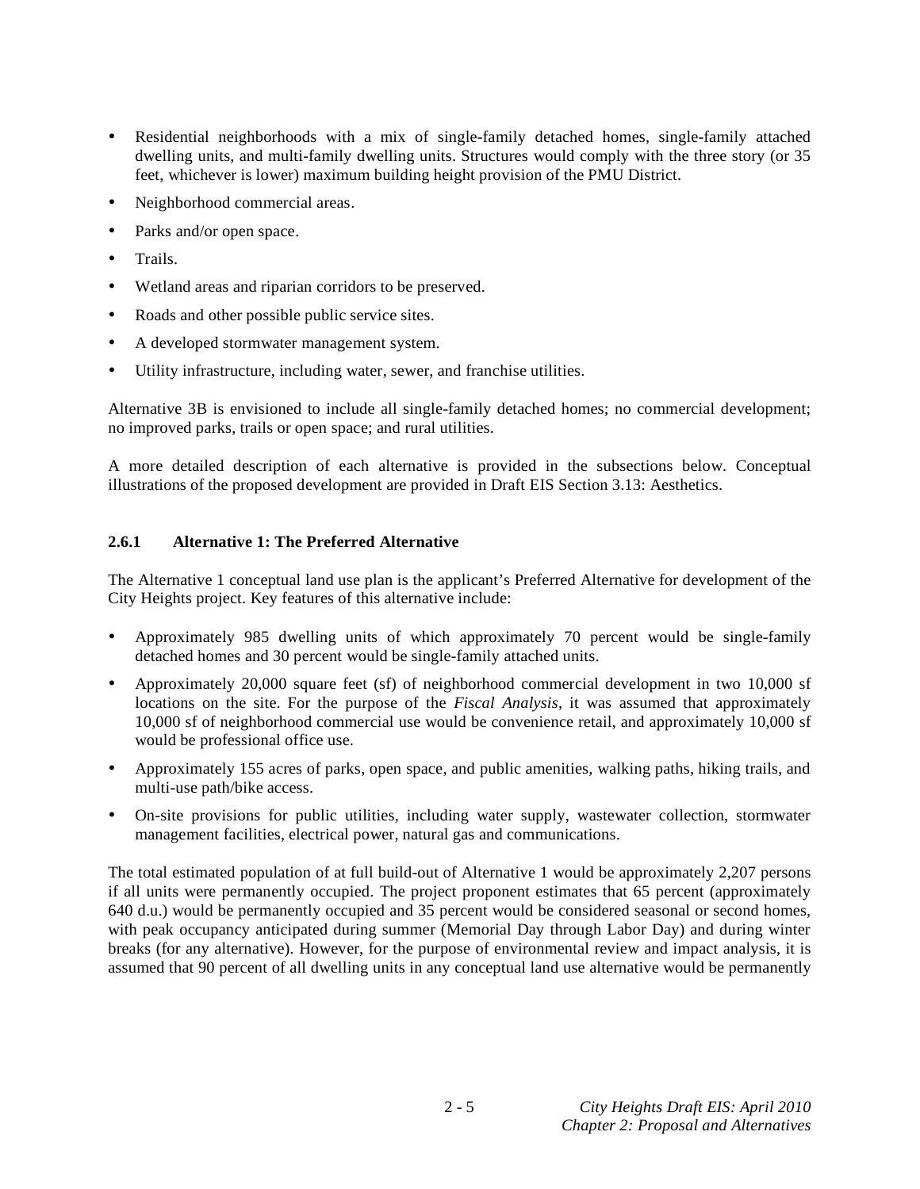- Residential neighborhoods with a mix of single-family detached homes, single-family attached dwelling units, and multi-family dwelling units. Structures would comply with the three story (or 35 feet, whichever is lower) maximum building height provision of the PMU District.
- Neighborhood commercial areas.
- Parks and/or open space.
- Trails.
- Wetland areas and riparian corridors to be preserved.
- Roads and other possible public service sites.
- A developed stormwater management system.
- Utility infrastructure, including water, sewer, and franchise utilities.

Alternative 3B is envisioned to include all single-family detached homes; no commercial development; no improved parks, trails or open space; and rural utilities.

A more detailed description of each alternative is provided in the subsections below. Conceptual illustrations of the proposed development are provided in Draft EIS Section 3.13: Aesthetics.

### 2.6.1 Alternative 1: The Preferred Alternative

The Alternative 1 conceptual land use plan is the applicant's Preferred Alternative for development of the City Heights project. Key features of this alternative include:

- Approximately 985 dwelling units of which approximately 70 percent would be single-family detached homes and 30 percent would be single-family attached units.
- Approximately 20,000 square feet (sf) of neighborhood commercial development in two 10,000 sf locations on the site. For the purpose of the *Fiscal Analysis*, it was assumed that approximately 10,000 sf of neighborhood commercial use would be convenience retail, and approximately 10,000 sf would be professional office use.
- Approximately 155 acres of parks, open space, and public amenities, walking paths, hiking trails, and multi-use path/bike access.
- On-site provisions for public utilities, including water supply, wastewater collection, stormwater management facilities, electrical power, natural gas and communications.

The total estimated population of at full build-out of Alternative 1 would be approximately 2,207 persons if all units were permanently occupied. The project proponent estimates that 65 percent (approximately 640 d.u.) would be permanently occupied and 35 percent would be considered seasonal or second homes, with peak occupancy anticipated during summer (Memorial Day through Labor Day) and during winter breaks (for any alternative). However, for the purpose of environmental review and impact analysis, it is assumed that 90 percent of all dwelling units in any conceptual land use alternative would be permanently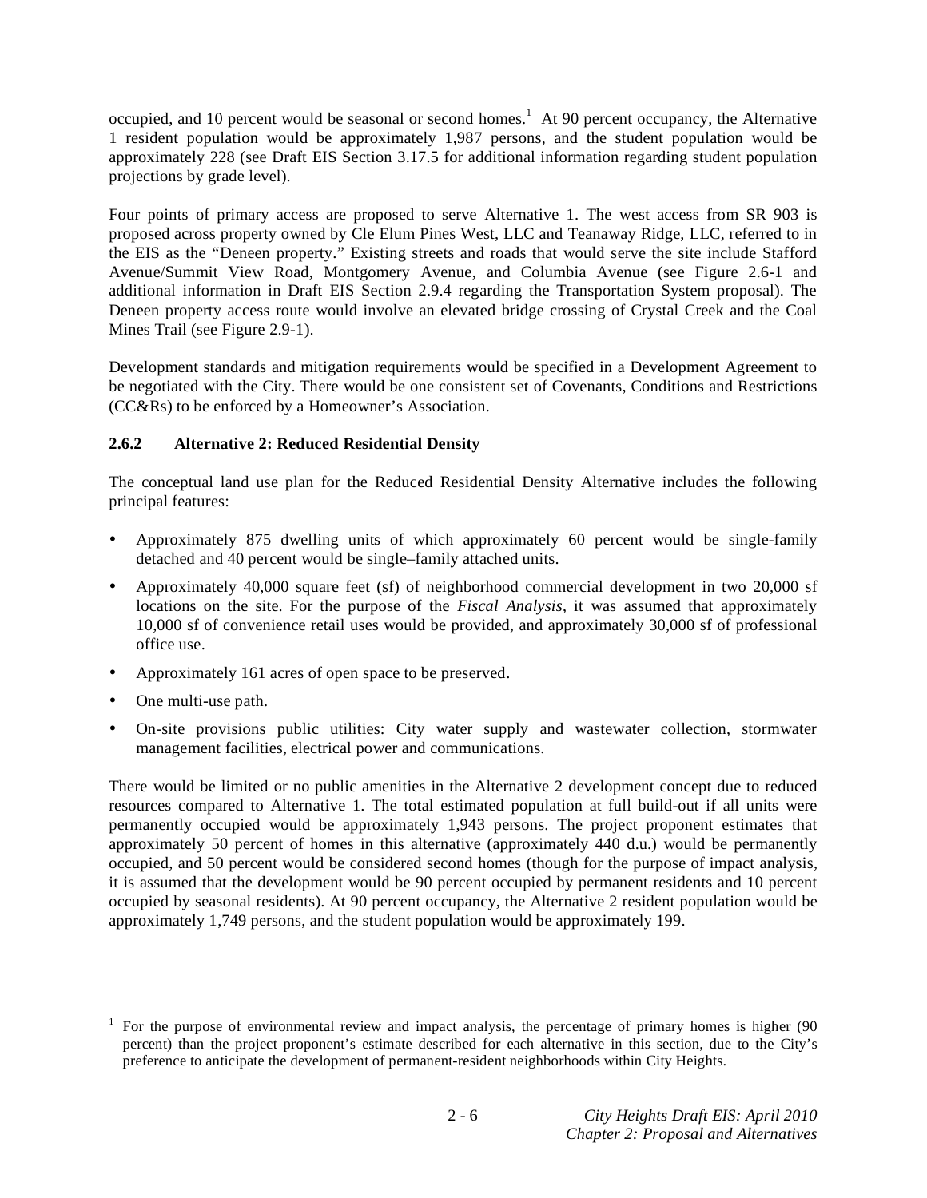occupied, and 10 percent would be seasonal or second homes.[1] At 90 percent occupancy, the Alternative 1 resident population would be approximately 1,987 persons, and the student population would be approximately 228 (see Draft EIS Section 3.17.5 for additional information regarding student population projections by grade level).

Four points of primary access are proposed to serve Alternative 1. The west access from SR 903 is proposed across property owned by Cle Elum Pines West, LLC and Teanaway Ridge, LLC, referred to in the EIS as the "Deneen property." Existing streets and roads that would serve the site include Stafford Avenue/Summit View Road, Montgomery Avenue, and Columbia Avenue (see Figure 2.6-1 and additional information in Draft EIS Section 2.9.4 regarding the Transportation System proposal). The Deneen property access route would involve an elevated bridge crossing of Crystal Creek and the Coal Mines Trail (see Figure 2.9-1).

Development standards and mitigation requirements would be specified in a Development Agreement to be negotiated with the City. There would be one consistent set of Covenants, Conditions and Restrictions (CC&Rs) to be enforced by a Homeowner's Association.

### 2.6.2 Alternative 2: Reduced Residential Density

The conceptual land use plan for the Reduced Residential Density Alternative includes the following principal features:

- Approximately 875 dwelling units of which approximately 60 percent would be single-family detached and 40 percent would be single–family attached units.
- Approximately 40,000 square feet (sf) of neighborhood commercial development in two 20,000 sf locations on the site. For the purpose of the *Fiscal Analysis*, it was assumed that approximately 10,000 sf of convenience retail uses would be provided, and approximately 30,000 sf of professional office use.
- Approximately 161 acres of open space to be preserved.
- One multi-use path.
- On-site provisions public utilities: City water supply and wastewater collection, stormwater management facilities, electrical power and communications.

There would be limited or no public amenities in the Alternative 2 development concept due to reduced resources compared to Alternative 1. The total estimated population at full build-out if all units were permanently occupied would be approximately 1,943 persons. The project proponent estimates that approximately 50 percent of homes in this alternative (approximately 440 d.u.) would be permanently occupied, and 50 percent would be considered second homes (though for the purpose of impact analysis, it is assumed that the development would be 90 percent occupied by permanent residents and 10 percent occupied by seasonal residents). At 90 percent occupancy, the Alternative 2 resident population would be approximately 1,749 persons, and the student population would be approximately 199.

---

[1] For the purpose of environmental review and impact analysis, the percentage of primary homes is higher (90 percent) than the project proponent's estimate described for each alternative in this section, due to the City's preference to anticipate the development of permanent-resident neighborhoods within City Heights.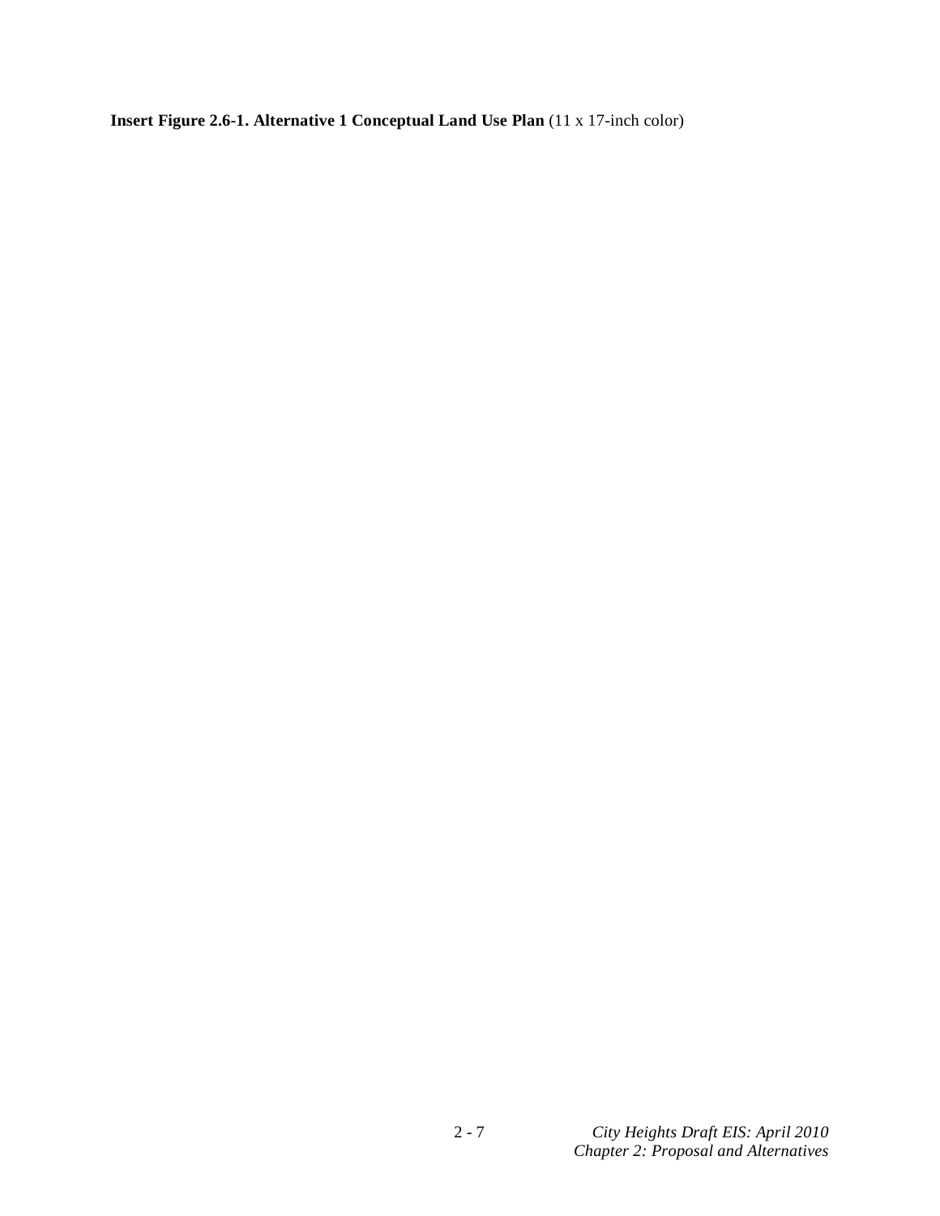**Insert Figure 2.6-1. Alternative 1 Conceptual Land Use Plan** (11 x 17-inch color)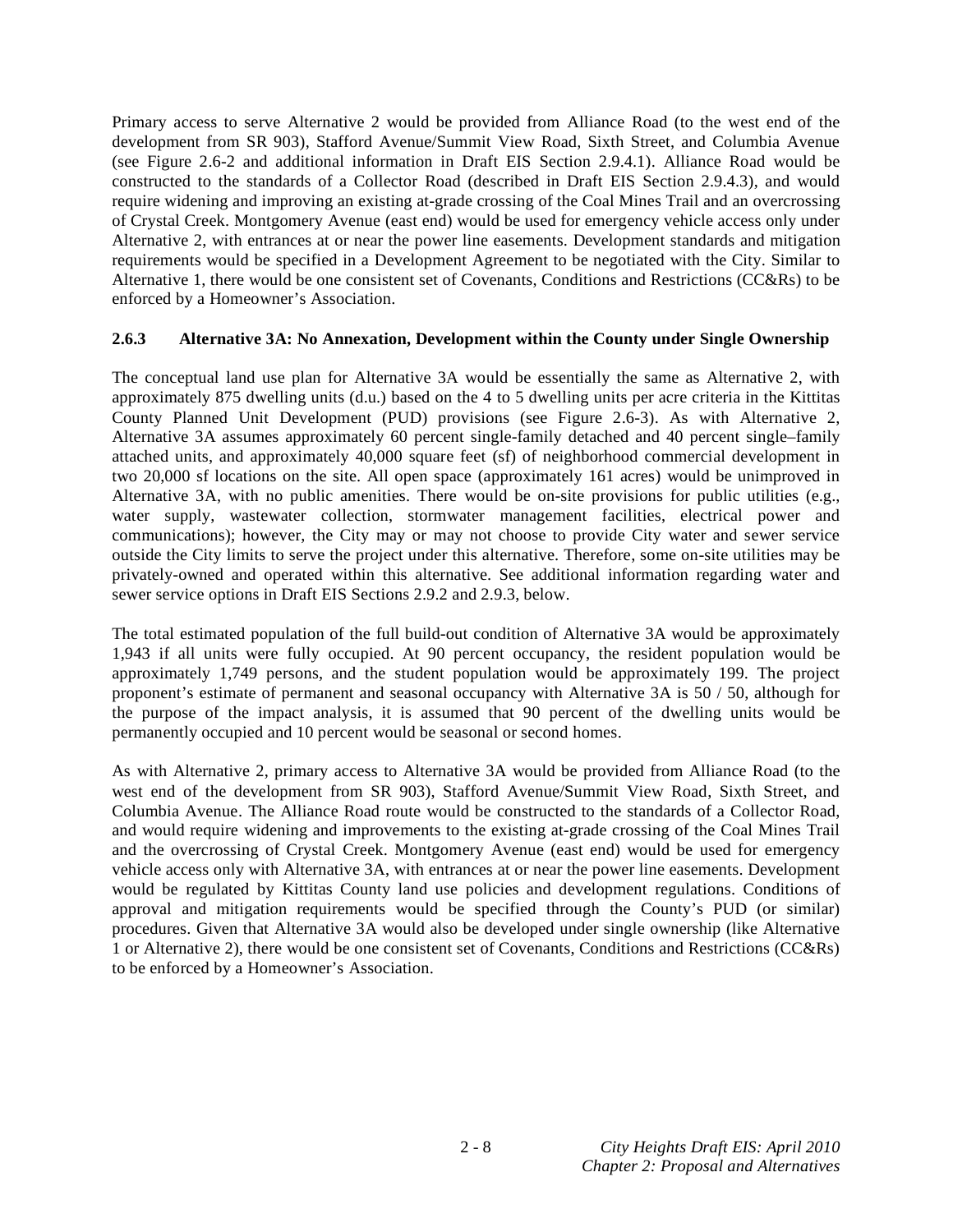Primary access to serve Alternative 2 would be provided from Alliance Road (to the west end of the development from SR 903), Stafford Avenue/Summit View Road, Sixth Street, and Columbia Avenue (see Figure 2.6-2 and additional information in Draft EIS Section 2.9.4.1). Alliance Road would be constructed to the standards of a Collector Road (described in Draft EIS Section 2.9.4.3), and would require widening and improving an existing at-grade crossing of the Coal Mines Trail and an overcrossing of Crystal Creek. Montgomery Avenue (east end) would be used for emergency vehicle access only under Alternative 2, with entrances at or near the power line easements. Development standards and mitigation requirements would be specified in a Development Agreement to be negotiated with the City. Similar to Alternative 1, there would be one consistent set of Covenants, Conditions and Restrictions (CC&Rs) to be enforced by a Homeowner's Association.

### 2.6.3 Alternative 3A: No Annexation, Development within the County under Single Ownership

The conceptual land use plan for Alternative 3A would be essentially the same as Alternative 2, with approximately 875 dwelling units (d.u.) based on the 4 to 5 dwelling units per acre criteria in the Kittitas County Planned Unit Development (PUD) provisions (see Figure 2.6-3). As with Alternative 2, Alternative 3A assumes approximately 60 percent single-family detached and 40 percent single–family attached units, and approximately 40,000 square feet (sf) of neighborhood commercial development in two 20,000 sf locations on the site. All open space (approximately 161 acres) would be unimproved in Alternative 3A, with no public amenities. There would be on-site provisions for public utilities (e.g., water supply, wastewater collection, stormwater management facilities, electrical power and communications); however, the City may or may not choose to provide City water and sewer service outside the City limits to serve the project under this alternative. Therefore, some on-site utilities may be privately-owned and operated within this alternative. See additional information regarding water and sewer service options in Draft EIS Sections 2.9.2 and 2.9.3, below.

The total estimated population of the full build-out condition of Alternative 3A would be approximately 1,943 if all units were fully occupied. At 90 percent occupancy, the resident population would be approximately 1,749 persons, and the student population would be approximately 199. The project proponent's estimate of permanent and seasonal occupancy with Alternative 3A is 50 / 50, although for the purpose of the impact analysis, it is assumed that 90 percent of the dwelling units would be permanently occupied and 10 percent would be seasonal or second homes.

As with Alternative 2, primary access to Alternative 3A would be provided from Alliance Road (to the west end of the development from SR 903), Stafford Avenue/Summit View Road, Sixth Street, and Columbia Avenue. The Alliance Road route would be constructed to the standards of a Collector Road, and would require widening and improvements to the existing at-grade crossing of the Coal Mines Trail and the overcrossing of Crystal Creek. Montgomery Avenue (east end) would be used for emergency vehicle access only with Alternative 3A, with entrances at or near the power line easements. Development would be regulated by Kittitas County land use policies and development regulations. Conditions of approval and mitigation requirements would be specified through the County's PUD (or similar) procedures. Given that Alternative 3A would also be developed under single ownership (like Alternative 1 or Alternative 2), there would be one consistent set of Covenants, Conditions and Restrictions (CC&Rs) to be enforced by a Homeowner's Association.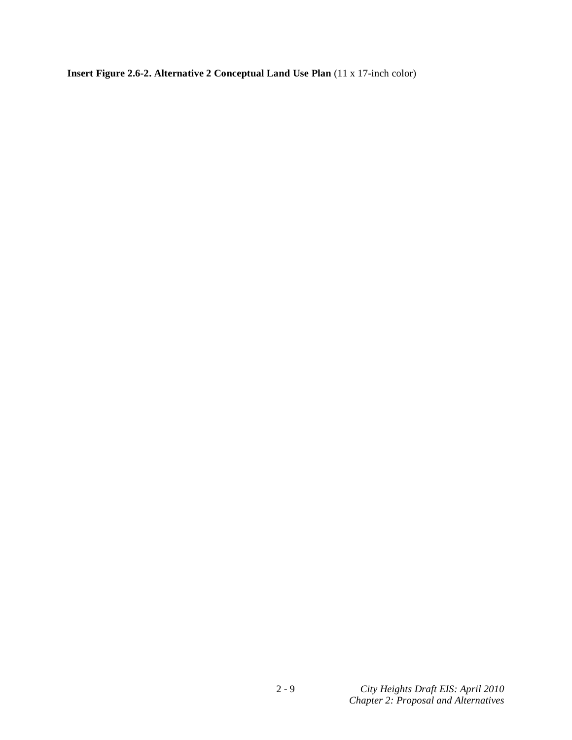**Insert Figure 2.6-2. Alternative 2 Conceptual Land Use Plan** (11 x 17-inch color)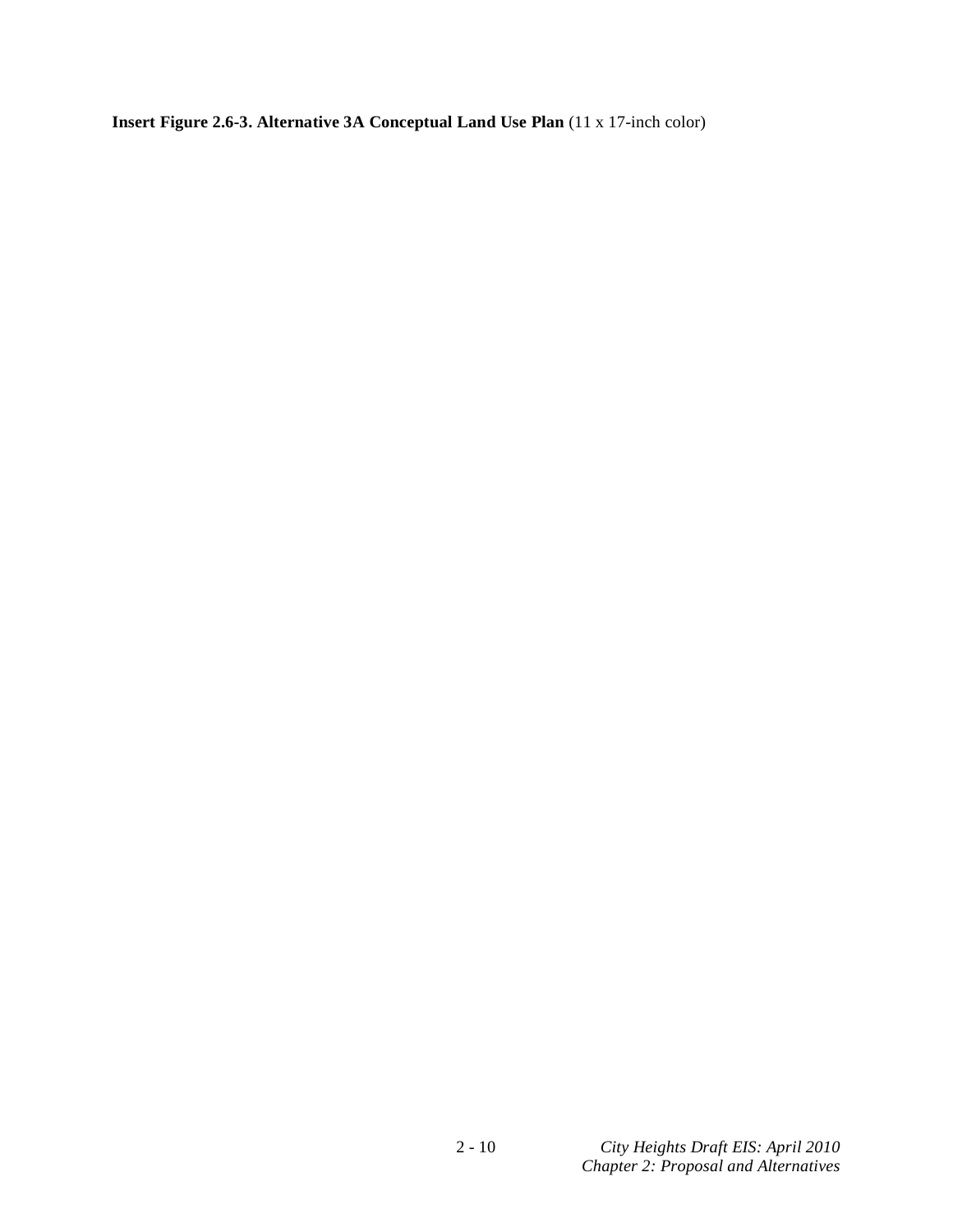**Insert Figure 2.6-3. Alternative 3A Conceptual Land Use Plan** (11 x 17-inch color)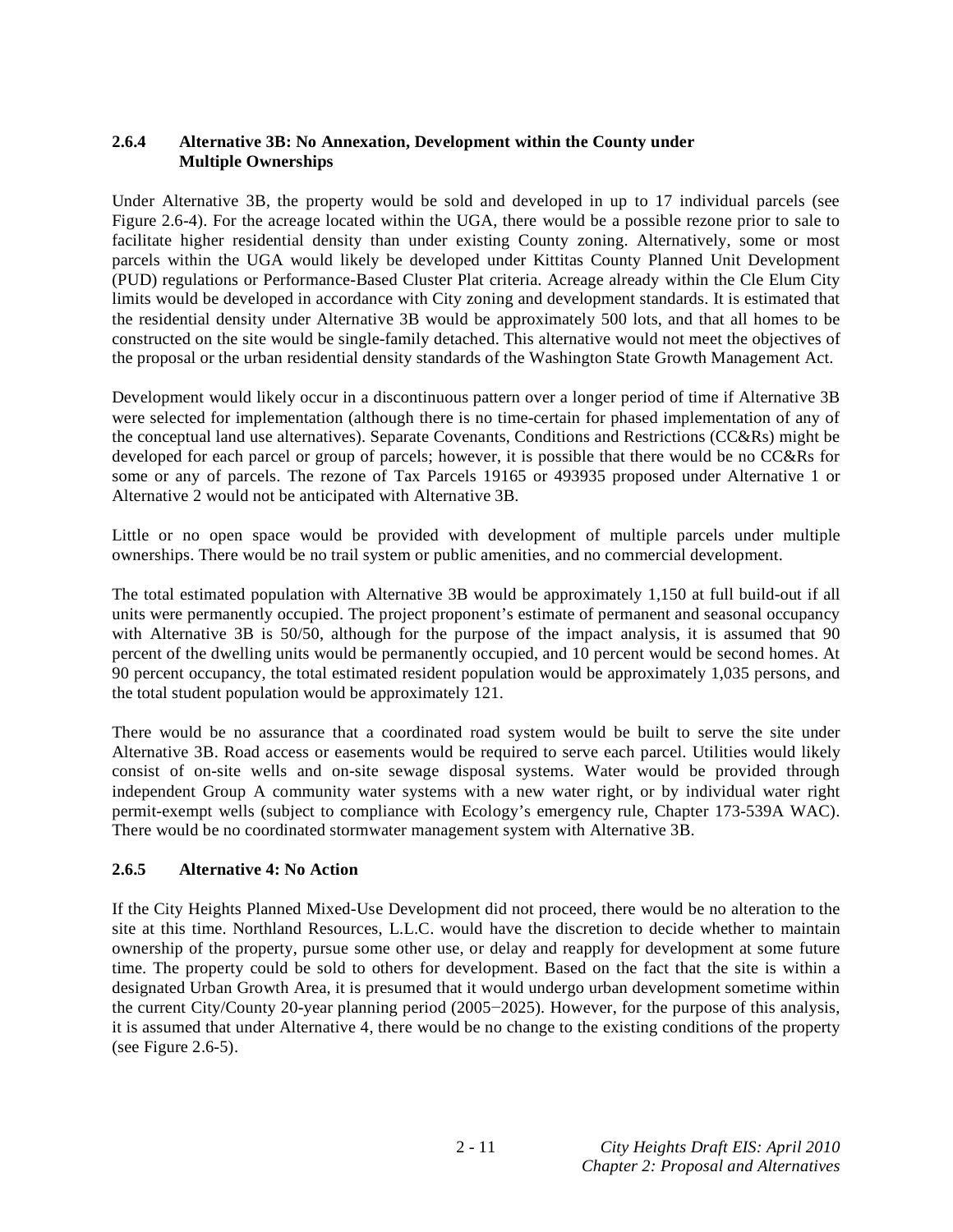### 2.6.4 Alternative 3B: No Annexation, Development within the County under Multiple Ownerships

Under Alternative 3B, the property would be sold and developed in up to 17 individual parcels (see Figure 2.6-4). For the acreage located within the UGA, there would be a possible rezone prior to sale to facilitate higher residential density than under existing County zoning. Alternatively, some or most parcels within the UGA would likely be developed under Kittitas County Planned Unit Development (PUD) regulations or Performance-Based Cluster Plat criteria. Acreage already within the Cle Elum City limits would be developed in accordance with City zoning and development standards. It is estimated that the residential density under Alternative 3B would be approximately 500 lots, and that all homes to be constructed on the site would be single-family detached. This alternative would not meet the objectives of the proposal or the urban residential density standards of the Washington State Growth Management Act.

Development would likely occur in a discontinuous pattern over a longer period of time if Alternative 3B were selected for implementation (although there is no time-certain for phased implementation of any of the conceptual land use alternatives). Separate Covenants, Conditions and Restrictions (CC&Rs) might be developed for each parcel or group of parcels; however, it is possible that there would be no CC&Rs for some or any of parcels. The rezone of Tax Parcels 19165 or 493935 proposed under Alternative 1 or Alternative 2 would not be anticipated with Alternative 3B.

Little or no open space would be provided with development of multiple parcels under multiple ownerships. There would be no trail system or public amenities, and no commercial development.

The total estimated population with Alternative 3B would be approximately 1,150 at full build-out if all units were permanently occupied. The project proponent's estimate of permanent and seasonal occupancy with Alternative 3B is 50/50, although for the purpose of the impact analysis, it is assumed that 90 percent of the dwelling units would be permanently occupied, and 10 percent would be second homes. At 90 percent occupancy, the total estimated resident population would be approximately 1,035 persons, and the total student population would be approximately 121.

There would be no assurance that a coordinated road system would be built to serve the site under Alternative 3B. Road access or easements would be required to serve each parcel. Utilities would likely consist of on-site wells and on-site sewage disposal systems. Water would be provided through independent Group A community water systems with a new water right, or by individual water right permit-exempt wells (subject to compliance with Ecology's emergency rule, Chapter 173-539A WAC). There would be no coordinated stormwater management system with Alternative 3B.

### 2.6.5 Alternative 4: No Action

If the City Heights Planned Mixed-Use Development did not proceed, there would be no alteration to the site at this time. Northland Resources, L.L.C. would have the discretion to decide whether to maintain ownership of the property, pursue some other use, or delay and reapply for development at some future time. The property could be sold to others for development. Based on the fact that the site is within a designated Urban Growth Area, it is presumed that it would undergo urban development sometime within the current City/County 20-year planning period (2005−2025). However, for the purpose of this analysis, it is assumed that under Alternative 4, there would be no change to the existing conditions of the property (see Figure 2.6-5).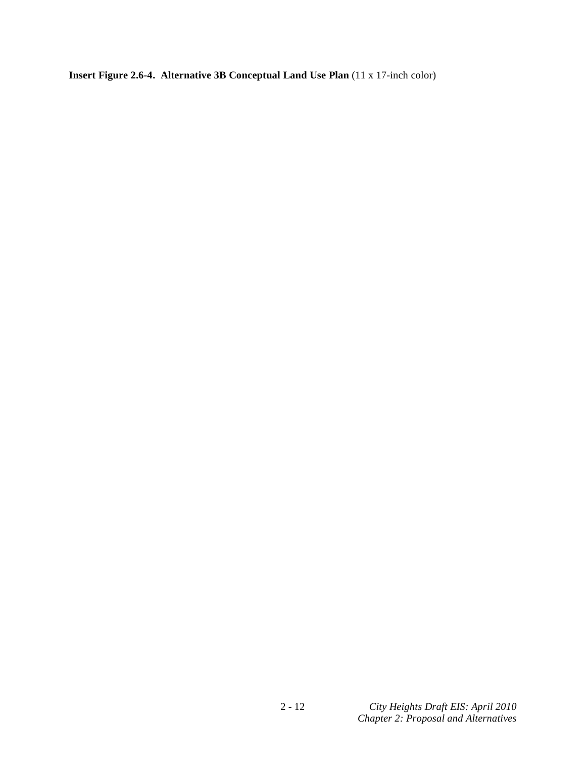**Insert Figure 2.6-4. Alternative 3B Conceptual Land Use Plan** (11 x 17-inch color)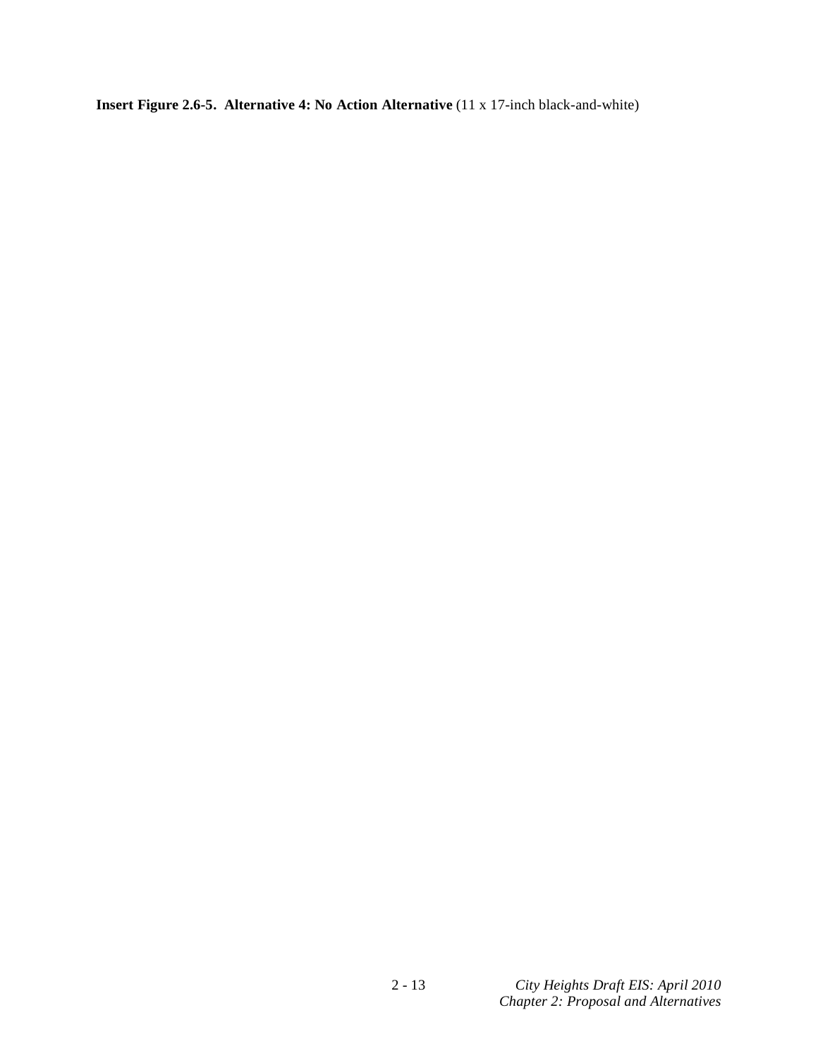**Insert Figure 2.6-5. Alternative 4: No Action Alternative** (11 x 17-inch black-and-white)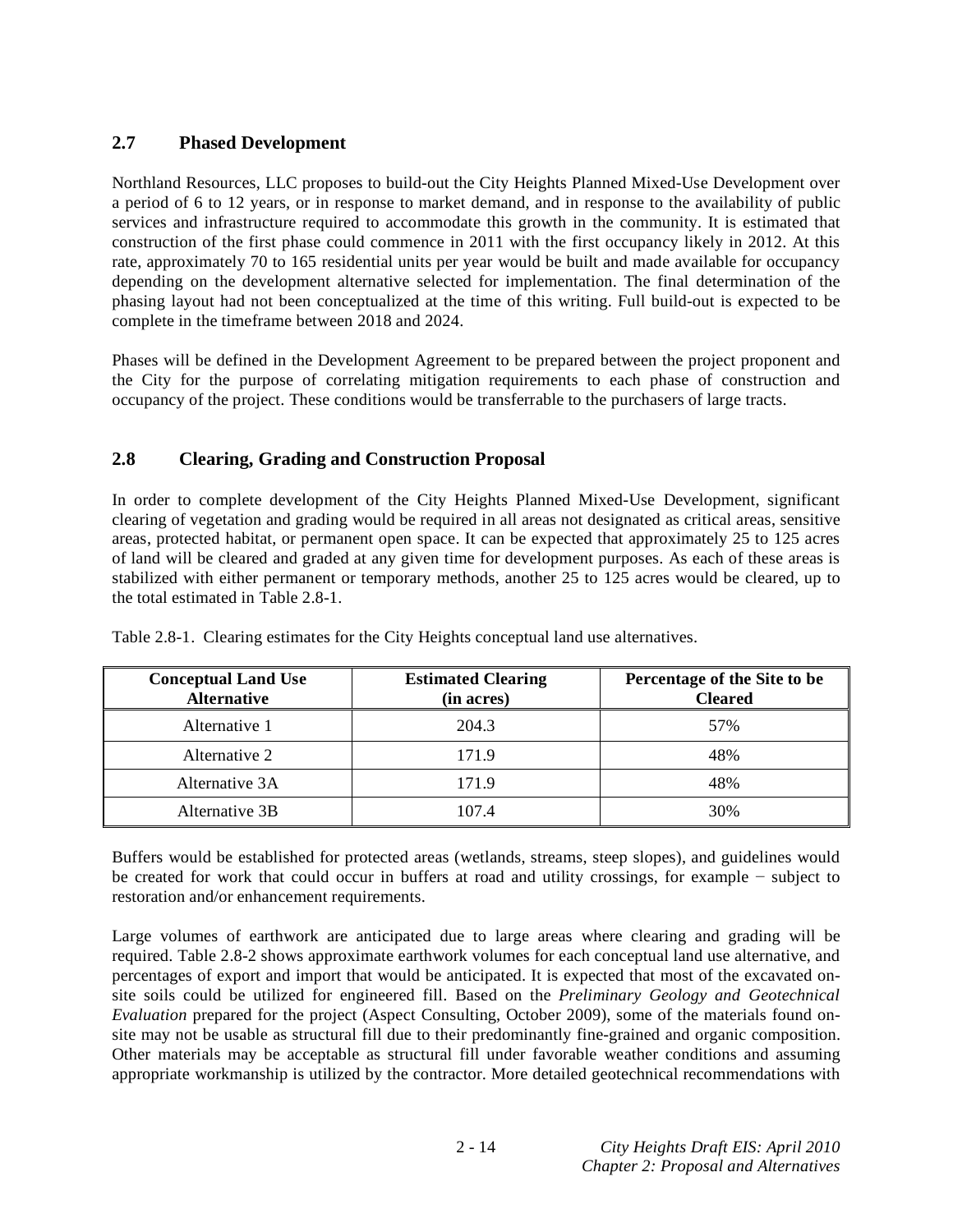## 2.7 Phased Development

Northland Resources, LLC proposes to build-out the City Heights Planned Mixed-Use Development over a period of 6 to 12 years, or in response to market demand, and in response to the availability of public services and infrastructure required to accommodate this growth in the community. It is estimated that construction of the first phase could commence in 2011 with the first occupancy likely in 2012. At this rate, approximately 70 to 165 residential units per year would be built and made available for occupancy depending on the development alternative selected for implementation. The final determination of the phasing layout had not been conceptualized at the time of this writing. Full build-out is expected to be complete in the timeframe between 2018 and 2024.

Phases will be defined in the Development Agreement to be prepared between the project proponent and the City for the purpose of correlating mitigation requirements to each phase of construction and occupancy of the project. These conditions would be transferrable to the purchasers of large tracts.

## 2.8 Clearing, Grading and Construction Proposal

In order to complete development of the City Heights Planned Mixed-Use Development, significant clearing of vegetation and grading would be required in all areas not designated as critical areas, sensitive areas, protected habitat, or permanent open space. It can be expected that approximately 25 to 125 acres of land will be cleared and graded at any given time for development purposes. As each of these areas is stabilized with either permanent or temporary methods, another 25 to 125 acres would be cleared, up to the total estimated in Table 2.8-1.

Table 2.8-1. Clearing estimates for the City Heights conceptual land use alternatives.

| Conceptual Land Use Alternative | Estimated Clearing (in acres) | Percentage of the Site to be Cleared |
|---|---|---|
| Alternative 1 | 204.3 | 57% |
| Alternative 2 | 171.9 | 48% |
| Alternative 3A | 171.9 | 48% |
| Alternative 3B | 107.4 | 30% |

Buffers would be established for protected areas (wetlands, streams, steep slopes), and guidelines would be created for work that could occur in buffers at road and utility crossings, for example − subject to restoration and/or enhancement requirements.

Large volumes of earthwork are anticipated due to large areas where clearing and grading will be required. Table 2.8-2 shows approximate earthwork volumes for each conceptual land use alternative, and percentages of export and import that would be anticipated. It is expected that most of the excavated on-site soils could be utilized for engineered fill. Based on the *Preliminary Geology and Geotechnical Evaluation* prepared for the project (Aspect Consulting, October 2009), some of the materials found on-site may not be usable as structural fill due to their predominantly fine-grained and organic composition. Other materials may be acceptable as structural fill under favorable weather conditions and assuming appropriate workmanship is utilized by the contractor. More detailed geotechnical recommendations with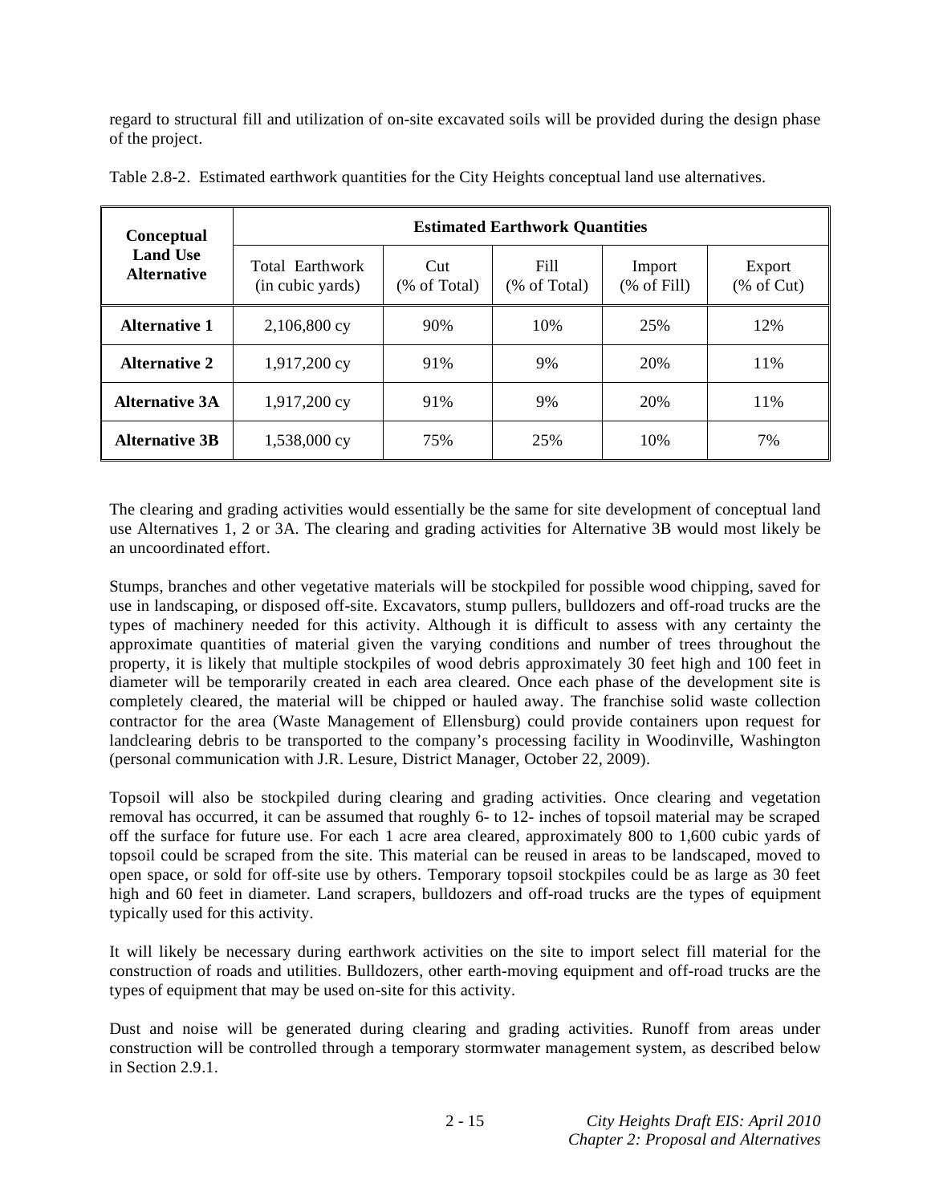regard to structural fill and utilization of on-site excavated soils will be provided during the design phase of the project.

Table 2.8-2. Estimated earthwork quantities for the City Heights conceptual land use alternatives.

| Conceptual Land Use Alternative | Estimated Earthwork Quantities | | | | |
|---|---|---|---|---|---|
| | Total Earthwork (in cubic yards) | Cut (% of Total) | Fill (% of Total) | Import (% of Fill) | Export (% of Cut) |
| **Alternative 1** | 2,106,800 cy | 90% | 10% | 25% | 12% |
| **Alternative 2** | 1,917,200 cy | 91% | 9% | 20% | 11% |
| **Alternative 3A** | 1,917,200 cy | 91% | 9% | 20% | 11% |
| **Alternative 3B** | 1,538,000 cy | 75% | 25% | 10% | 7% |

The clearing and grading activities would essentially be the same for site development of conceptual land use Alternatives 1, 2 or 3A. The clearing and grading activities for Alternative 3B would most likely be an uncoordinated effort.

Stumps, branches and other vegetative materials will be stockpiled for possible wood chipping, saved for use in landscaping, or disposed off-site. Excavators, stump pullers, bulldozers and off-road trucks are the types of machinery needed for this activity. Although it is difficult to assess with any certainty the approximate quantities of material given the varying conditions and number of trees throughout the property, it is likely that multiple stockpiles of wood debris approximately 30 feet high and 100 feet in diameter will be temporarily created in each area cleared. Once each phase of the development site is completely cleared, the material will be chipped or hauled away. The franchise solid waste collection contractor for the area (Waste Management of Ellensburg) could provide containers upon request for landclearing debris to be transported to the company's processing facility in Woodinville, Washington (personal communication with J.R. Lesure, District Manager, October 22, 2009).

Topsoil will also be stockpiled during clearing and grading activities. Once clearing and vegetation removal has occurred, it can be assumed that roughly 6- to 12- inches of topsoil material may be scraped off the surface for future use. For each 1 acre area cleared, approximately 800 to 1,600 cubic yards of topsoil could be scraped from the site. This material can be reused in areas to be landscaped, moved to open space, or sold for off-site use by others. Temporary topsoil stockpiles could be as large as 30 feet high and 60 feet in diameter. Land scrapers, bulldozers and off-road trucks are the types of equipment typically used for this activity.

It will likely be necessary during earthwork activities on the site to import select fill material for the construction of roads and utilities. Bulldozers, other earth-moving equipment and off-road trucks are the types of equipment that may be used on-site for this activity.

Dust and noise will be generated during clearing and grading activities. Runoff from areas under construction will be controlled through a temporary stormwater management system, as described below in Section 2.9.1.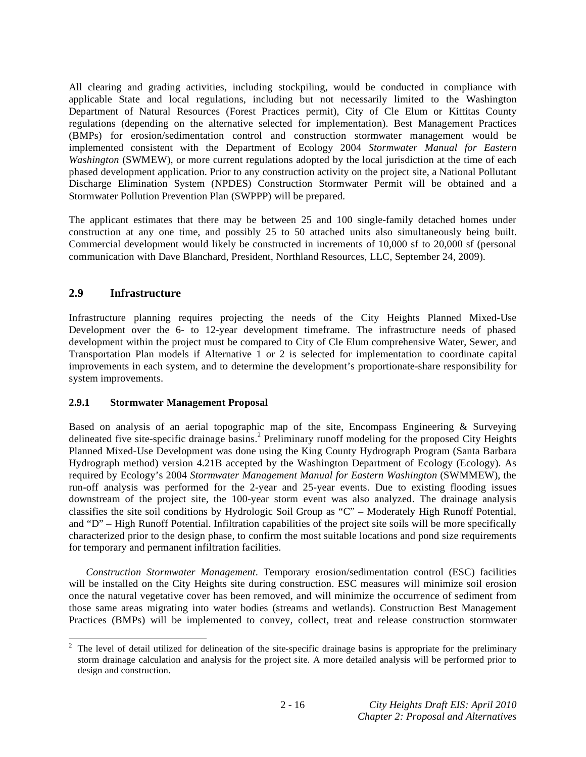All clearing and grading activities, including stockpiling, would be conducted in compliance with applicable State and local regulations, including but not necessarily limited to the Washington Department of Natural Resources (Forest Practices permit), City of Cle Elum or Kittitas County regulations (depending on the alternative selected for implementation). Best Management Practices (BMPs) for erosion/sedimentation control and construction stormwater management would be implemented consistent with the Department of Ecology 2004 *Stormwater Manual for Eastern Washington* (SWMEW), or more current regulations adopted by the local jurisdiction at the time of each phased development application. Prior to any construction activity on the project site, a National Pollutant Discharge Elimination System (NPDES) Construction Stormwater Permit will be obtained and a Stormwater Pollution Prevention Plan (SWPPP) will be prepared.

The applicant estimates that there may be between 25 and 100 single-family detached homes under construction at any one time, and possibly 25 to 50 attached units also simultaneously being built. Commercial development would likely be constructed in increments of 10,000 sf to 20,000 sf (personal communication with Dave Blanchard, President, Northland Resources, LLC, September 24, 2009).

## 2.9 Infrastructure

Infrastructure planning requires projecting the needs of the City Heights Planned Mixed-Use Development over the 6- to 12-year development timeframe. The infrastructure needs of phased development within the project must be compared to City of Cle Elum comprehensive Water, Sewer, and Transportation Plan models if Alternative 1 or 2 is selected for implementation to coordinate capital improvements in each system, and to determine the development's proportionate-share responsibility for system improvements.

### 2.9.1 Stormwater Management Proposal

Based on analysis of an aerial topographic map of the site, Encompass Engineering & Surveying delineated five site-specific drainage basins.[2] Preliminary runoff modeling for the proposed City Heights Planned Mixed-Use Development was done using the King County Hydrograph Program (Santa Barbara Hydrograph method) version 4.21B accepted by the Washington Department of Ecology (Ecology). As required by Ecology's 2004 *Stormwater Management Manual for Eastern Washington* (SWMMEW), the run-off analysis was performed for the 2-year and 25-year events. Due to existing flooding issues downstream of the project site, the 100-year storm event was also analyzed. The drainage analysis classifies the site soil conditions by Hydrologic Soil Group as "C" – Moderately High Runoff Potential, and "D" – High Runoff Potential. Infiltration capabilities of the project site soils will be more specifically characterized prior to the design phase, to confirm the most suitable locations and pond size requirements for temporary and permanent infiltration facilities.

*Construction Stormwater Management*. Temporary erosion/sedimentation control (ESC) facilities will be installed on the City Heights site during construction. ESC measures will minimize soil erosion once the natural vegetative cover has been removed, and will minimize the occurrence of sediment from those same areas migrating into water bodies (streams and wetlands). Construction Best Management Practices (BMPs) will be implemented to convey, collect, treat and release construction stormwater

[2] The level of detail utilized for delineation of the site-specific drainage basins is appropriate for the preliminary storm drainage calculation and analysis for the project site. A more detailed analysis will be performed prior to design and construction.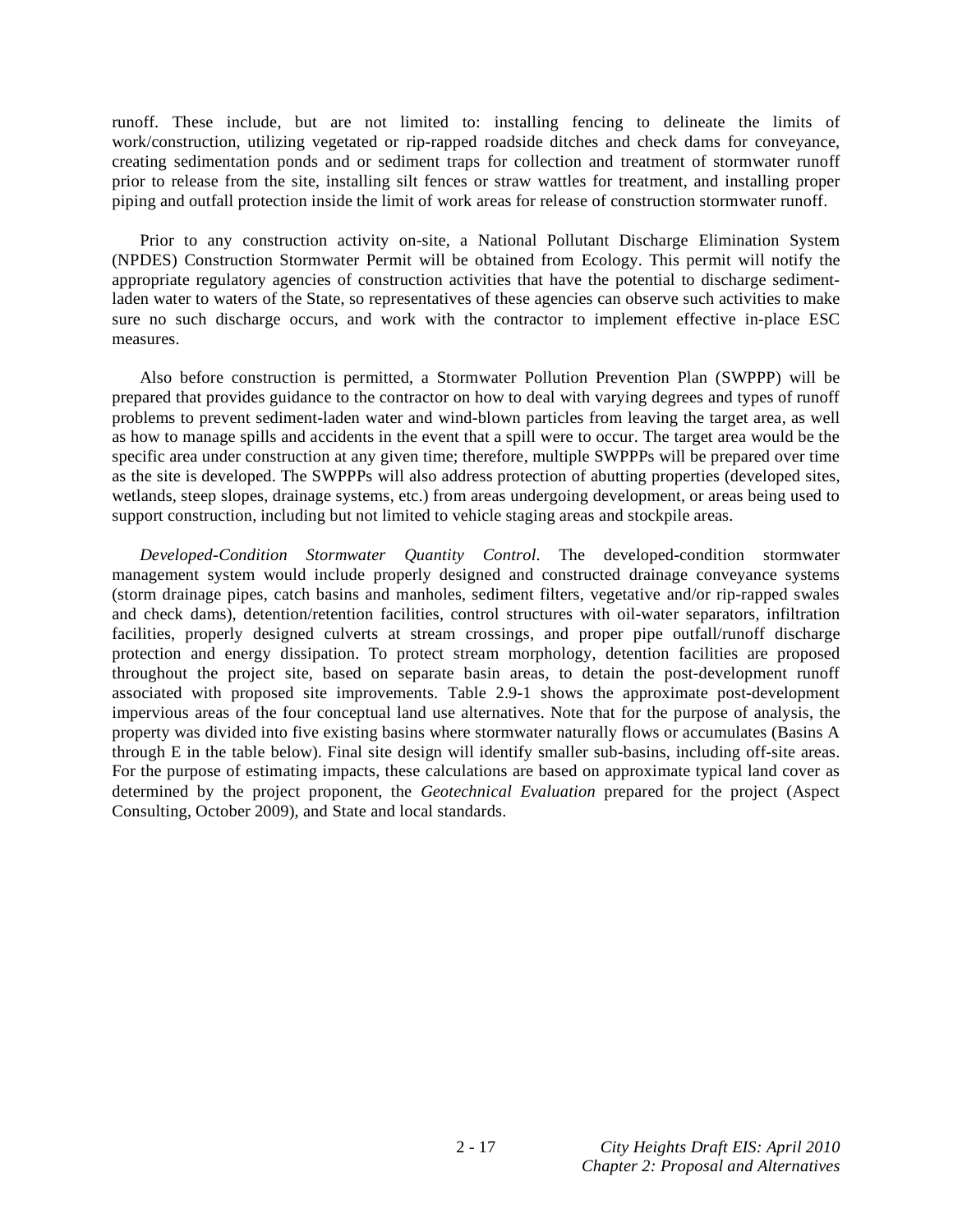runoff. These include, but are not limited to: installing fencing to delineate the limits of work/construction, utilizing vegetated or rip-rapped roadside ditches and check dams for conveyance, creating sedimentation ponds and or sediment traps for collection and treatment of stormwater runoff prior to release from the site, installing silt fences or straw wattles for treatment, and installing proper piping and outfall protection inside the limit of work areas for release of construction stormwater runoff.

Prior to any construction activity on-site, a National Pollutant Discharge Elimination System (NPDES) Construction Stormwater Permit will be obtained from Ecology. This permit will notify the appropriate regulatory agencies of construction activities that have the potential to discharge sediment-laden water to waters of the State, so representatives of these agencies can observe such activities to make sure no such discharge occurs, and work with the contractor to implement effective in-place ESC measures.

Also before construction is permitted, a Stormwater Pollution Prevention Plan (SWPPP) will be prepared that provides guidance to the contractor on how to deal with varying degrees and types of runoff problems to prevent sediment-laden water and wind-blown particles from leaving the target area, as well as how to manage spills and accidents in the event that a spill were to occur. The target area would be the specific area under construction at any given time; therefore, multiple SWPPPs will be prepared over time as the site is developed. The SWPPPs will also address protection of abutting properties (developed sites, wetlands, steep slopes, drainage systems, etc.) from areas undergoing development, or areas being used to support construction, including but not limited to vehicle staging areas and stockpile areas.

*Developed-Condition Stormwater Quantity Control.* The developed-condition stormwater management system would include properly designed and constructed drainage conveyance systems (storm drainage pipes, catch basins and manholes, sediment filters, vegetative and/or rip-rapped swales and check dams), detention/retention facilities, control structures with oil-water separators, infiltration facilities, properly designed culverts at stream crossings, and proper pipe outfall/runoff discharge protection and energy dissipation. To protect stream morphology, detention facilities are proposed throughout the project site, based on separate basin areas, to detain the post-development runoff associated with proposed site improvements. Table 2.9-1 shows the approximate post-development impervious areas of the four conceptual land use alternatives. Note that for the purpose of analysis, the property was divided into five existing basins where stormwater naturally flows or accumulates (Basins A through E in the table below). Final site design will identify smaller sub-basins, including off-site areas. For the purpose of estimating impacts, these calculations are based on approximate typical land cover as determined by the project proponent, the *Geotechnical Evaluation* prepared for the project (Aspect Consulting, October 2009), and State and local standards.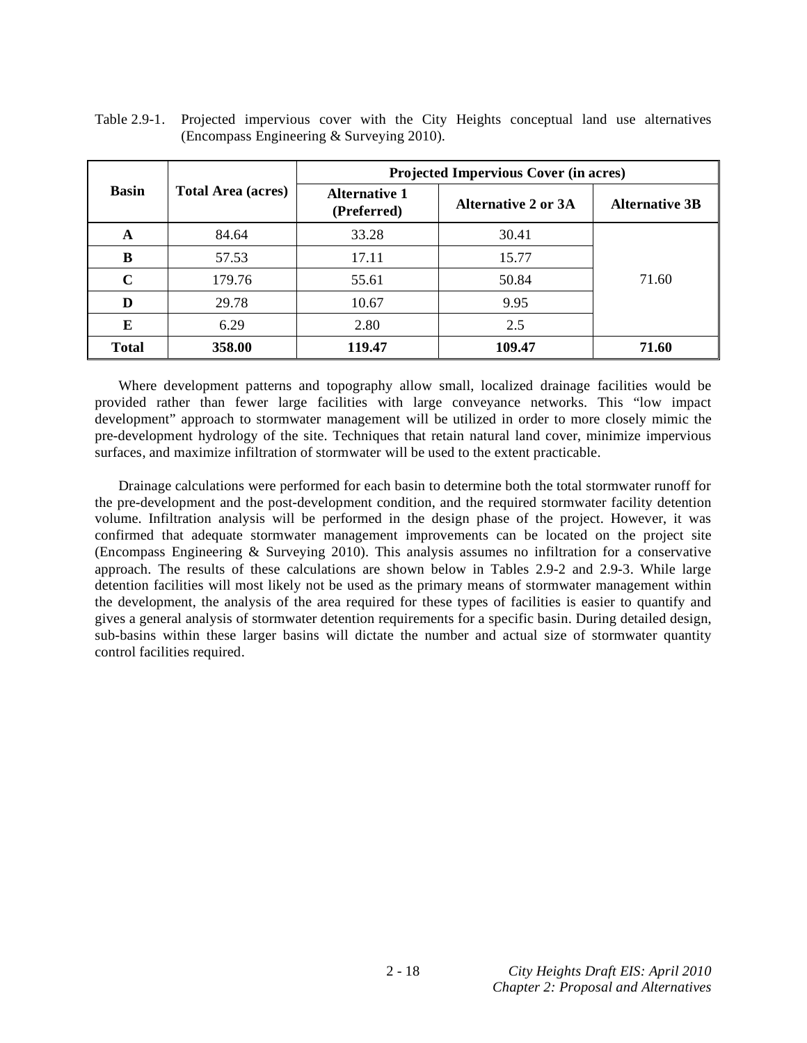Table 2.9-1. Projected impervious cover with the City Heights conceptual land use alternatives (Encompass Engineering & Surveying 2010).

| Basin | Total Area (acres) | Projected Impervious Cover (in acres) | | |
|---|---|---|---|---|
| | | Alternative 1 (Preferred) | Alternative 2 or 3A | Alternative 3B |
| A | 84.64 | 33.28 | 30.41 | 71.60 |
| B | 57.53 | 17.11 | 15.77 | |
| C | 179.76 | 55.61 | 50.84 | |
| D | 29.78 | 10.67 | 9.95 | |
| E | 6.29 | 2.80 | 2.5 | |
| **Total** | **358.00** | **119.47** | **109.47** | **71.60** |

Where development patterns and topography allow small, localized drainage facilities would be provided rather than fewer large facilities with large conveyance networks. This "low impact development" approach to stormwater management will be utilized in order to more closely mimic the pre-development hydrology of the site. Techniques that retain natural land cover, minimize impervious surfaces, and maximize infiltration of stormwater will be used to the extent practicable.

Drainage calculations were performed for each basin to determine both the total stormwater runoff for the pre-development and the post-development condition, and the required stormwater facility detention volume. Infiltration analysis will be performed in the design phase of the project. However, it was confirmed that adequate stormwater management improvements can be located on the project site (Encompass Engineering & Surveying 2010). This analysis assumes no infiltration for a conservative approach. The results of these calculations are shown below in Tables 2.9-2 and 2.9-3. While large detention facilities will most likely not be used as the primary means of stormwater management within the development, the analysis of the area required for these types of facilities is easier to quantify and gives a general analysis of stormwater detention requirements for a specific basin. During detailed design, sub-basins within these larger basins will dictate the number and actual size of stormwater quantity control facilities required.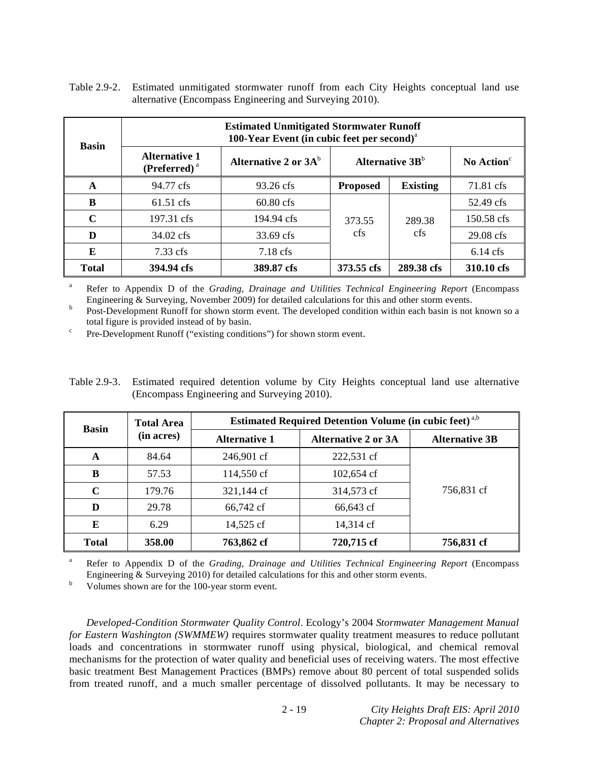Table 2.9-2. Estimated unmitigated stormwater runoff from each City Heights conceptual land use alternative (Encompass Engineering and Surveying 2010).

| Basin | Estimated Unmitigated Stormwater Runoff 100-Year Event (in cubic feet per second)[a] | | | | |
|---|---|---|---|---|---|
| | Alternative 1 (Preferred)[a] | Alternative 2 or 3A[b] | Alternative 3B[b] | | No Action[c] |
| **A** | 94.77 cfs | 93.26 cfs | **Proposed** | **Existing** | 71.81 cfs |
| **B** | 61.51 cfs | 60.80 cfs | 373.55 cfs | 289.38 cfs | 52.49 cfs |
| **C** | 197.31 cfs | 194.94 cfs | | | 150.58 cfs |
| **D** | 34.02 cfs | 33.69 cfs | | | 29.08 cfs |
| **E** | 7.33 cfs | 7.18 cfs | | | 6.14 cfs |
| **Total** | **394.94 cfs** | **389.87 cfs** | **373.55 cfs** | **289.38 cfs** | **310.10 cfs** |

[a] Refer to Appendix D of the *Grading, Drainage and Utilities Technical Engineering Report* (Encompass Engineering & Surveying, November 2009) for detailed calculations for this and other storm events.

[b] Post-Development Runoff for shown storm event. The developed condition within each basin is not known so a total figure is provided instead of by basin.

[c] Pre-Development Runoff ("existing conditions") for shown storm event.

Table 2.9-3. Estimated required detention volume by City Heights conceptual land use alternative (Encompass Engineering and Surveying 2010).

| Basin | Total Area (in acres) | Estimated Required Detention Volume (in cubic feet)[a,b] | | |
|---|---|---|---|---|
| | | Alternative 1 | Alternative 2 or 3A | Alternative 3B |
| **A** | 84.64 | 246,901 cf | 222,531 cf | 756,831 cf |
| **B** | 57.53 | 114,550 cf | 102,654 cf | |
| **C** | 179.76 | 321,144 cf | 314,573 cf | |
| **D** | 29.78 | 66,742 cf | 66,643 cf | |
| **E** | 6.29 | 14,525 cf | 14,314 cf | |
| **Total** | **358.00** | **763,862 cf** | **720,715 cf** | **756,831 cf** |

[a] Refer to Appendix D of the *Grading, Drainage and Utilities Technical Engineering Report* (Encompass Engineering & Surveying 2010) for detailed calculations for this and other storm events.

[b] Volumes shown are for the 100-year storm event.

*Developed-Condition Stormwater Quality Control*. Ecology's 2004 *Stormwater Management Manual for Eastern Washington (SWMMEW)* requires stormwater quality treatment measures to reduce pollutant loads and concentrations in stormwater runoff using physical, biological, and chemical removal mechanisms for the protection of water quality and beneficial uses of receiving waters. The most effective basic treatment Best Management Practices (BMPs) remove about 80 percent of total suspended solids from treated runoff, and a much smaller percentage of dissolved pollutants. It may be necessary to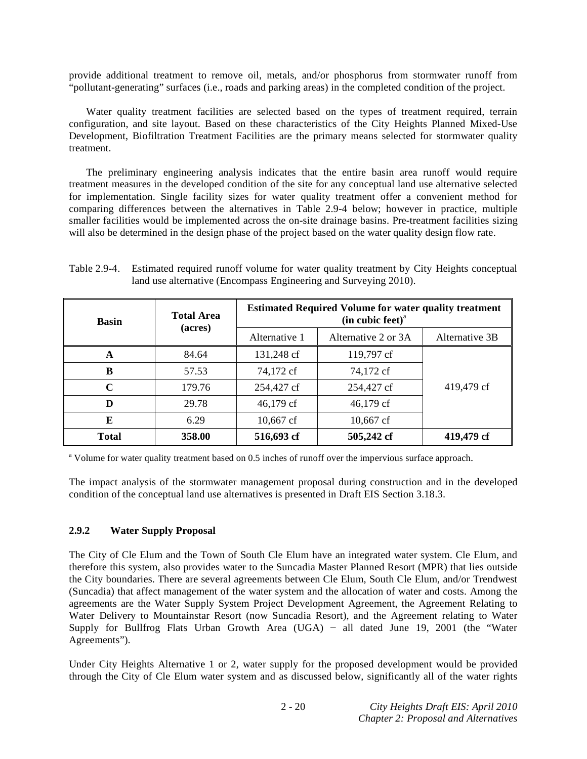provide additional treatment to remove oil, metals, and/or phosphorus from stormwater runoff from "pollutant-generating" surfaces (i.e., roads and parking areas) in the completed condition of the project.

Water quality treatment facilities are selected based on the types of treatment required, terrain configuration, and site layout. Based on these characteristics of the City Heights Planned Mixed-Use Development, Biofiltration Treatment Facilities are the primary means selected for stormwater quality treatment.

The preliminary engineering analysis indicates that the entire basin area runoff would require treatment measures in the developed condition of the site for any conceptual land use alternative selected for implementation. Single facility sizes for water quality treatment offer a convenient method for comparing differences between the alternatives in Table 2.9-4 below; however in practice, multiple smaller facilities would be implemented across the on-site drainage basins. Pre-treatment facilities sizing will also be determined in the design phase of the project based on the water quality design flow rate.

Table 2.9-4. Estimated required runoff volume for water quality treatment by City Heights conceptual land use alternative (Encompass Engineering and Surveying 2010).

| Basin | Total Area (acres) | Estimated Required Volume for water quality treatment (in cubic feet)[a] | | |
|---|---|---|---|---|
| | | Alternative 1 | Alternative 2 or 3A | Alternative 3B |
| **A** | 84.64 | 131,248 cf | 119,797 cf | 419,479 cf |
| **B** | 57.53 | 74,172 cf | 74,172 cf | |
| **C** | 179.76 | 254,427 cf | 254,427 cf | |
| **D** | 29.78 | 46,179 cf | 46,179 cf | |
| **E** | 6.29 | 10,667 cf | 10,667 cf | |
| **Total** | **358.00** | **516,693 cf** | **505,242 cf** | **419,479 cf** |

[a] Volume for water quality treatment based on 0.5 inches of runoff over the impervious surface approach.

The impact analysis of the stormwater management proposal during construction and in the developed condition of the conceptual land use alternatives is presented in Draft EIS Section 3.18.3.

## 2.9.2 Water Supply Proposal

The City of Cle Elum and the Town of South Cle Elum have an integrated water system. Cle Elum, and therefore this system, also provides water to the Suncadia Master Planned Resort (MPR) that lies outside the City boundaries. There are several agreements between Cle Elum, South Cle Elum, and/or Trendwest (Suncadia) that affect management of the water system and the allocation of water and costs. Among the agreements are the Water Supply System Project Development Agreement, the Agreement Relating to Water Delivery to Mountainstar Resort (now Suncadia Resort), and the Agreement relating to Water Supply for Bullfrog Flats Urban Growth Area (UGA) − all dated June 19, 2001 (the "Water Agreements").

Under City Heights Alternative 1 or 2, water supply for the proposed development would be provided through the City of Cle Elum water system and as discussed below, significantly all of the water rights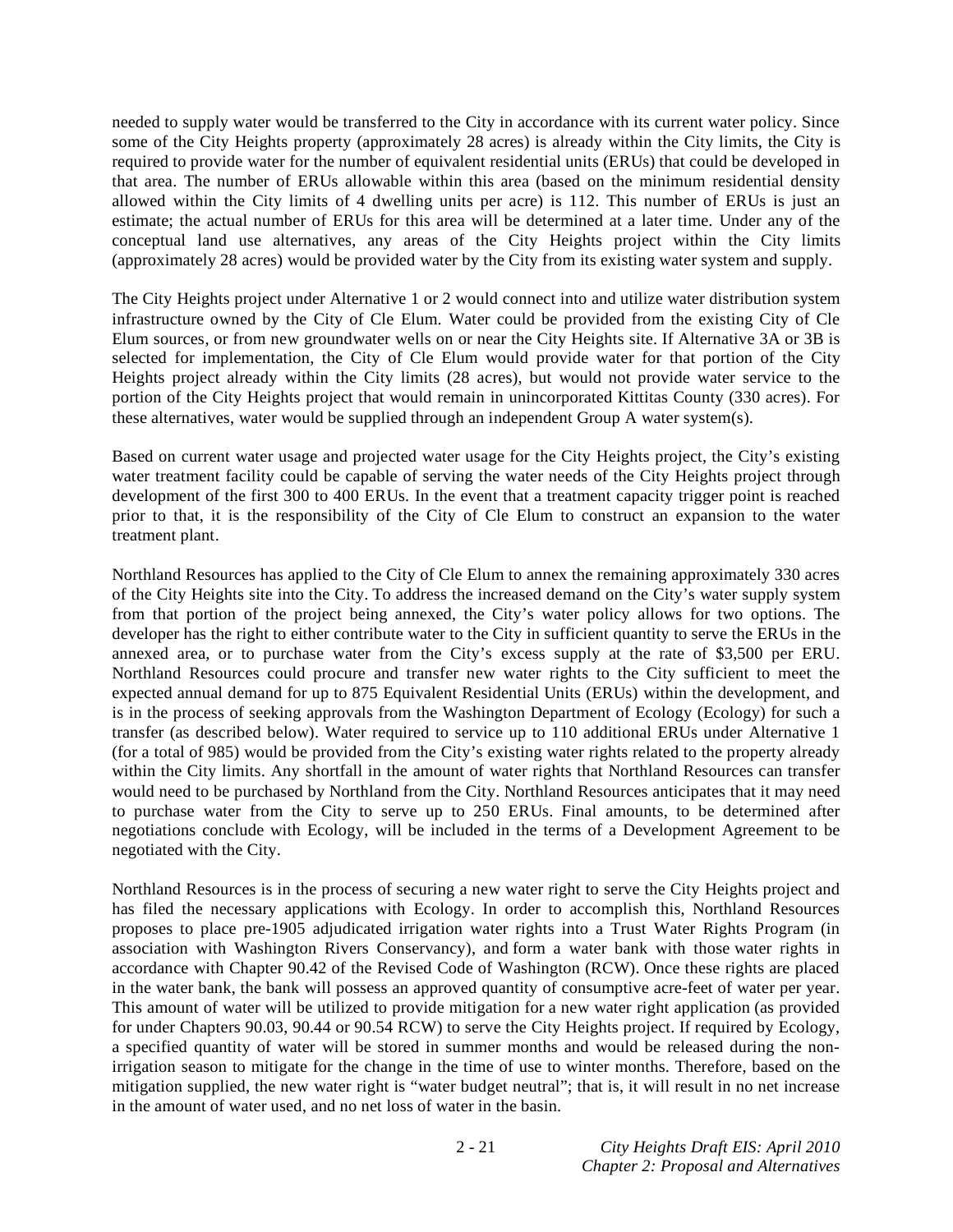needed to supply water would be transferred to the City in accordance with its current water policy. Since some of the City Heights property (approximately 28 acres) is already within the City limits, the City is required to provide water for the number of equivalent residential units (ERUs) that could be developed in that area. The number of ERUs allowable within this area (based on the minimum residential density allowed within the City limits of 4 dwelling units per acre) is 112. This number of ERUs is just an estimate; the actual number of ERUs for this area will be determined at a later time. Under any of the conceptual land use alternatives, any areas of the City Heights project within the City limits (approximately 28 acres) would be provided water by the City from its existing water system and supply.

The City Heights project under Alternative 1 or 2 would connect into and utilize water distribution system infrastructure owned by the City of Cle Elum. Water could be provided from the existing City of Cle Elum sources, or from new groundwater wells on or near the City Heights site. If Alternative 3A or 3B is selected for implementation, the City of Cle Elum would provide water for that portion of the City Heights project already within the City limits (28 acres), but would not provide water service to the portion of the City Heights project that would remain in unincorporated Kittitas County (330 acres). For these alternatives, water would be supplied through an independent Group A water system(s).

Based on current water usage and projected water usage for the City Heights project, the City's existing water treatment facility could be capable of serving the water needs of the City Heights project through development of the first 300 to 400 ERUs. In the event that a treatment capacity trigger point is reached prior to that, it is the responsibility of the City of Cle Elum to construct an expansion to the water treatment plant.

Northland Resources has applied to the City of Cle Elum to annex the remaining approximately 330 acres of the City Heights site into the City. To address the increased demand on the City's water supply system from that portion of the project being annexed, the City's water policy allows for two options. The developer has the right to either contribute water to the City in sufficient quantity to serve the ERUs in the annexed area, or to purchase water from the City's excess supply at the rate of $3,500 per ERU. Northland Resources could procure and transfer new water rights to the City sufficient to meet the expected annual demand for up to 875 Equivalent Residential Units (ERUs) within the development, and is in the process of seeking approvals from the Washington Department of Ecology (Ecology) for such a transfer (as described below). Water required to service up to 110 additional ERUs under Alternative 1 (for a total of 985) would be provided from the City's existing water rights related to the property already within the City limits. Any shortfall in the amount of water rights that Northland Resources can transfer would need to be purchased by Northland from the City. Northland Resources anticipates that it may need to purchase water from the City to serve up to 250 ERUs. Final amounts, to be determined after negotiations conclude with Ecology, will be included in the terms of a Development Agreement to be negotiated with the City.

Northland Resources is in the process of securing a new water right to serve the City Heights project and has filed the necessary applications with Ecology. In order to accomplish this, Northland Resources proposes to place pre-1905 adjudicated irrigation water rights into a Trust Water Rights Program (in association with Washington Rivers Conservancy), and form a water bank with those water rights in accordance with Chapter 90.42 of the Revised Code of Washington (RCW). Once these rights are placed in the water bank, the bank will possess an approved quantity of consumptive acre-feet of water per year. This amount of water will be utilized to provide mitigation for a new water right application (as provided for under Chapters 90.03, 90.44 or 90.54 RCW) to serve the City Heights project. If required by Ecology, a specified quantity of water will be stored in summer months and would be released during the non-irrigation season to mitigate for the change in the time of use to winter months. Therefore, based on the mitigation supplied, the new water right is "water budget neutral"; that is, it will result in no net increase in the amount of water used, and no net loss of water in the basin.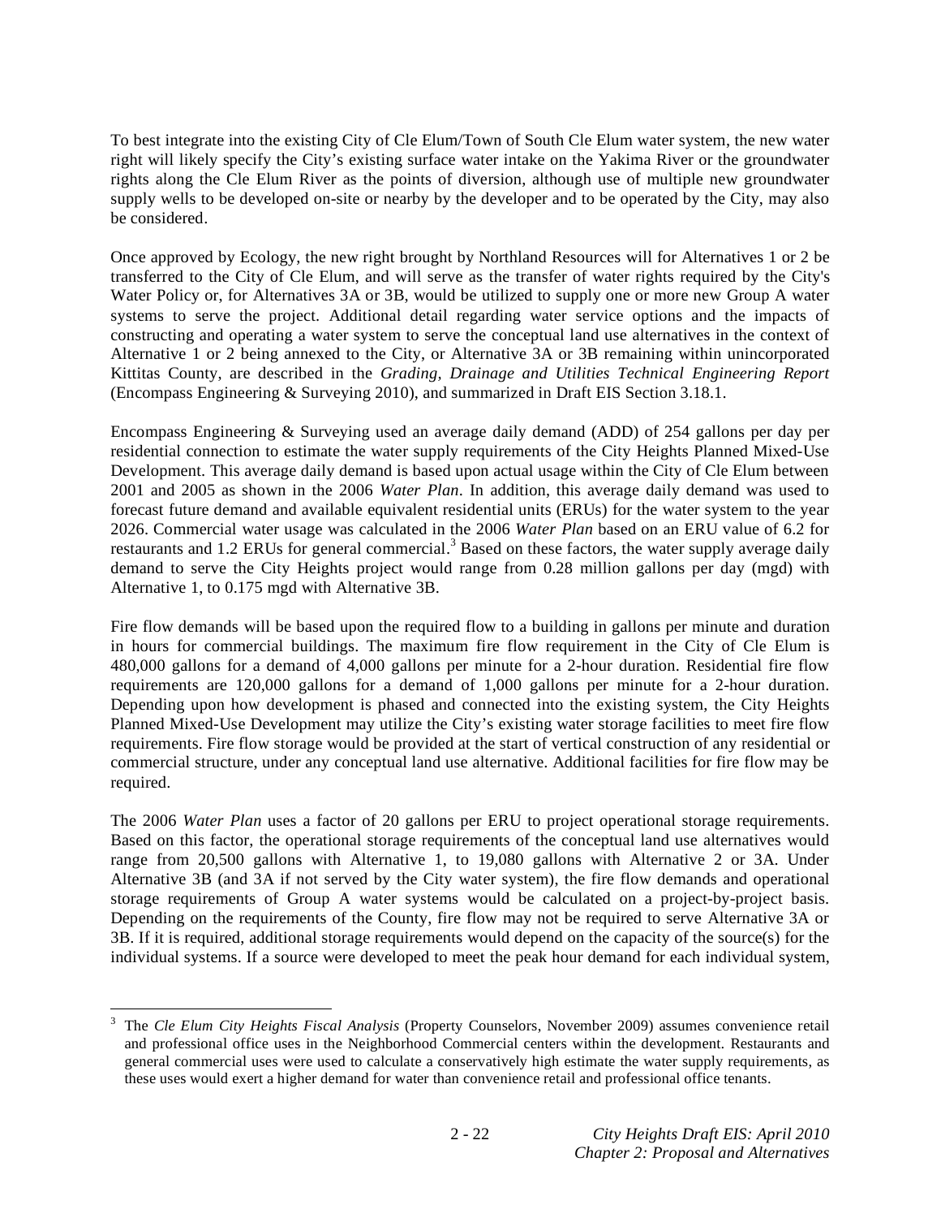To best integrate into the existing City of Cle Elum/Town of South Cle Elum water system, the new water right will likely specify the City's existing surface water intake on the Yakima River or the groundwater rights along the Cle Elum River as the points of diversion, although use of multiple new groundwater supply wells to be developed on-site or nearby by the developer and to be operated by the City, may also be considered.

Once approved by Ecology, the new right brought by Northland Resources will for Alternatives 1 or 2 be transferred to the City of Cle Elum, and will serve as the transfer of water rights required by the City's Water Policy or, for Alternatives 3A or 3B, would be utilized to supply one or more new Group A water systems to serve the project. Additional detail regarding water service options and the impacts of constructing and operating a water system to serve the conceptual land use alternatives in the context of Alternative 1 or 2 being annexed to the City, or Alternative 3A or 3B remaining within unincorporated Kittitas County, are described in the *Grading, Drainage and Utilities Technical Engineering Report* (Encompass Engineering & Surveying 2010), and summarized in Draft EIS Section 3.18.1.

Encompass Engineering & Surveying used an average daily demand (ADD) of 254 gallons per day per residential connection to estimate the water supply requirements of the City Heights Planned Mixed-Use Development. This average daily demand is based upon actual usage within the City of Cle Elum between 2001 and 2005 as shown in the 2006 *Water Plan*. In addition, this average daily demand was used to forecast future demand and available equivalent residential units (ERUs) for the water system to the year 2026. Commercial water usage was calculated in the 2006 *Water Plan* based on an ERU value of 6.2 for restaurants and 1.2 ERUs for general commercial.[3] Based on these factors, the water supply average daily demand to serve the City Heights project would range from 0.28 million gallons per day (mgd) with Alternative 1, to 0.175 mgd with Alternative 3B.

Fire flow demands will be based upon the required flow to a building in gallons per minute and duration in hours for commercial buildings. The maximum fire flow requirement in the City of Cle Elum is 480,000 gallons for a demand of 4,000 gallons per minute for a 2-hour duration. Residential fire flow requirements are 120,000 gallons for a demand of 1,000 gallons per minute for a 2-hour duration. Depending upon how development is phased and connected into the existing system, the City Heights Planned Mixed-Use Development may utilize the City's existing water storage facilities to meet fire flow requirements. Fire flow storage would be provided at the start of vertical construction of any residential or commercial structure, under any conceptual land use alternative. Additional facilities for fire flow may be required.

The 2006 *Water Plan* uses a factor of 20 gallons per ERU to project operational storage requirements. Based on this factor, the operational storage requirements of the conceptual land use alternatives would range from 20,500 gallons with Alternative 1, to 19,080 gallons with Alternative 2 or 3A. Under Alternative 3B (and 3A if not served by the City water system), the fire flow demands and operational storage requirements of Group A water systems would be calculated on a project-by-project basis. Depending on the requirements of the County, fire flow may not be required to serve Alternative 3A or 3B. If it is required, additional storage requirements would depend on the capacity of the source(s) for the individual systems. If a source were developed to meet the peak hour demand for each individual system,

---

[3] The *Cle Elum City Heights Fiscal Analysis* (Property Counselors, November 2009) assumes convenience retail and professional office uses in the Neighborhood Commercial centers within the development. Restaurants and general commercial uses were used to calculate a conservatively high estimate the water supply requirements, as these uses would exert a higher demand for water than convenience retail and professional office tenants.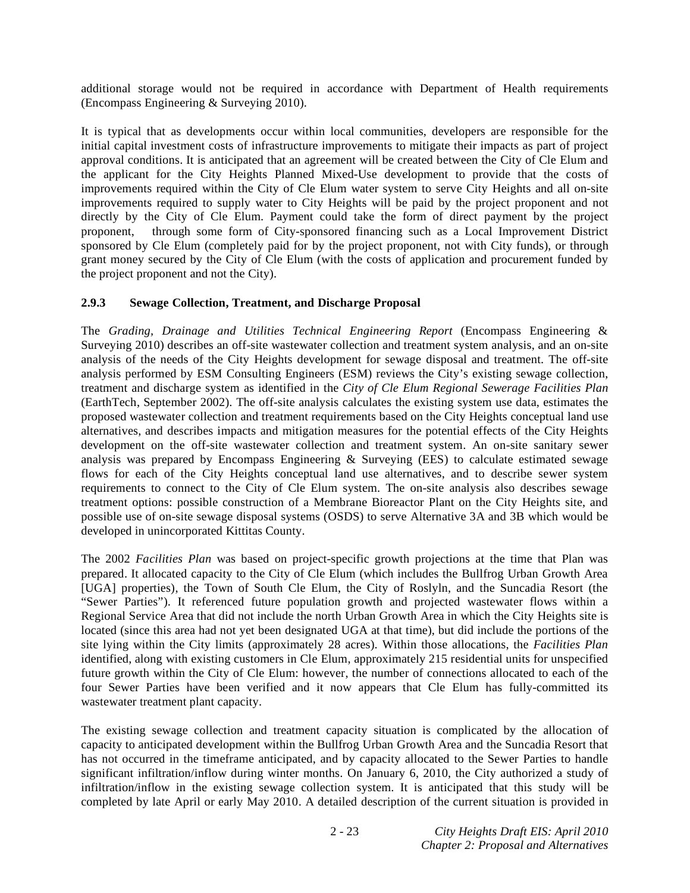additional storage would not be required in accordance with Department of Health requirements (Encompass Engineering & Surveying 2010).

It is typical that as developments occur within local communities, developers are responsible for the initial capital investment costs of infrastructure improvements to mitigate their impacts as part of project approval conditions. It is anticipated that an agreement will be created between the City of Cle Elum and the applicant for the City Heights Planned Mixed-Use development to provide that the costs of improvements required within the City of Cle Elum water system to serve City Heights and all on-site improvements required to supply water to City Heights will be paid by the project proponent and not directly by the City of Cle Elum. Payment could take the form of direct payment by the project proponent, through some form of City-sponsored financing such as a Local Improvement District sponsored by Cle Elum (completely paid for by the project proponent, not with City funds), or through grant money secured by the City of Cle Elum (with the costs of application and procurement funded by the project proponent and not the City).

### 2.9.3 Sewage Collection, Treatment, and Discharge Proposal

The *Grading, Drainage and Utilities Technical Engineering Report* (Encompass Engineering & Surveying 2010) describes an off-site wastewater collection and treatment system analysis, and an on-site analysis of the needs of the City Heights development for sewage disposal and treatment. The off-site analysis performed by ESM Consulting Engineers (ESM) reviews the City's existing sewage collection, treatment and discharge system as identified in the *City of Cle Elum Regional Sewerage Facilities Plan* (EarthTech, September 2002). The off-site analysis calculates the existing system use data, estimates the proposed wastewater collection and treatment requirements based on the City Heights conceptual land use alternatives, and describes impacts and mitigation measures for the potential effects of the City Heights development on the off-site wastewater collection and treatment system. An on-site sanitary sewer analysis was prepared by Encompass Engineering & Surveying (EES) to calculate estimated sewage flows for each of the City Heights conceptual land use alternatives, and to describe sewer system requirements to connect to the City of Cle Elum system. The on-site analysis also describes sewage treatment options: possible construction of a Membrane Bioreactor Plant on the City Heights site, and possible use of on-site sewage disposal systems (OSDS) to serve Alternative 3A and 3B which would be developed in unincorporated Kittitas County.

The 2002 *Facilities Plan* was based on project-specific growth projections at the time that Plan was prepared. It allocated capacity to the City of Cle Elum (which includes the Bullfrog Urban Growth Area [UGA] properties), the Town of South Cle Elum, the City of Roslyln, and the Suncadia Resort (the "Sewer Parties"). It referenced future population growth and projected wastewater flows within a Regional Service Area that did not include the north Urban Growth Area in which the City Heights site is located (since this area had not yet been designated UGA at that time), but did include the portions of the site lying within the City limits (approximately 28 acres). Within those allocations, the *Facilities Plan* identified, along with existing customers in Cle Elum, approximately 215 residential units for unspecified future growth within the City of Cle Elum: however, the number of connections allocated to each of the four Sewer Parties have been verified and it now appears that Cle Elum has fully-committed its wastewater treatment plant capacity.

The existing sewage collection and treatment capacity situation is complicated by the allocation of capacity to anticipated development within the Bullfrog Urban Growth Area and the Suncadia Resort that has not occurred in the timeframe anticipated, and by capacity allocated to the Sewer Parties to handle significant infiltration/inflow during winter months. On January 6, 2010, the City authorized a study of infiltration/inflow in the existing sewage collection system. It is anticipated that this study will be completed by late April or early May 2010. A detailed description of the current situation is provided in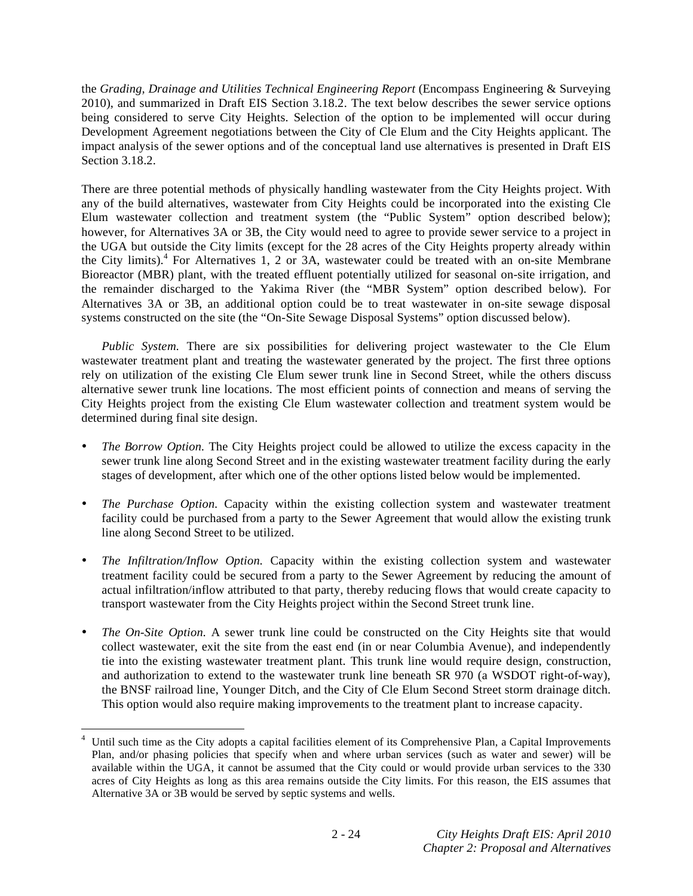the *Grading, Drainage and Utilities Technical Engineering Report* (Encompass Engineering & Surveying 2010), and summarized in Draft EIS Section 3.18.2. The text below describes the sewer service options being considered to serve City Heights. Selection of the option to be implemented will occur during Development Agreement negotiations between the City of Cle Elum and the City Heights applicant. The impact analysis of the sewer options and of the conceptual land use alternatives is presented in Draft EIS Section 3.18.2.

There are three potential methods of physically handling wastewater from the City Heights project. With any of the build alternatives, wastewater from City Heights could be incorporated into the existing Cle Elum wastewater collection and treatment system (the "Public System" option described below); however, for Alternatives 3A or 3B, the City would need to agree to provide sewer service to a project in the UGA but outside the City limits (except for the 28 acres of the City Heights property already within the City limits).[4] For Alternatives 1, 2 or 3A, wastewater could be treated with an on-site Membrane Bioreactor (MBR) plant, with the treated effluent potentially utilized for seasonal on-site irrigation, and the remainder discharged to the Yakima River (the "MBR System" option described below). For Alternatives 3A or 3B, an additional option could be to treat wastewater in on-site sewage disposal systems constructed on the site (the "On-Site Sewage Disposal Systems" option discussed below).

*Public System.* There are six possibilities for delivering project wastewater to the Cle Elum wastewater treatment plant and treating the wastewater generated by the project. The first three options rely on utilization of the existing Cle Elum sewer trunk line in Second Street, while the others discuss alternative sewer trunk line locations. The most efficient points of connection and means of serving the City Heights project from the existing Cle Elum wastewater collection and treatment system would be determined during final site design.

- *The Borrow Option.* The City Heights project could be allowed to utilize the excess capacity in the sewer trunk line along Second Street and in the existing wastewater treatment facility during the early stages of development, after which one of the other options listed below would be implemented.

- *The Purchase Option.* Capacity within the existing collection system and wastewater treatment facility could be purchased from a party to the Sewer Agreement that would allow the existing trunk line along Second Street to be utilized.

- *The Infiltration/Inflow Option.* Capacity within the existing collection system and wastewater treatment facility could be secured from a party to the Sewer Agreement by reducing the amount of actual infiltration/inflow attributed to that party, thereby reducing flows that would create capacity to transport wastewater from the City Heights project within the Second Street trunk line.

- *The On-Site Option.* A sewer trunk line could be constructed on the City Heights site that would collect wastewater, exit the site from the east end (in or near Columbia Avenue), and independently tie into the existing wastewater treatment plant. This trunk line would require design, construction, and authorization to extend to the wastewater trunk line beneath SR 970 (a WSDOT right-of-way), the BNSF railroad line, Younger Ditch, and the City of Cle Elum Second Street storm drainage ditch. This option would also require making improvements to the treatment plant to increase capacity.

[4] Until such time as the City adopts a capital facilities element of its Comprehensive Plan, a Capital Improvements Plan, and/or phasing policies that specify when and where urban services (such as water and sewer) will be available within the UGA, it cannot be assumed that the City could or would provide urban services to the 330 acres of City Heights as long as this area remains outside the City limits. For this reason, the EIS assumes that Alternative 3A or 3B would be served by septic systems and wells.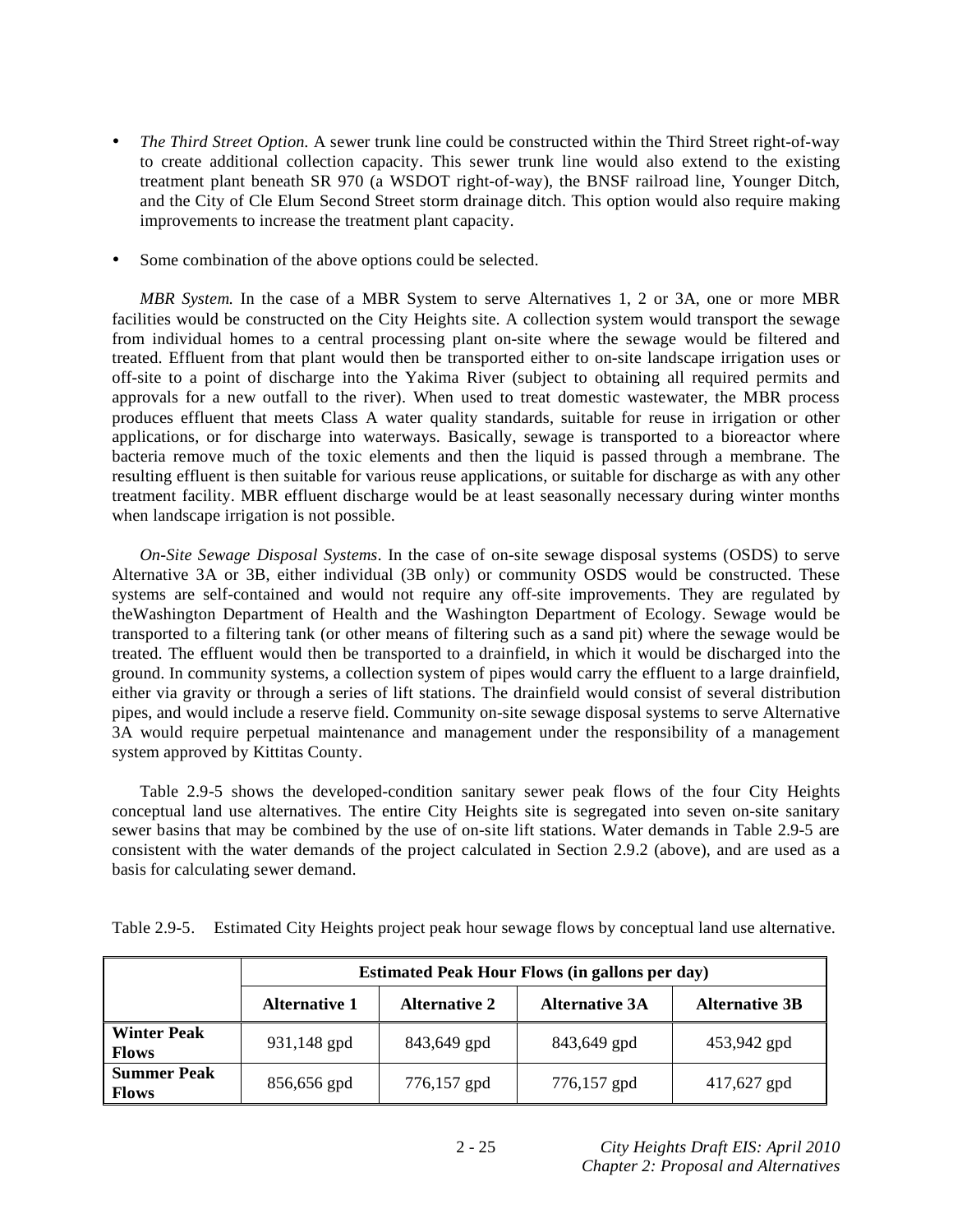- *The Third Street Option.* A sewer trunk line could be constructed within the Third Street right-of-way to create additional collection capacity. This sewer trunk line would also extend to the existing treatment plant beneath SR 970 (a WSDOT right-of-way), the BNSF railroad line, Younger Ditch, and the City of Cle Elum Second Street storm drainage ditch. This option would also require making improvements to increase the treatment plant capacity.

- Some combination of the above options could be selected.

*MBR System.* In the case of a MBR System to serve Alternatives 1, 2 or 3A, one or more MBR facilities would be constructed on the City Heights site. A collection system would transport the sewage from individual homes to a central processing plant on-site where the sewage would be filtered and treated. Effluent from that plant would then be transported either to on-site landscape irrigation uses or off-site to a point of discharge into the Yakima River (subject to obtaining all required permits and approvals for a new outfall to the river). When used to treat domestic wastewater, the MBR process produces effluent that meets Class A water quality standards, suitable for reuse in irrigation or other applications, or for discharge into waterways. Basically, sewage is transported to a bioreactor where bacteria remove much of the toxic elements and then the liquid is passed through a membrane. The resulting effluent is then suitable for various reuse applications, or suitable for discharge as with any other treatment facility. MBR effluent discharge would be at least seasonally necessary during winter months when landscape irrigation is not possible.

*On-Site Sewage Disposal Systems*. In the case of on-site sewage disposal systems (OSDS) to serve Alternative 3A or 3B, either individual (3B only) or community OSDS would be constructed. These systems are self-contained and would not require any off-site improvements. They are regulated by theWashington Department of Health and the Washington Department of Ecology. Sewage would be transported to a filtering tank (or other means of filtering such as a sand pit) where the sewage would be treated. The effluent would then be transported to a drainfield, in which it would be discharged into the ground. In community systems, a collection system of pipes would carry the effluent to a large drainfield, either via gravity or through a series of lift stations. The drainfield would consist of several distribution pipes, and would include a reserve field. Community on-site sewage disposal systems to serve Alternative 3A would require perpetual maintenance and management under the responsibility of a management system approved by Kittitas County.

Table 2.9-5 shows the developed-condition sanitary sewer peak flows of the four City Heights conceptual land use alternatives. The entire City Heights site is segregated into seven on-site sanitary sewer basins that may be combined by the use of on-site lift stations. Water demands in Table 2.9-5 are consistent with the water demands of the project calculated in Section 2.9.2 (above), and are used as a basis for calculating sewer demand.

Table 2.9-5. Estimated City Heights project peak hour sewage flows by conceptual land use alternative.

| | **Estimated Peak Hour Flows (in gallons per day)** | | | |
|---|---|---|---|---|
| | **Alternative 1** | **Alternative 2** | **Alternative 3A** | **Alternative 3B** |
| **Winter Peak Flows** | 931,148 gpd | 843,649 gpd | 843,649 gpd | 453,942 gpd |
| **Summer Peak Flows** | 856,656 gpd | 776,157 gpd | 776,157 gpd | 417,627 gpd |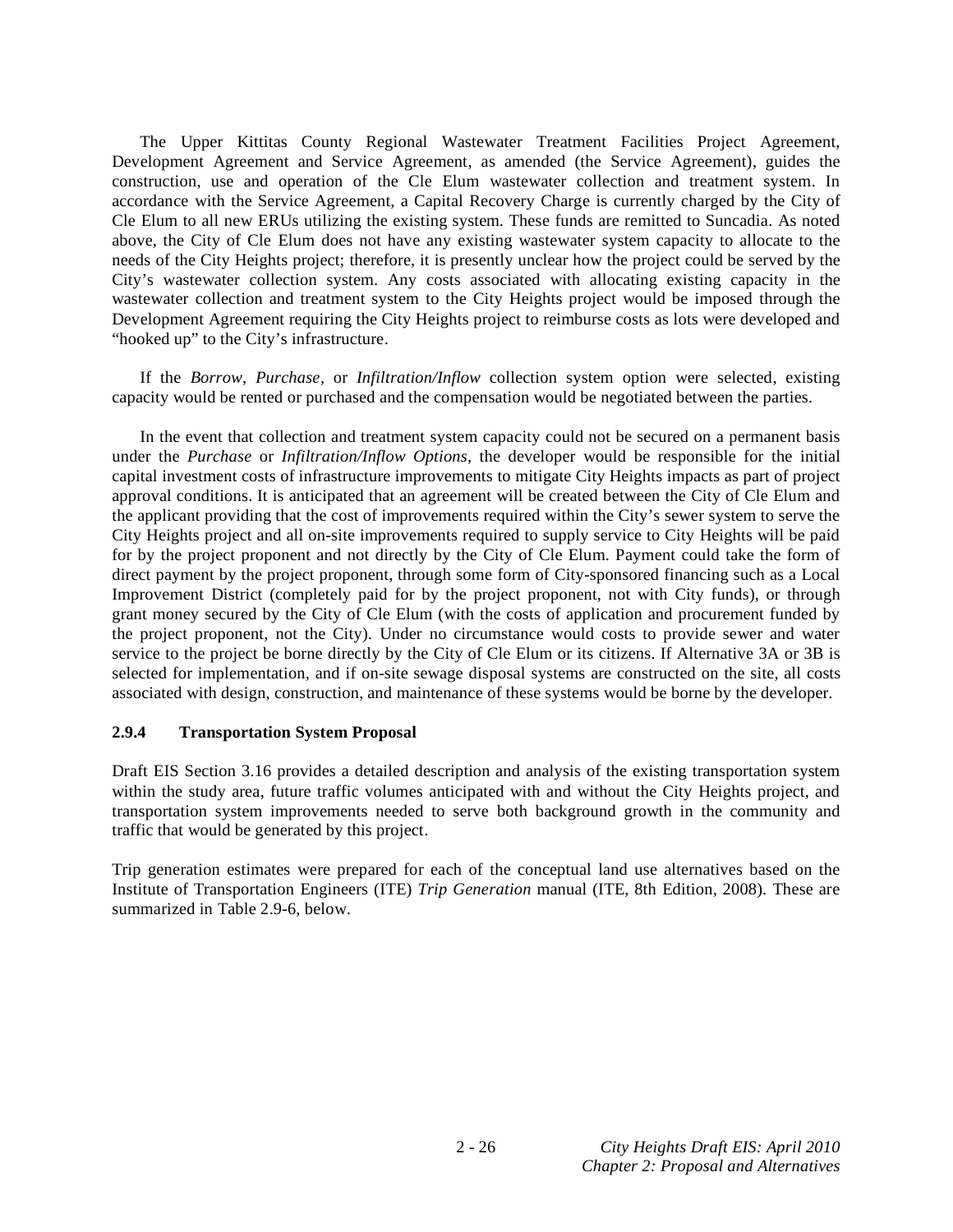The Upper Kittitas County Regional Wastewater Treatment Facilities Project Agreement, Development Agreement and Service Agreement, as amended (the Service Agreement), guides the construction, use and operation of the Cle Elum wastewater collection and treatment system. In accordance with the Service Agreement, a Capital Recovery Charge is currently charged by the City of Cle Elum to all new ERUs utilizing the existing system. These funds are remitted to Suncadia. As noted above, the City of Cle Elum does not have any existing wastewater system capacity to allocate to the needs of the City Heights project; therefore, it is presently unclear how the project could be served by the City's wastewater collection system. Any costs associated with allocating existing capacity in the wastewater collection and treatment system to the City Heights project would be imposed through the Development Agreement requiring the City Heights project to reimburse costs as lots were developed and "hooked up" to the City's infrastructure.

If the *Borrow*, *Purchase*, or *Infiltration/Inflow* collection system option were selected, existing capacity would be rented or purchased and the compensation would be negotiated between the parties.

In the event that collection and treatment system capacity could not be secured on a permanent basis under the *Purchase* or *Infiltration/Inflow Options*, the developer would be responsible for the initial capital investment costs of infrastructure improvements to mitigate City Heights impacts as part of project approval conditions. It is anticipated that an agreement will be created between the City of Cle Elum and the applicant providing that the cost of improvements required within the City's sewer system to serve the City Heights project and all on-site improvements required to supply service to City Heights will be paid for by the project proponent and not directly by the City of Cle Elum. Payment could take the form of direct payment by the project proponent, through some form of City-sponsored financing such as a Local Improvement District (completely paid for by the project proponent, not with City funds), or through grant money secured by the City of Cle Elum (with the costs of application and procurement funded by the project proponent, not the City). Under no circumstance would costs to provide sewer and water service to the project be borne directly by the City of Cle Elum or its citizens. If Alternative 3A or 3B is selected for implementation, and if on-site sewage disposal systems are constructed on the site, all costs associated with design, construction, and maintenance of these systems would be borne by the developer.

### 2.9.4 Transportation System Proposal

Draft EIS Section 3.16 provides a detailed description and analysis of the existing transportation system within the study area, future traffic volumes anticipated with and without the City Heights project, and transportation system improvements needed to serve both background growth in the community and traffic that would be generated by this project.

Trip generation estimates were prepared for each of the conceptual land use alternatives based on the Institute of Transportation Engineers (ITE) *Trip Generation* manual (ITE, 8th Edition, 2008). These are summarized in Table 2.9-6, below.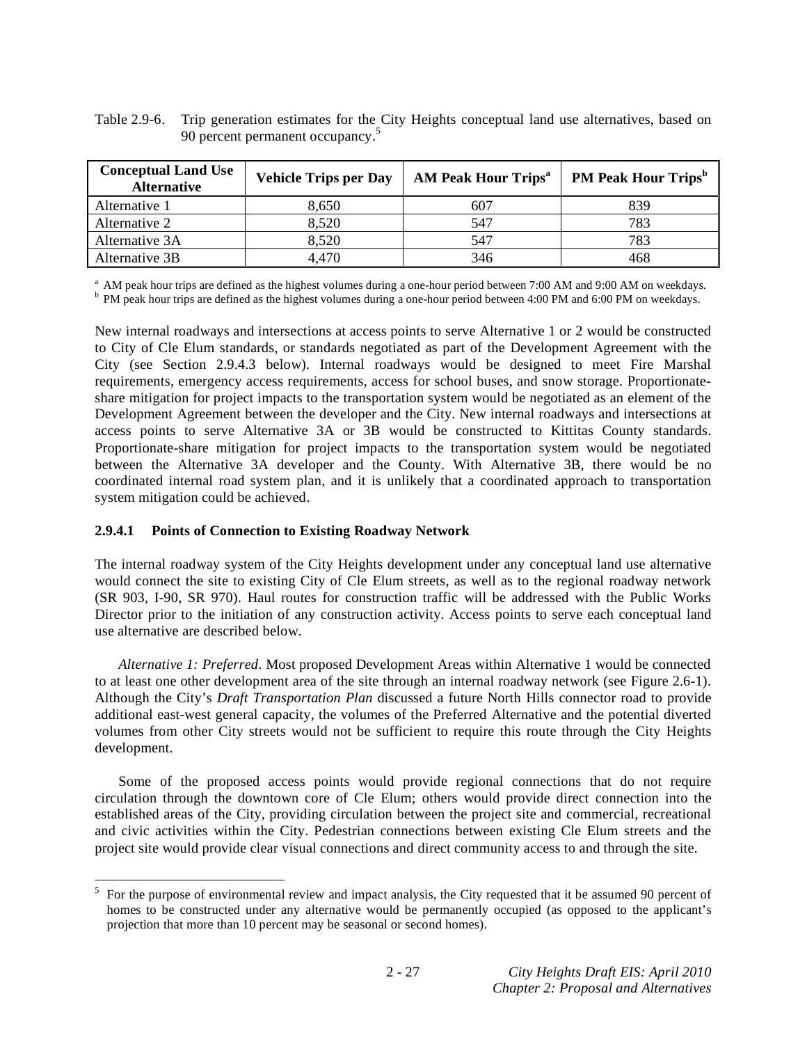Table 2.9-6. Trip generation estimates for the City Heights conceptual land use alternatives, based on 90 percent permanent occupancy.[5]

| Conceptual Land Use Alternative | Vehicle Trips per Day | AM Peak Hour Trips[a] | PM Peak Hour Trips[b] |
|---|---|---|---|
| Alternative 1 | 8,650 | 607 | 839 |
| Alternative 2 | 8,520 | 547 | 783 |
| Alternative 3A | 8,520 | 547 | 783 |
| Alternative 3B | 4,470 | 346 | 468 |

[a] AM peak hour trips are defined as the highest volumes during a one-hour period between 7:00 AM and 9:00 AM on weekdays.
[b] PM peak hour trips are defined as the highest volumes during a one-hour period between 4:00 PM and 6:00 PM on weekdays.

New internal roadways and intersections at access points to serve Alternative 1 or 2 would be constructed to City of Cle Elum standards, or standards negotiated as part of the Development Agreement with the City (see Section 2.9.4.3 below). Internal roadways would be designed to meet Fire Marshal requirements, emergency access requirements, access for school buses, and snow storage. Proportionate-share mitigation for project impacts to the transportation system would be negotiated as an element of the Development Agreement between the developer and the City. New internal roadways and intersections at access points to serve Alternative 3A or 3B would be constructed to Kittitas County standards. Proportionate-share mitigation for project impacts to the transportation system would be negotiated between the Alternative 3A developer and the County. With Alternative 3B, there would be no coordinated internal road system plan, and it is unlikely that a coordinated approach to transportation system mitigation could be achieved.

### 2.9.4.1 Points of Connection to Existing Roadway Network

The internal roadway system of the City Heights development under any conceptual land use alternative would connect the site to existing City of Cle Elum streets, as well as to the regional roadway network (SR 903, I-90, SR 970). Haul routes for construction traffic will be addressed with the Public Works Director prior to the initiation of any construction activity. Access points to serve each conceptual land use alternative are described below.

*Alternative 1: Preferred*. Most proposed Development Areas within Alternative 1 would be connected to at least one other development area of the site through an internal roadway network (see Figure 2.6-1). Although the City's *Draft Transportation Plan* discussed a future North Hills connector road to provide additional east-west general capacity, the volumes of the Preferred Alternative and the potential diverted volumes from other City streets would not be sufficient to require this route through the City Heights development.

Some of the proposed access points would provide regional connections that do not require circulation through the downtown core of Cle Elum; others would provide direct connection into the established areas of the City, providing circulation between the project site and commercial, recreational and civic activities within the City. Pedestrian connections between existing Cle Elum streets and the project site would provide clear visual connections and direct community access to and through the site.

[5] For the purpose of environmental review and impact analysis, the City requested that it be assumed 90 percent of homes to be constructed under any alternative would be permanently occupied (as opposed to the applicant's projection that more than 10 percent may be seasonal or second homes).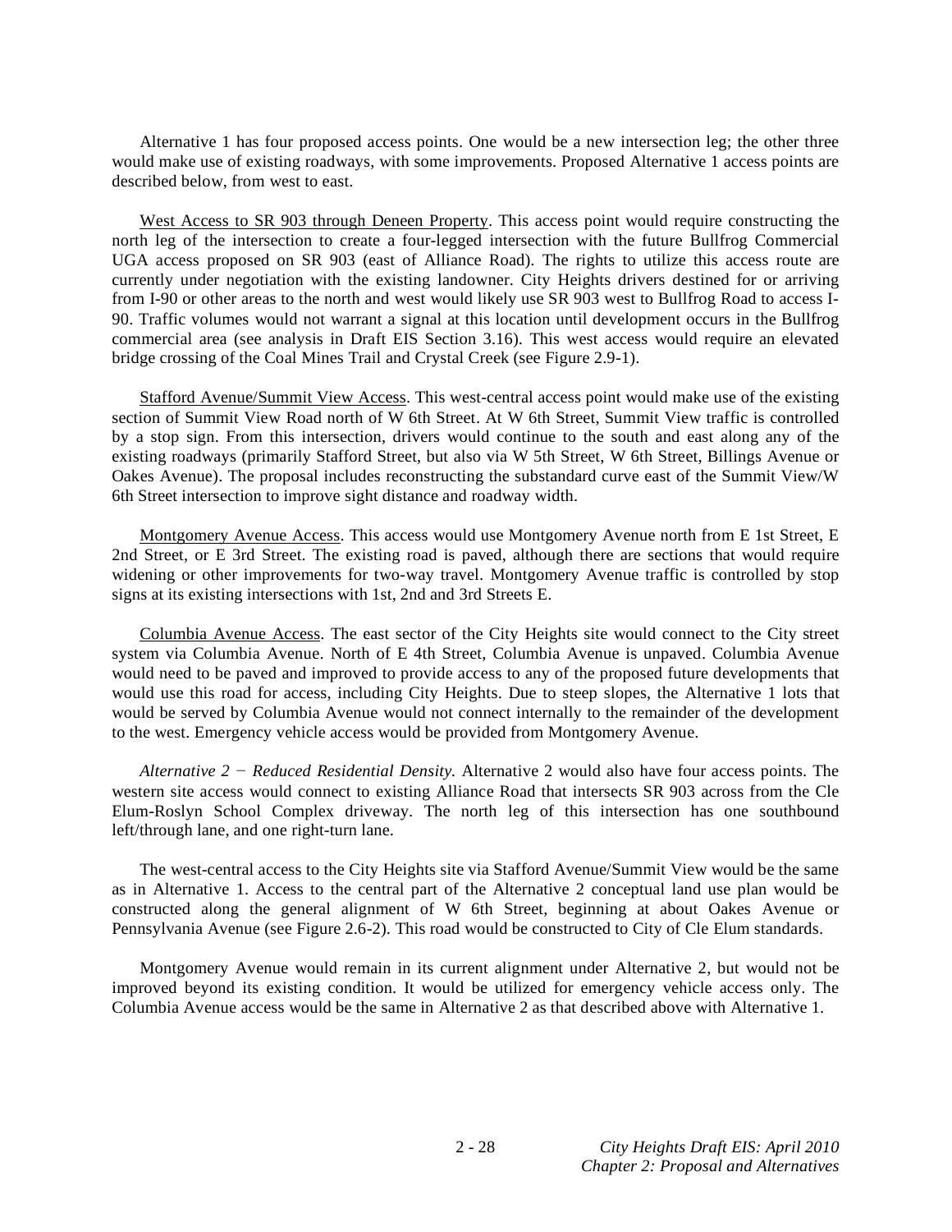Alternative 1 has four proposed access points. One would be a new intersection leg; the other three would make use of existing roadways, with some improvements. Proposed Alternative 1 access points are described below, from west to east.

West Access to SR 903 through Deneen Property. This access point would require constructing the north leg of the intersection to create a four-legged intersection with the future Bullfrog Commercial UGA access proposed on SR 903 (east of Alliance Road). The rights to utilize this access route are currently under negotiation with the existing landowner. City Heights drivers destined for or arriving from I-90 or other areas to the north and west would likely use SR 903 west to Bullfrog Road to access I-90. Traffic volumes would not warrant a signal at this location until development occurs in the Bullfrog commercial area (see analysis in Draft EIS Section 3.16). This west access would require an elevated bridge crossing of the Coal Mines Trail and Crystal Creek (see Figure 2.9-1).

Stafford Avenue/Summit View Access. This west-central access point would make use of the existing section of Summit View Road north of W 6th Street. At W 6th Street, Summit View traffic is controlled by a stop sign. From this intersection, drivers would continue to the south and east along any of the existing roadways (primarily Stafford Street, but also via W 5th Street, W 6th Street, Billings Avenue or Oakes Avenue). The proposal includes reconstructing the substandard curve east of the Summit View/W 6th Street intersection to improve sight distance and roadway width.

Montgomery Avenue Access. This access would use Montgomery Avenue north from E 1st Street, E 2nd Street, or E 3rd Street. The existing road is paved, although there are sections that would require widening or other improvements for two-way travel. Montgomery Avenue traffic is controlled by stop signs at its existing intersections with 1st, 2nd and 3rd Streets E.

Columbia Avenue Access. The east sector of the City Heights site would connect to the City street system via Columbia Avenue. North of E 4th Street, Columbia Avenue is unpaved. Columbia Avenue would need to be paved and improved to provide access to any of the proposed future developments that would use this road for access, including City Heights. Due to steep slopes, the Alternative 1 lots that would be served by Columbia Avenue would not connect internally to the remainder of the development to the west. Emergency vehicle access would be provided from Montgomery Avenue.

*Alternative 2 − Reduced Residential Density.* Alternative 2 would also have four access points. The western site access would connect to existing Alliance Road that intersects SR 903 across from the Cle Elum-Roslyn School Complex driveway. The north leg of this intersection has one southbound left/through lane, and one right-turn lane.

The west-central access to the City Heights site via Stafford Avenue/Summit View would be the same as in Alternative 1. Access to the central part of the Alternative 2 conceptual land use plan would be constructed along the general alignment of W 6th Street, beginning at about Oakes Avenue or Pennsylvania Avenue (see Figure 2.6-2). This road would be constructed to City of Cle Elum standards.

Montgomery Avenue would remain in its current alignment under Alternative 2, but would not be improved beyond its existing condition. It would be utilized for emergency vehicle access only. The Columbia Avenue access would be the same in Alternative 2 as that described above with Alternative 1.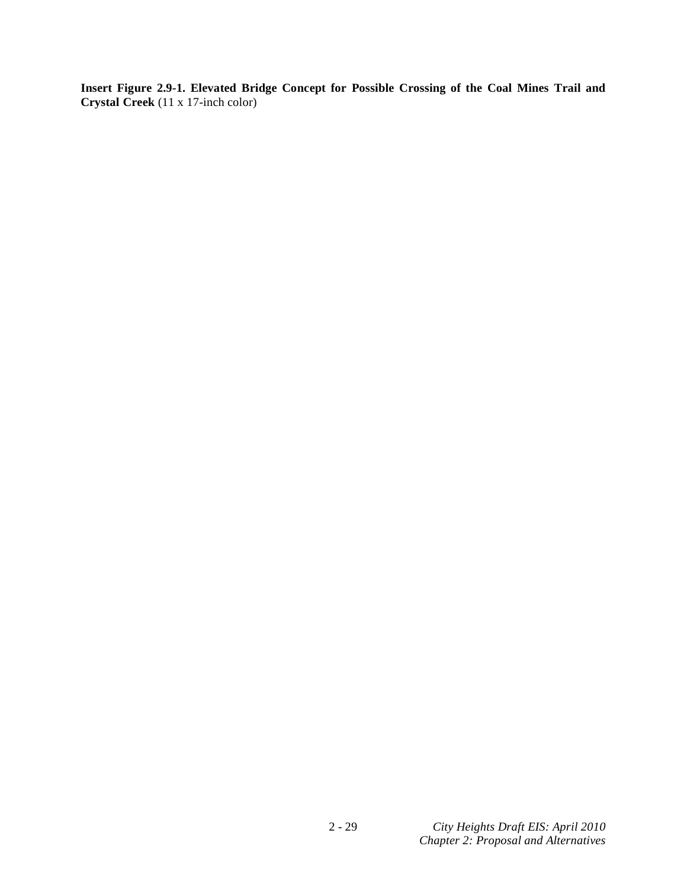**Insert Figure 2.9-1. Elevated Bridge Concept for Possible Crossing of the Coal Mines Trail and Crystal Creek** (11 x 17-inch color)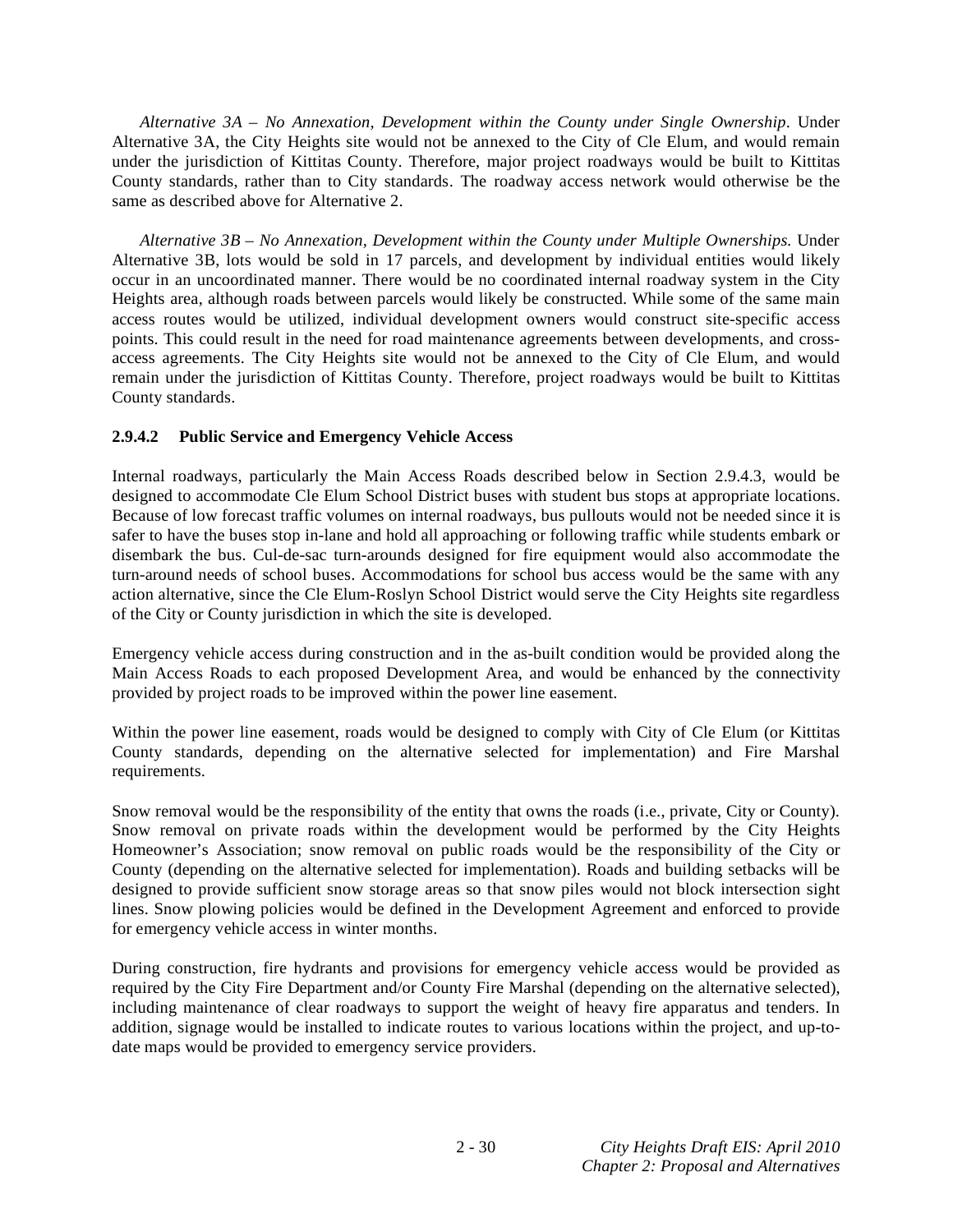*Alternative 3A – No Annexation, Development within the County under Single Ownership*. Under Alternative 3A, the City Heights site would not be annexed to the City of Cle Elum, and would remain under the jurisdiction of Kittitas County. Therefore, major project roadways would be built to Kittitas County standards, rather than to City standards. The roadway access network would otherwise be the same as described above for Alternative 2.

*Alternative 3B – No Annexation, Development within the County under Multiple Ownerships.* Under Alternative 3B, lots would be sold in 17 parcels, and development by individual entities would likely occur in an uncoordinated manner. There would be no coordinated internal roadway system in the City Heights area, although roads between parcels would likely be constructed. While some of the same main access routes would be utilized, individual development owners would construct site-specific access points. This could result in the need for road maintenance agreements between developments, and cross-access agreements. The City Heights site would not be annexed to the City of Cle Elum, and would remain under the jurisdiction of Kittitas County. Therefore, project roadways would be built to Kittitas County standards.

#### 2.9.4.2 Public Service and Emergency Vehicle Access

Internal roadways, particularly the Main Access Roads described below in Section 2.9.4.3, would be designed to accommodate Cle Elum School District buses with student bus stops at appropriate locations. Because of low forecast traffic volumes on internal roadways, bus pullouts would not be needed since it is safer to have the buses stop in-lane and hold all approaching or following traffic while students embark or disembark the bus. Cul-de-sac turn-arounds designed for fire equipment would also accommodate the turn-around needs of school buses. Accommodations for school bus access would be the same with any action alternative, since the Cle Elum-Roslyn School District would serve the City Heights site regardless of the City or County jurisdiction in which the site is developed.

Emergency vehicle access during construction and in the as-built condition would be provided along the Main Access Roads to each proposed Development Area, and would be enhanced by the connectivity provided by project roads to be improved within the power line easement.

Within the power line easement, roads would be designed to comply with City of Cle Elum (or Kittitas County standards, depending on the alternative selected for implementation) and Fire Marshal requirements.

Snow removal would be the responsibility of the entity that owns the roads (i.e., private, City or County). Snow removal on private roads within the development would be performed by the City Heights Homeowner's Association; snow removal on public roads would be the responsibility of the City or County (depending on the alternative selected for implementation). Roads and building setbacks will be designed to provide sufficient snow storage areas so that snow piles would not block intersection sight lines. Snow plowing policies would be defined in the Development Agreement and enforced to provide for emergency vehicle access in winter months.

During construction, fire hydrants and provisions for emergency vehicle access would be provided as required by the City Fire Department and/or County Fire Marshal (depending on the alternative selected), including maintenance of clear roadways to support the weight of heavy fire apparatus and tenders. In addition, signage would be installed to indicate routes to various locations within the project, and up-to-date maps would be provided to emergency service providers.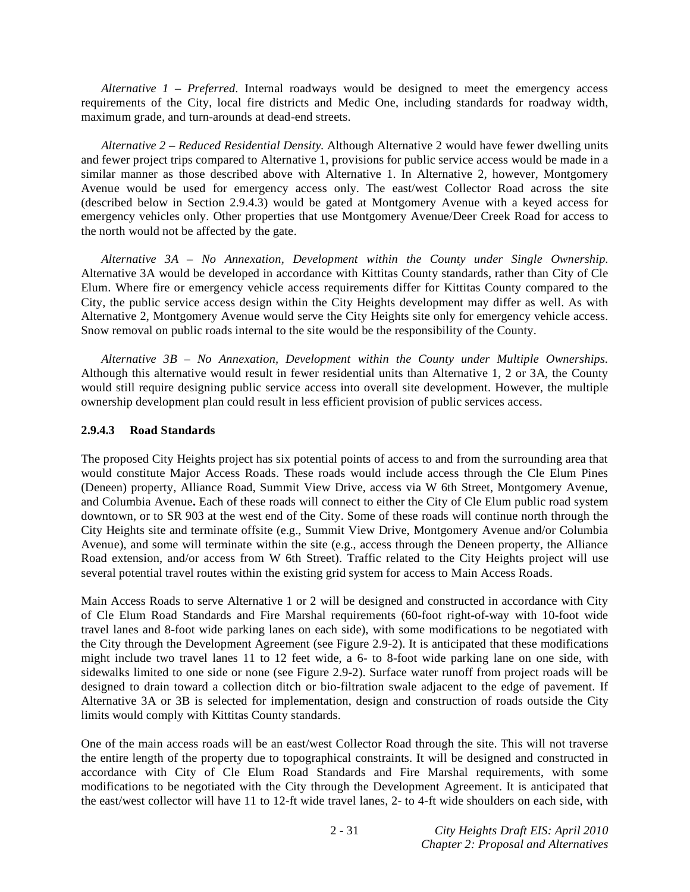*Alternative 1 – Preferred*. Internal roadways would be designed to meet the emergency access requirements of the City, local fire districts and Medic One, including standards for roadway width, maximum grade, and turn-arounds at dead-end streets.

*Alternative 2 – Reduced Residential Density.* Although Alternative 2 would have fewer dwelling units and fewer project trips compared to Alternative 1, provisions for public service access would be made in a similar manner as those described above with Alternative 1. In Alternative 2, however, Montgomery Avenue would be used for emergency access only. The east/west Collector Road across the site (described below in Section 2.9.4.3) would be gated at Montgomery Avenue with a keyed access for emergency vehicles only. Other properties that use Montgomery Avenue/Deer Creek Road for access to the north would not be affected by the gate.

*Alternative 3A – No Annexation, Development within the County under Single Ownership.* Alternative 3A would be developed in accordance with Kittitas County standards, rather than City of Cle Elum. Where fire or emergency vehicle access requirements differ for Kittitas County compared to the City, the public service access design within the City Heights development may differ as well. As with Alternative 2, Montgomery Avenue would serve the City Heights site only for emergency vehicle access. Snow removal on public roads internal to the site would be the responsibility of the County.

*Alternative 3B – No Annexation, Development within the County under Multiple Ownerships.* Although this alternative would result in fewer residential units than Alternative 1, 2 or 3A, the County would still require designing public service access into overall site development. However, the multiple ownership development plan could result in less efficient provision of public services access.

### 2.9.4.3 Road Standards

The proposed City Heights project has six potential points of access to and from the surrounding area that would constitute Major Access Roads. These roads would include access through the Cle Elum Pines (Deneen) property, Alliance Road, Summit View Drive, access via W 6th Street, Montgomery Avenue, and Columbia Avenue**.** Each of these roads will connect to either the City of Cle Elum public road system downtown, or to SR 903 at the west end of the City. Some of these roads will continue north through the City Heights site and terminate offsite (e.g., Summit View Drive, Montgomery Avenue and/or Columbia Avenue), and some will terminate within the site (e.g., access through the Deneen property, the Alliance Road extension, and/or access from W 6th Street). Traffic related to the City Heights project will use several potential travel routes within the existing grid system for access to Main Access Roads.

Main Access Roads to serve Alternative 1 or 2 will be designed and constructed in accordance with City of Cle Elum Road Standards and Fire Marshal requirements (60-foot right-of-way with 10-foot wide travel lanes and 8-foot wide parking lanes on each side), with some modifications to be negotiated with the City through the Development Agreement (see Figure 2.9-2). It is anticipated that these modifications might include two travel lanes 11 to 12 feet wide, a 6- to 8-foot wide parking lane on one side, with sidewalks limited to one side or none (see Figure 2.9-2). Surface water runoff from project roads will be designed to drain toward a collection ditch or bio-filtration swale adjacent to the edge of pavement. If Alternative 3A or 3B is selected for implementation, design and construction of roads outside the City limits would comply with Kittitas County standards.

One of the main access roads will be an east/west Collector Road through the site. This will not traverse the entire length of the property due to topographical constraints. It will be designed and constructed in accordance with City of Cle Elum Road Standards and Fire Marshal requirements, with some modifications to be negotiated with the City through the Development Agreement. It is anticipated that the east/west collector will have 11 to 12-ft wide travel lanes, 2- to 4-ft wide shoulders on each side, with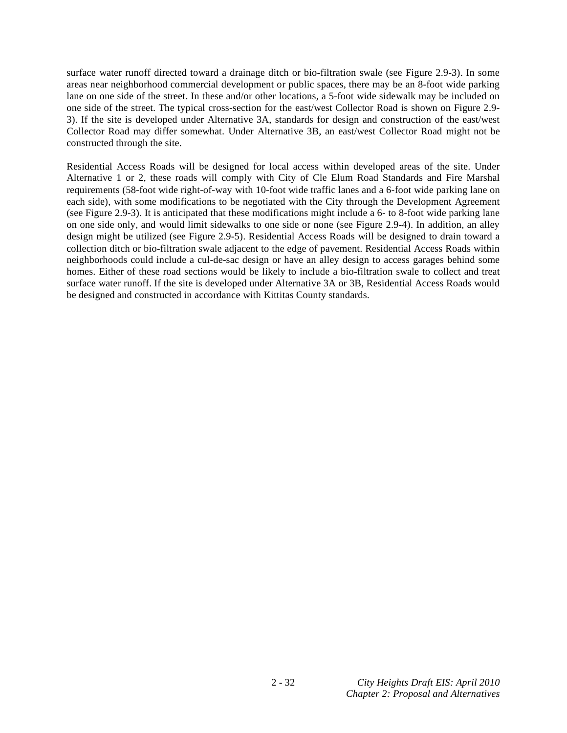surface water runoff directed toward a drainage ditch or bio-filtration swale (see Figure 2.9-3). In some areas near neighborhood commercial development or public spaces, there may be an 8-foot wide parking lane on one side of the street. In these and/or other locations, a 5-foot wide sidewalk may be included on one side of the street. The typical cross-section for the east/west Collector Road is shown on Figure 2.9-3). If the site is developed under Alternative 3A, standards for design and construction of the east/west Collector Road may differ somewhat. Under Alternative 3B, an east/west Collector Road might not be constructed through the site.

Residential Access Roads will be designed for local access within developed areas of the site. Under Alternative 1 or 2, these roads will comply with City of Cle Elum Road Standards and Fire Marshal requirements (58-foot wide right-of-way with 10-foot wide traffic lanes and a 6-foot wide parking lane on each side), with some modifications to be negotiated with the City through the Development Agreement (see Figure 2.9-3). It is anticipated that these modifications might include a 6- to 8-foot wide parking lane on one side only, and would limit sidewalks to one side or none (see Figure 2.9-4). In addition, an alley design might be utilized (see Figure 2.9-5). Residential Access Roads will be designed to drain toward a collection ditch or bio-filtration swale adjacent to the edge of pavement. Residential Access Roads within neighborhoods could include a cul-de-sac design or have an alley design to access garages behind some homes. Either of these road sections would be likely to include a bio-filtration swale to collect and treat surface water runoff. If the site is developed under Alternative 3A or 3B, Residential Access Roads would be designed and constructed in accordance with Kittitas County standards.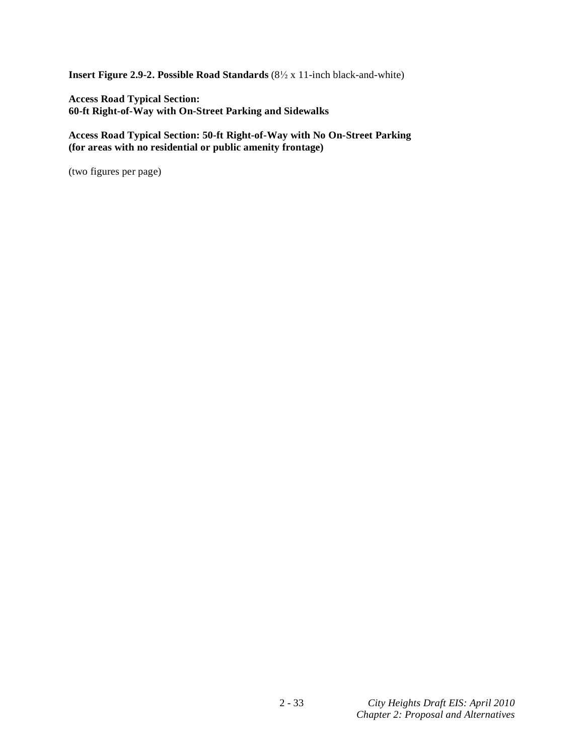**Insert Figure 2.9-2. Possible Road Standards** (8½ x 11-inch black-and-white)

**Access Road Typical Section:**
**60-ft Right-of-Way with On-Street Parking and Sidewalks**

**Access Road Typical Section: 50-ft Right-of-Way with No On-Street Parking**
**(for areas with no residential or public amenity frontage)**

(two figures per page)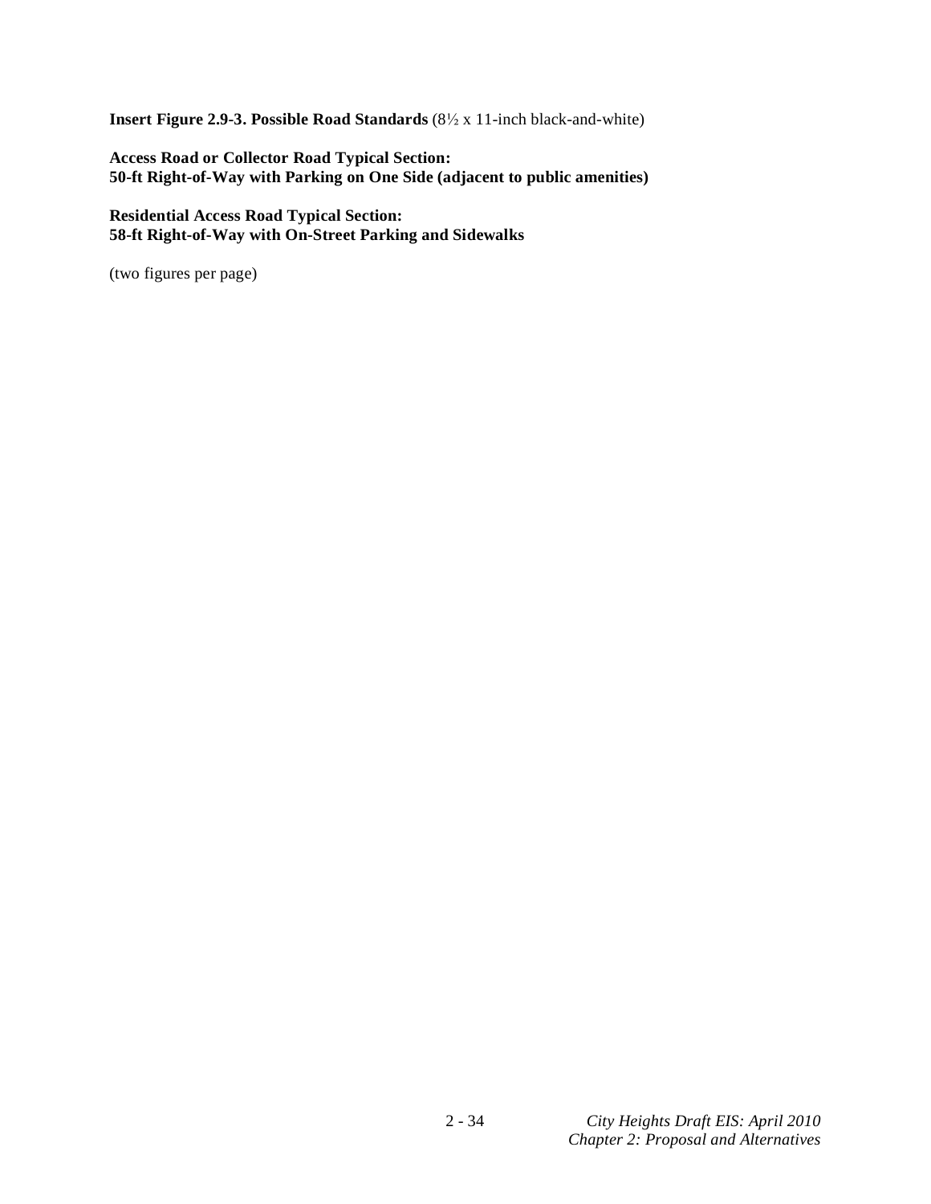**Insert Figure 2.9-3. Possible Road Standards** (8½ x 11-inch black-and-white)

**Access Road or Collector Road Typical Section:**
**50-ft Right-of-Way with Parking on One Side (adjacent to public amenities)**

**Residential Access Road Typical Section:**
**58-ft Right-of-Way with On-Street Parking and Sidewalks**

(two figures per page)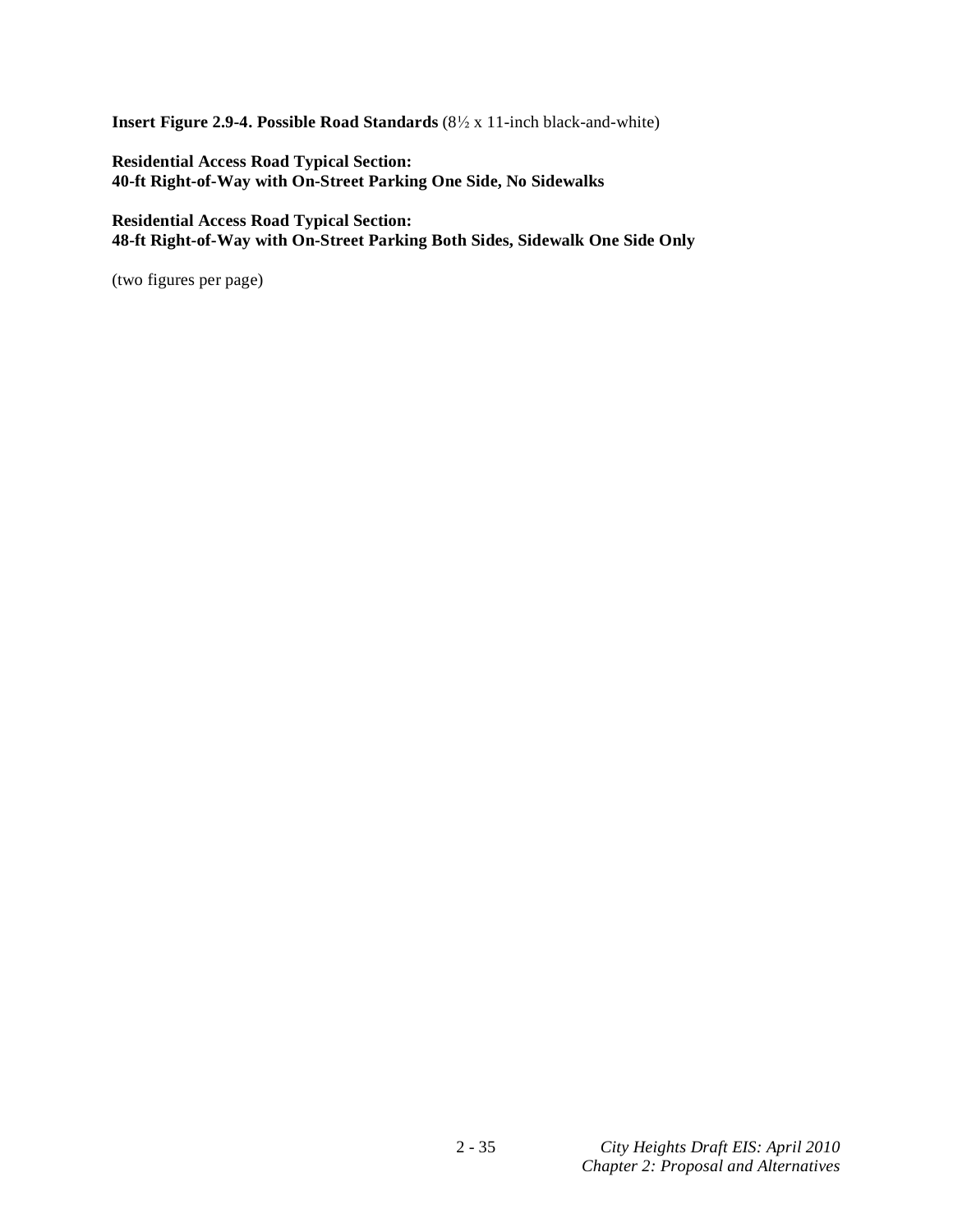**Insert Figure 2.9-4. Possible Road Standards** (8½ x 11-inch black-and-white)

**Residential Access Road Typical Section:**
**40-ft Right-of-Way with On-Street Parking One Side, No Sidewalks**

**Residential Access Road Typical Section:**
**48-ft Right-of-Way with On-Street Parking Both Sides, Sidewalk One Side Only**

(two figures per page)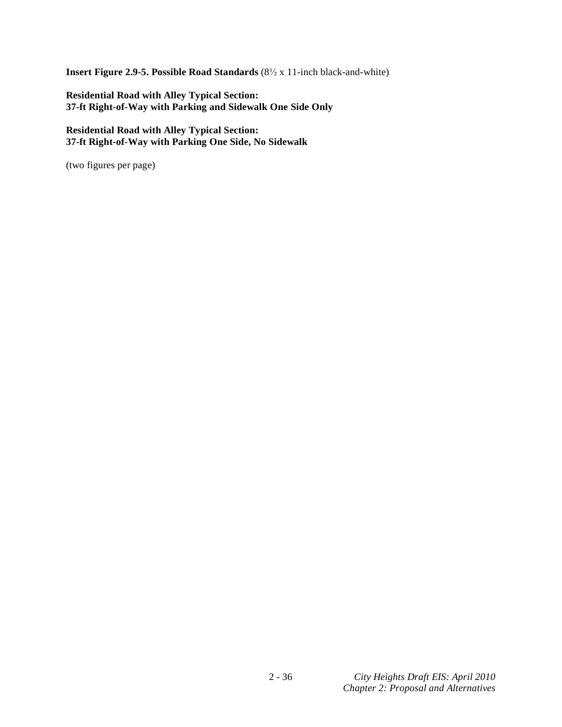**Insert Figure 2.9-5. Possible Road Standards** (8½ x 11-inch black-and-white)

**Residential Road with Alley Typical Section:**
**37-ft Right-of-Way with Parking and Sidewalk One Side Only**

**Residential Road with Alley Typical Section:**
**37-ft Right-of-Way with Parking One Side, No Sidewalk**

(two figures per page)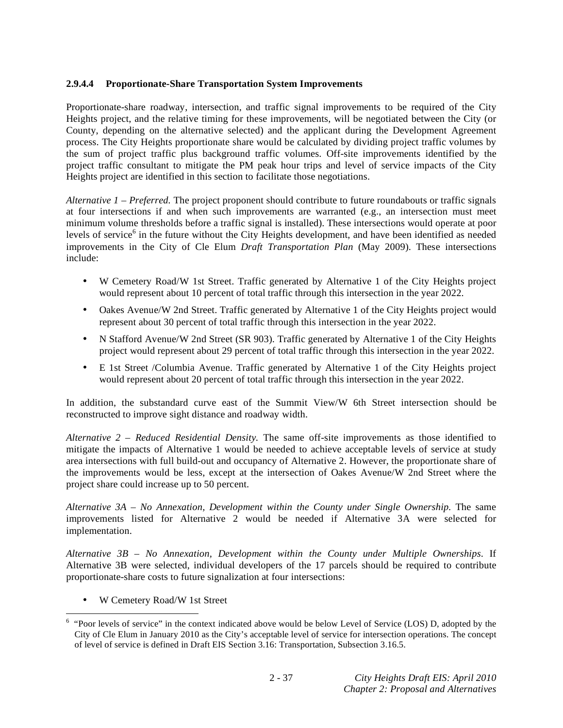#### 2.9.4.4 Proportionate-Share Transportation System Improvements

Proportionate-share roadway, intersection, and traffic signal improvements to be required of the City Heights project, and the relative timing for these improvements, will be negotiated between the City (or County, depending on the alternative selected) and the applicant during the Development Agreement process. The City Heights proportionate share would be calculated by dividing project traffic volumes by the sum of project traffic plus background traffic volumes. Off-site improvements identified by the project traffic consultant to mitigate the PM peak hour trips and level of service impacts of the City Heights project are identified in this section to facilitate those negotiations.

*Alternative 1 – Preferred.* The project proponent should contribute to future roundabouts or traffic signals at four intersections if and when such improvements are warranted (e.g., an intersection must meet minimum volume thresholds before a traffic signal is installed). These intersections would operate at poor levels of service[6] in the future without the City Heights development, and have been identified as needed improvements in the City of Cle Elum *Draft Transportation Plan* (May 2009). These intersections include:

- W Cemetery Road/W 1st Street. Traffic generated by Alternative 1 of the City Heights project would represent about 10 percent of total traffic through this intersection in the year 2022.
- Oakes Avenue/W 2nd Street. Traffic generated by Alternative 1 of the City Heights project would represent about 30 percent of total traffic through this intersection in the year 2022.
- N Stafford Avenue/W 2nd Street (SR 903). Traffic generated by Alternative 1 of the City Heights project would represent about 29 percent of total traffic through this intersection in the year 2022.
- E 1st Street /Columbia Avenue. Traffic generated by Alternative 1 of the City Heights project would represent about 20 percent of total traffic through this intersection in the year 2022.

In addition, the substandard curve east of the Summit View/W 6th Street intersection should be reconstructed to improve sight distance and roadway width.

*Alternative 2 – Reduced Residential Density.* The same off-site improvements as those identified to mitigate the impacts of Alternative 1 would be needed to achieve acceptable levels of service at study area intersections with full build-out and occupancy of Alternative 2. However, the proportionate share of the improvements would be less, except at the intersection of Oakes Avenue/W 2nd Street where the project share could increase up to 50 percent.

*Alternative 3A – No Annexation, Development within the County under Single Ownership.* The same improvements listed for Alternative 2 would be needed if Alternative 3A were selected for implementation.

*Alternative 3B – No Annexation, Development within the County under Multiple Ownerships.* If Alternative 3B were selected, individual developers of the 17 parcels should be required to contribute proportionate-share costs to future signalization at four intersections:

- W Cemetery Road/W 1st Street

[6] "Poor levels of service" in the context indicated above would be below Level of Service (LOS) D, adopted by the City of Cle Elum in January 2010 as the City's acceptable level of service for intersection operations. The concept of level of service is defined in Draft EIS Section 3.16: Transportation, Subsection 3.16.5.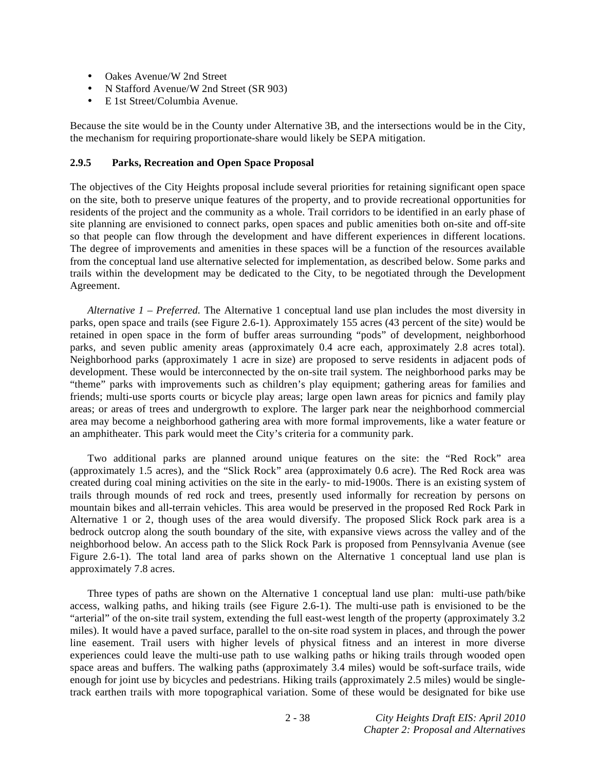- Oakes Avenue/W 2nd Street
- N Stafford Avenue/W 2nd Street (SR 903)
- E 1st Street/Columbia Avenue.

Because the site would be in the County under Alternative 3B, and the intersections would be in the City, the mechanism for requiring proportionate-share would likely be SEPA mitigation.

### 2.9.5 Parks, Recreation and Open Space Proposal

The objectives of the City Heights proposal include several priorities for retaining significant open space on the site, both to preserve unique features of the property, and to provide recreational opportunities for residents of the project and the community as a whole. Trail corridors to be identified in an early phase of site planning are envisioned to connect parks, open spaces and public amenities both on-site and off-site so that people can flow through the development and have different experiences in different locations. The degree of improvements and amenities in these spaces will be a function of the resources available from the conceptual land use alternative selected for implementation, as described below. Some parks and trails within the development may be dedicated to the City, to be negotiated through the Development Agreement.

*Alternative 1 – Preferred.* The Alternative 1 conceptual land use plan includes the most diversity in parks, open space and trails (see Figure 2.6-1). Approximately 155 acres (43 percent of the site) would be retained in open space in the form of buffer areas surrounding "pods" of development, neighborhood parks, and seven public amenity areas (approximately 0.4 acre each, approximately 2.8 acres total). Neighborhood parks (approximately 1 acre in size) are proposed to serve residents in adjacent pods of development. These would be interconnected by the on-site trail system. The neighborhood parks may be "theme" parks with improvements such as children's play equipment; gathering areas for families and friends; multi-use sports courts or bicycle play areas; large open lawn areas for picnics and family play areas; or areas of trees and undergrowth to explore. The larger park near the neighborhood commercial area may become a neighborhood gathering area with more formal improvements, like a water feature or an amphitheater. This park would meet the City's criteria for a community park.

Two additional parks are planned around unique features on the site: the "Red Rock" area (approximately 1.5 acres), and the "Slick Rock" area (approximately 0.6 acre). The Red Rock area was created during coal mining activities on the site in the early- to mid-1900s. There is an existing system of trails through mounds of red rock and trees, presently used informally for recreation by persons on mountain bikes and all-terrain vehicles. This area would be preserved in the proposed Red Rock Park in Alternative 1 or 2, though uses of the area would diversify. The proposed Slick Rock park area is a bedrock outcrop along the south boundary of the site, with expansive views across the valley and of the neighborhood below. An access path to the Slick Rock Park is proposed from Pennsylvania Avenue (see Figure 2.6-1). The total land area of parks shown on the Alternative 1 conceptual land use plan is approximately 7.8 acres.

Three types of paths are shown on the Alternative 1 conceptual land use plan: multi-use path/bike access, walking paths, and hiking trails (see Figure 2.6-1). The multi-use path is envisioned to be the "arterial" of the on-site trail system, extending the full east-west length of the property (approximately 3.2 miles). It would have a paved surface, parallel to the on-site road system in places, and through the power line easement. Trail users with higher levels of physical fitness and an interest in more diverse experiences could leave the multi-use path to use walking paths or hiking trails through wooded open space areas and buffers. The walking paths (approximately 3.4 miles) would be soft-surface trails, wide enough for joint use by bicycles and pedestrians. Hiking trails (approximately 2.5 miles) would be single-track earthen trails with more topographical variation. Some of these would be designated for bike use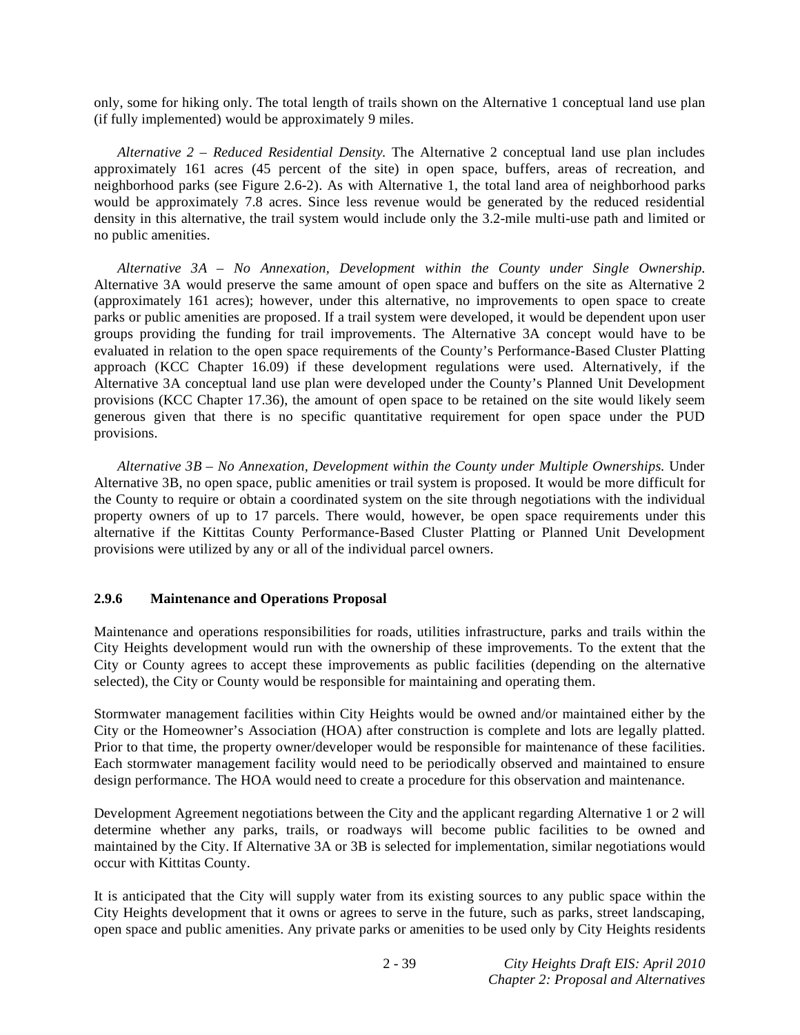only, some for hiking only. The total length of trails shown on the Alternative 1 conceptual land use plan (if fully implemented) would be approximately 9 miles.

*Alternative 2 – Reduced Residential Density.* The Alternative 2 conceptual land use plan includes approximately 161 acres (45 percent of the site) in open space, buffers, areas of recreation, and neighborhood parks (see Figure 2.6-2). As with Alternative 1, the total land area of neighborhood parks would be approximately 7.8 acres. Since less revenue would be generated by the reduced residential density in this alternative, the trail system would include only the 3.2-mile multi-use path and limited or no public amenities.

*Alternative 3A – No Annexation, Development within the County under Single Ownership.* Alternative 3A would preserve the same amount of open space and buffers on the site as Alternative 2 (approximately 161 acres); however, under this alternative, no improvements to open space to create parks or public amenities are proposed. If a trail system were developed, it would be dependent upon user groups providing the funding for trail improvements. The Alternative 3A concept would have to be evaluated in relation to the open space requirements of the County's Performance-Based Cluster Platting approach (KCC Chapter 16.09) if these development regulations were used. Alternatively, if the Alternative 3A conceptual land use plan were developed under the County's Planned Unit Development provisions (KCC Chapter 17.36), the amount of open space to be retained on the site would likely seem generous given that there is no specific quantitative requirement for open space under the PUD provisions.

*Alternative 3B – No Annexation, Development within the County under Multiple Ownerships.* Under Alternative 3B, no open space, public amenities or trail system is proposed. It would be more difficult for the County to require or obtain a coordinated system on the site through negotiations with the individual property owners of up to 17 parcels. There would, however, be open space requirements under this alternative if the Kittitas County Performance-Based Cluster Platting or Planned Unit Development provisions were utilized by any or all of the individual parcel owners.

### 2.9.6 Maintenance and Operations Proposal

Maintenance and operations responsibilities for roads, utilities infrastructure, parks and trails within the City Heights development would run with the ownership of these improvements. To the extent that the City or County agrees to accept these improvements as public facilities (depending on the alternative selected), the City or County would be responsible for maintaining and operating them.

Stormwater management facilities within City Heights would be owned and/or maintained either by the City or the Homeowner's Association (HOA) after construction is complete and lots are legally platted. Prior to that time, the property owner/developer would be responsible for maintenance of these facilities. Each stormwater management facility would need to be periodically observed and maintained to ensure design performance. The HOA would need to create a procedure for this observation and maintenance.

Development Agreement negotiations between the City and the applicant regarding Alternative 1 or 2 will determine whether any parks, trails, or roadways will become public facilities to be owned and maintained by the City. If Alternative 3A or 3B is selected for implementation, similar negotiations would occur with Kittitas County.

It is anticipated that the City will supply water from its existing sources to any public space within the City Heights development that it owns or agrees to serve in the future, such as parks, street landscaping, open space and public amenities. Any private parks or amenities to be used only by City Heights residents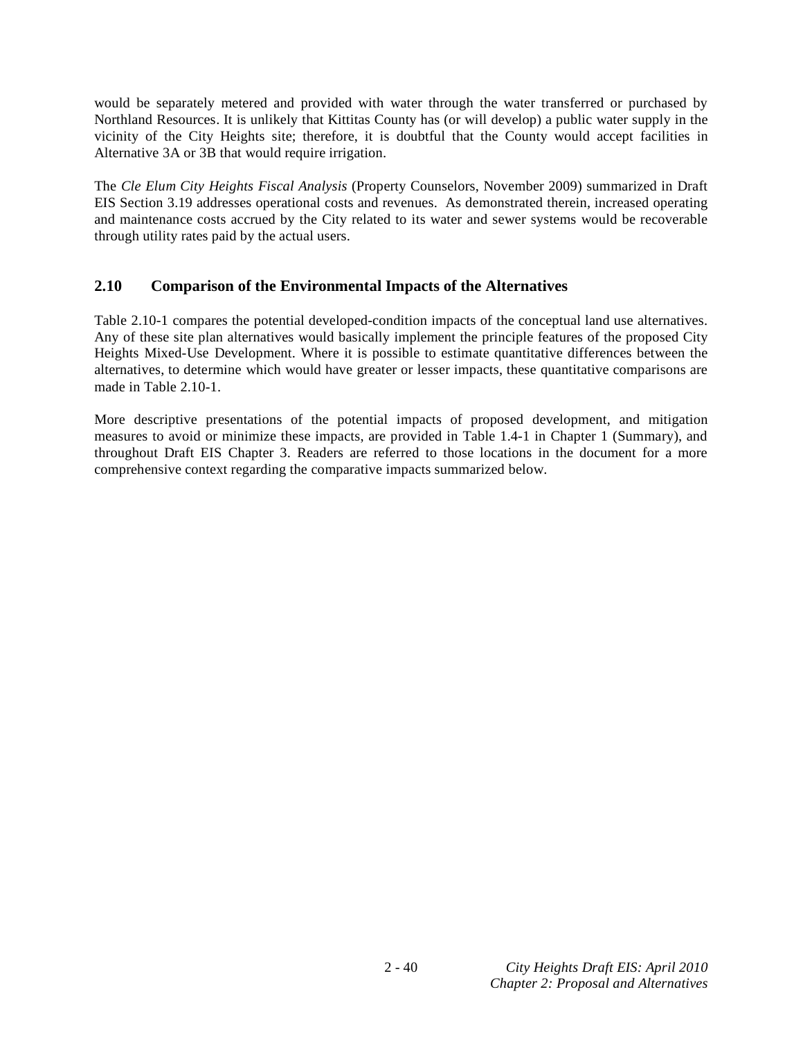would be separately metered and provided with water through the water transferred or purchased by Northland Resources. It is unlikely that Kittitas County has (or will develop) a public water supply in the vicinity of the City Heights site; therefore, it is doubtful that the County would accept facilities in Alternative 3A or 3B that would require irrigation.

The *Cle Elum City Heights Fiscal Analysis* (Property Counselors, November 2009) summarized in Draft EIS Section 3.19 addresses operational costs and revenues. As demonstrated therein, increased operating and maintenance costs accrued by the City related to its water and sewer systems would be recoverable through utility rates paid by the actual users.

## 2.10 Comparison of the Environmental Impacts of the Alternatives

Table 2.10-1 compares the potential developed-condition impacts of the conceptual land use alternatives. Any of these site plan alternatives would basically implement the principle features of the proposed City Heights Mixed-Use Development. Where it is possible to estimate quantitative differences between the alternatives, to determine which would have greater or lesser impacts, these quantitative comparisons are made in Table 2.10-1.

More descriptive presentations of the potential impacts of proposed development, and mitigation measures to avoid or minimize these impacts, are provided in Table 1.4-1 in Chapter 1 (Summary), and throughout Draft EIS Chapter 3. Readers are referred to those locations in the document for a more comprehensive context regarding the comparative impacts summarized below.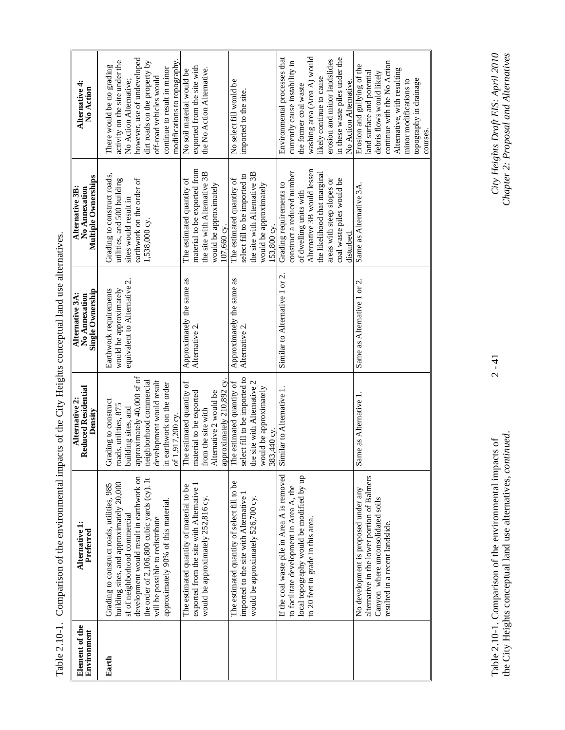Table 2.10-1. Comparison of the environmental impacts of the City Heights conceptual land use alternatives.

| Element of the Environment | Alternative 1: Preferred | Alternative 2: Reduced Residential Density | Alternative 3A: No Annexation Single Ownership | Alternative 3B: No Annexation Multiple Ownerships | Alternative 4: No Action |
|---|---|---|---|---|---|
| **Earth** | Grading to construct roads, utilities, 985 building sites, and approximately 20,000 sf of neighborhood commercial development would result in earthwork on the order of 2,106,800 cubic yards (cy). It will be possible to redistribute approximately 90% of this material. | Grading to construct roads, utilities, 875 building sites, and approximately 40,000 sf of neighborhood commercial development would result in earthwork on the order of 1,917,200 cy. | Earthwork requirements would be approximately equivalent to Alternative 2. | Grading to construct roads, utilities, and 500 building sites would result in earthwork on the order of 1,538,000 cy. | There would be no grading activity on the site under the No Action Alternative; however, use of undeveloped dirt roads on the property by off-road vehicles would continue to result in minor modifications to topography. |
| | The estimated quantity of material to be exported from the site with Alternative 1 would be approximately 252,816 cy. | The estimated quantity of material to be exported from the site with Alternative 2 would be approximately 210,892 cy. | Approximately the same as Alternative 2. | The estimated quantity of material to be exported from the site with Alternative 3B would be approximately 107,660 cy. | No soil material would be exported from the site with the No Action Alternative. |
| | The estimated quantity of select fill to be imported to the site with Alternative 1 would be approximately 526,700 cy. | The estimated quantity of select fill to be imported to the site with Alternative 2 would be approximately 383,440 cy. | Approximately the same as Alternative 2. | The estimated quantity of select fill to be imported to the site with Alternative 3B would be approximately 153,800 cy. | No select fill would be imported to the site. |
| | If the coal waste pile in Area A is removed to facilitate development in Area A, the local topography would be modified by up to 20 feet in grade in this area. | Similar to Alternative 1. | Similar to Alternative 1 or 2. | Grading requirements to construct a reduced number of dwelling units with Alternative 3B would lessen the likelihood that marginal areas with steep slopes or coal waste piles would be disturbed. | Environmental processes that currently cause instability in the former coal waste washing area (Area A) would likely continue to cause erosion and minor landslides in these waste piles under the No Action Alternative. |
| | No development is proposed under any alternative in the lower portion of Balmers Canyon where unconsolidated soils resulted in a recent landslide. | Same as Alternative 1. | Same as Alternative 1 or 2. | Same as Alternative 3A. | Erosion and gullying of the land surface and potential debris flows would likely continue with the No Action Alternative, with resulting minor modifications to topography in drainage courses. |

Table 2.10-1. Comparison of the environmental impacts of the City Heights conceptual land use alternatives, *continued*.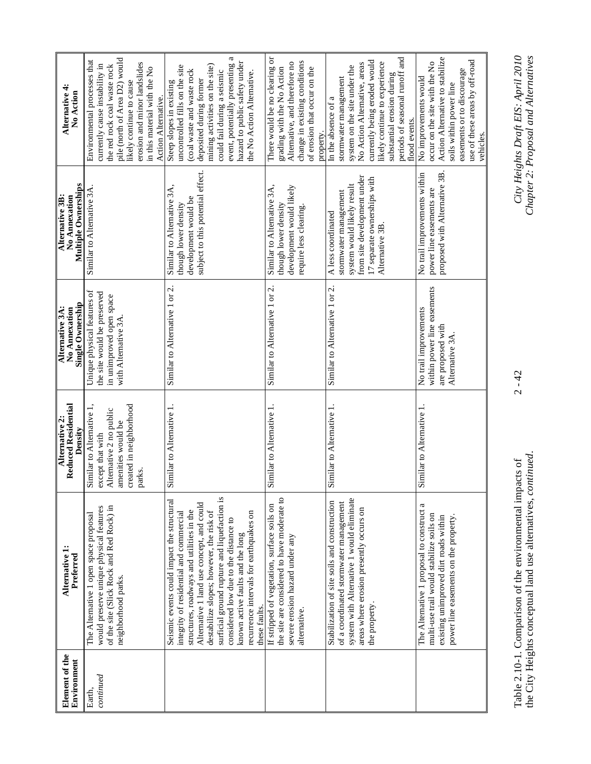| Element of the Environment | Alternative 1: Preferred | Alternative 2: Reduced Residential Density | Alternative 3A: No Annexation Single Ownership | Alternative 3B: No Annexation Multiple Ownerships | Alternative 4: No Action |
|---|---|---|---|---|---|
| Earth, *continued* | The Alternative 1 open space proposal would preserve unique physical features of the site (Slick Rock and Red Rock) in neighborhood parks. | Similar to Alternative 1, except that with Alternative 2 no public amenities would be created in neighborhood parks. | Unique physical features of the site would be preserved in unimproved open space with Alternative 3A. | Similar to Alternative 3A. | Environmental processes that currently cause instability in the red rock coal waste rock pile (north of Area D2) would likely continue to cause erosion and minor landslides in this material with the No Action Alternative. |
| | Seismic events could impact the structural integrity of residential and commercial structures, roadways and utilities in the Alternative 1 land use concept, and could destabilize slopes; however, the risk of surficial ground rupture and liquefaction is considered low due to the distance to known active faults and the long recurrence intervals for earthquakes on these faults. | Similar to Alternative 1. | Similar to Alternative 1 or 2. | Similar to Alternative 3A, though lower density development would be subject to this potential effect. | Steep slopes in existing uncontrolled fills on the site (coal waste and waste rock deposited during former mining activities on the site) could fail during a seismic event, potentially presenting a hazard to public safety under the No Action Alternative. |
| | If stripped of vegetation, surface soils on the site are considered to have moderate to severe erosion hazard under any alternative. | Similar to Alternative 1. | Similar to Alternative 1 or 2. | Similar to Alternative 3A, though lower density development would likely require less clearing. | There would be no clearing or grading with the No Action Alternative, and therefore no change in existing conditions of erosion that occur on the property. |
| | Stabilization of site soils and construction of a coordinated stormwater management system with Alternative 1 would eliminate areas where erosion presently occurs on the property. | Similar to Alternative 1. | Similar to Alternative 1 or 2. | A less coordinated stormwater management system would likely result from site development under 17 separate ownerships with Alternative 3B. | In the absence of a stormwater management system on the site under the No Action Alternative, areas currently being eroded would likely continue to experience substantial erosion during periods of seasonal runoff and flood events. |
| | The Alternative 1 proposal to construct a multi-use trail would stabilize soils on existing unimproved dirt roads within power line easements on the property. | Similar to Alternative 1. | No trail improvements within power line easements are proposed with Alternative 3A. | No trail improvements within power line easements are proposed with Alternative 3B. | No improvements would occur on the site with the No Action Alternative to stabilize soils within power line easements or to discourage use of these areas by off-road vehicles. |

Table 2.10-1. Comparison of the environmental impacts of the City Heights conceptual land use alternatives, *continued*.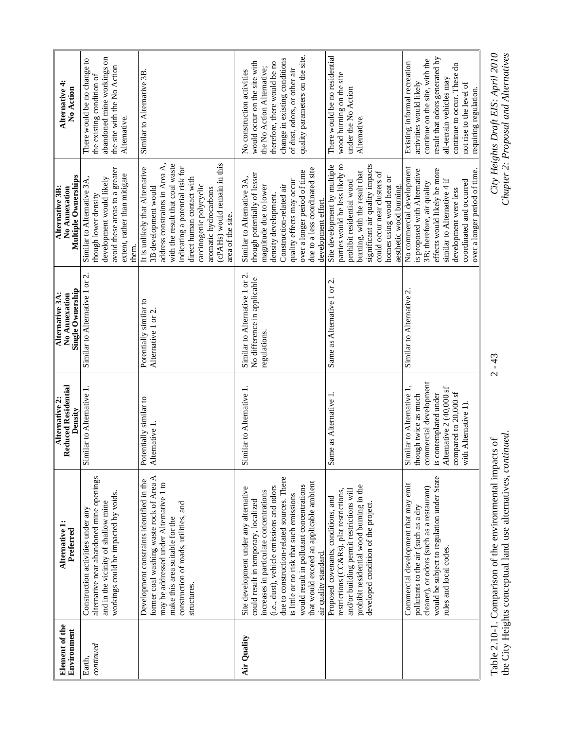| Element of the Environment | Alternative 1: Preferred | Alternative 2: Reduced Residential Density | Alternative 3A: No Annexation Single Ownership | Alternative 3B: No Annexation Multiple Ownerships | Alternative 4: No Action |
|---|---|---|---|---|---|
| Earth, *continued* | Construction activities under any alternative near abandoned mine openings and in the vicinity of shallow mine workings could be impacted by voids. | Similar to Alternative 1. | Similar to Alternative 1 or 2. | Similar to Alternative 3A, though lower density development would likely avoid these areas to a greater extent, rather than mitigate them. | There would be no change to the existing condition of abandoned mine workings on the site with the No Action Alternative. |
| | Development constraints identified in the former coal washing waste rock of Area A may be addressed under Alternative 1 to make this area suitable for the construction of roads, utilities, and structures. | Potentially similar to Alternative 1. | Potentially similar to Alternative 1 or 2. | It is unlikely that Alternative 3B development would address constraints in Area A, with the result that coal waste indicating a potential risk for direct human contact with carcinogenic polycyclic aromatic hydrocarbons (cPAHs) would remain in this area of the site. | Similar to Alternative 3B. |
| **Air Quality** | Site development under any alternative could result in temporary, localized increases in particulate concentrations (i.e., dust), vehicle emissions and odors due to construction-related sources. There is little or no risk that such emissions would result in pollutant concentrations that would exceed an applicable ambient air quality standard. | Similar to Alternative 1. | Similar to Alternative 1 or 2. No difference in applicable regulations. | Similar to Alternative 3A, though potentially of lesser magnitude due to lower density development. Construction-related air quality effects may occur over a longer period of time due to a less coordinated site development effort. | No construction activities would occur on the site with the No Action Alternative; therefore, there would be no change in existing conditions of dust, odors, or other air quality parameters on the site. |
| | Proposed covenants, conditions, and restrictions (CC&Rs), plat restrictions, and/or building permit restrictions will prohibit residential wood burning in the developed condition of the project. | Same as Alternative 1. | Same as Alternative 1 or 2. | Site development by multiple parties would be less likely to prohibit residential wood burning, with the result that significant air quality impacts could occur near clusters of homes using wood heat or aesthetic wood burning. | There would be no residential wood burning on the site under the No Action Alternative. |
| | Commercial development that may emit pollutants to the air (such as a dry cleaner), or odors (such as a restaurant) would be subject to regulation under State rules and local codes. | Similar to Alternative 1, though twice as much commercial development is contemplated under Alternative 2 (40,000 sf compared to 20,000 sf with Alternative 1). | Similar to Alternative 2. | No commercial development is proposed with Alternative 3B; therefore, air quality effects would likely be more similar to Alternative 4 if development were less coordinated and occurred over a longer period of time. | Existing informal recreation activities would likely continue on the site, with the result that odors generated by all-terrain vehicles may continue to occur. These do not rise to the level of requiring regulation. |

Table 2.10-1. Comparison of the environmental impacts of the City Heights conceptual land use alternatives, *continued*.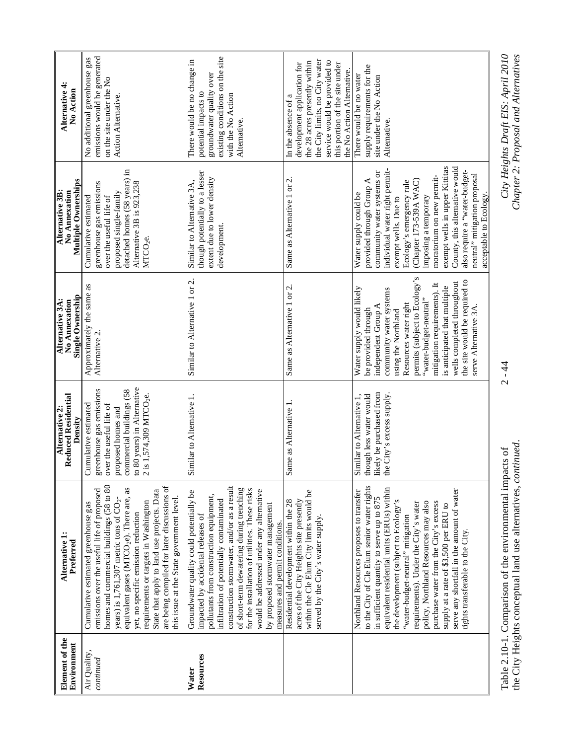| Element of the Environment | Alternative 1: Preferred | Alternative 2: Reduced Residential Density | Alternative 3A: No Annexation Single Ownership | Alternative 3B: No Annexation Multiple Ownerships | Alternative 4: No Action |
|---|---|---|---|---|---|
| Air Quality, *continued* | Cumulative estimated greenhouse gas emissions over the useful life of proposed homes and commercial buildings (58 to 80 years) is 1,761,307 metric tons of $CO_2$-equivalent gases ($MTCO_2e$). There are, as yet, no specific emission reduction requirements or targets in Washington State that apply to land use projects. Data are being compiled for later discussions of this issue at the State government level. | Cumulative estimated greenhouse gas emissions over the useful life of proposed homes and commercial buildings (58 to 80 years) in Alternative 2 is 1,574,309 $MTCO_2e$. | Approximately the same as Alternative 2. | Cumulative estimated greenhouse gas emissions over the useful life of proposed single-family detached homes (58 years) in Alternative 3B is 923,238 $MTCO_2e$. | No additional greenhouse gas emissions would be generated on the site under the No Action Alternative. |
| **Water Resources** | Groundwater quality could potentially be impacted by accidental releases of pollutants from construction equipment, infiltration of potentially contaminated construction stormwater, and/or as a result of short-term dewatering during trenching for the installation of utilities. These risks would be addressed under any alternative by proposed stormwater management measures and permit conditions. | Similar to Alternative 1. | Similar to Alternative 1 or 2. | Similar to Alternative 3A, though potentially to a lesser extent due to lower density development. | There would be no change in potential impacts to groundwater quality over existing conditions on the site with the No Action Alternative. |
| | Residential development within the 28 acres of the City Heights site presently within the Cle Elum City limits would be served by the City's water supply. | Same as Alternative 1. | Same as Alternative 1 or 2. | Same as Alternative 1 or 2. | In the absence of a development application for the 28 acres presently within the City limits, no City water service would be provided to this portion of the site under the No Action Alternative. |
| | Northland Resources proposes to transfer to the City of Cle Elum senior water rights in sufficient quantity to serve up to 875 equivalent residential units (ERUs) within the development (subject to Ecology's "water-budget-neutral" mitigation requirements). Under the City's water policy, Northland Resources may also purchase water from the City's excess supply at a rate of $3,500 per ERU to serve any shortfall in the amount of water rights transferable to the City. | Similar to Alternative 1, though less water would likely be purchased from the City's excess supply. | Water supply would likely be provided through independent Group A community water systems using the Northland Resources water right permits (subject to Ecology's "water-budget-neutral" mitigation requirements). It is anticipated that multiple wells completed throughout the site would be required to serve Alternative 3A. | Water supply could be provided through Group A community water systems or individual water right permit-exempt wells. Due to Ecology's emergency rule (Chapter 173-539A WAC) imposing a temporary moratorium on new permit-exempt wells in upper Kittitas County, this alternative would also require a "water-budget-neutral" mitigation proposal acceptable to Ecology. | There would be no water supply requirements for the site under the No Action Alternative. |

Table 2.10-1. Comparison of the environmental impacts of the City Heights conceptual land use alternatives, *continued.*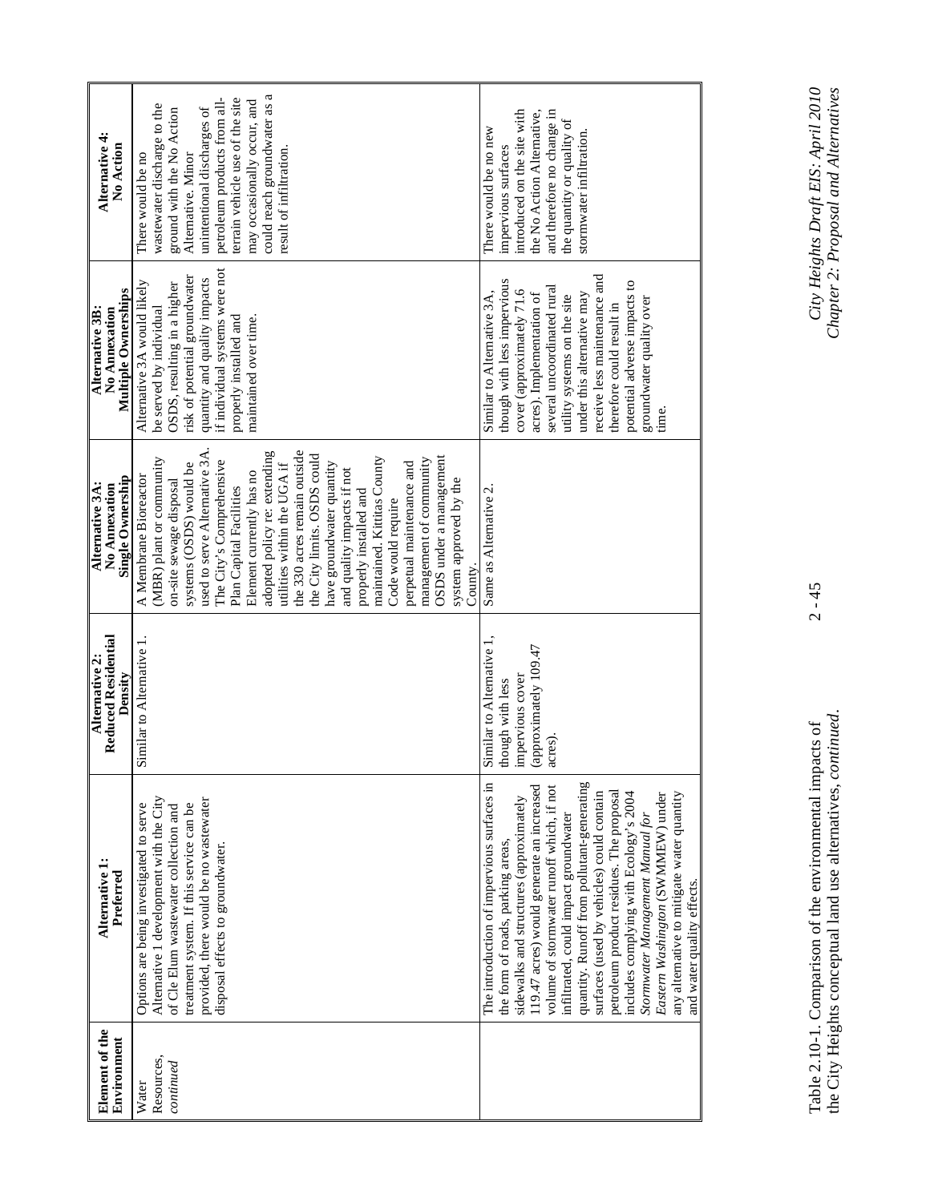| Element of the Environment | Alternative 1: Preferred | Alternative 2: Reduced Residential Density | Alternative 3A: No Annexation Single Ownership | Alternative 3B: No Annexation Multiple Ownerships | Alternative 4: No Action |
|---|---|---|---|---|---|
| Water Resources, *continued* | Options are being investigated to serve Alternative 1 development with the City of Cle Elum wastewater collection and treatment system. If this service can be provided, there would be no wastewater disposal effects to groundwater. | Similar to Alternative 1. | A Membrane Bioreactor (MBR) plant or community on-site sewage disposal systems (OSDS) would be used to serve Alternative 3A. The City's Comprehensive Plan Capital Facilities Element currently has no adopted policy re: extending utilities within the UGA if the 330 acres remain outside the City limits. OSDS could have groundwater quantity and quality impacts if not properly installed and maintained. Kittitas County Code would require perpetual maintenance and management of community OSDS under a management system approved by the County. | Alternative 3A would likely be served by individual OSDS, resulting in a higher risk of potential groundwater quantity and quality impacts if individual systems were not properly installed and maintained over time. | There would be no wastewater discharge to the ground with the No Action Alternative. Minor unintentional discharges of petroleum products from all-terrain vehicle use of the site may occasionally occur, and could reach groundwater as a result of infiltration. |
| | The introduction of impervious surfaces in the form of roads, parking areas, sidewalks and structures (approximately 119.47 acres) would generate an increased volume of stormwater runoff which, if not infiltrated, could impact groundwater quantity. Runoff from pollutant-generating surfaces (used by vehicles) could contain petroleum product residues. The proposal includes complying with Ecology's 2004 *Stormwater Management Manual for Eastern Washington* (SWMMEW) under any alternative to mitigate water quantity and water quality effects. | Similar to Alternative 1, though with less impervious cover (approximately 109.47 acres). | Same as Alternative 2. | Similar to Alternative 3A, though with less impervious cover (approximately 71.6 acres). Implementation of several uncoordinated rural utility systems on the site under this alternative may receive less maintenance and therefore could result in potential adverse impacts to groundwater quality over time. | There would be no new impervious surfaces introduced on the site with the No Action Alternative, and therefore no change in the quantity or quality of stormwater infiltration. |

Table 2.10-1. Comparison of the environmental impacts of the City Heights conceptual land use alternatives, *continued*.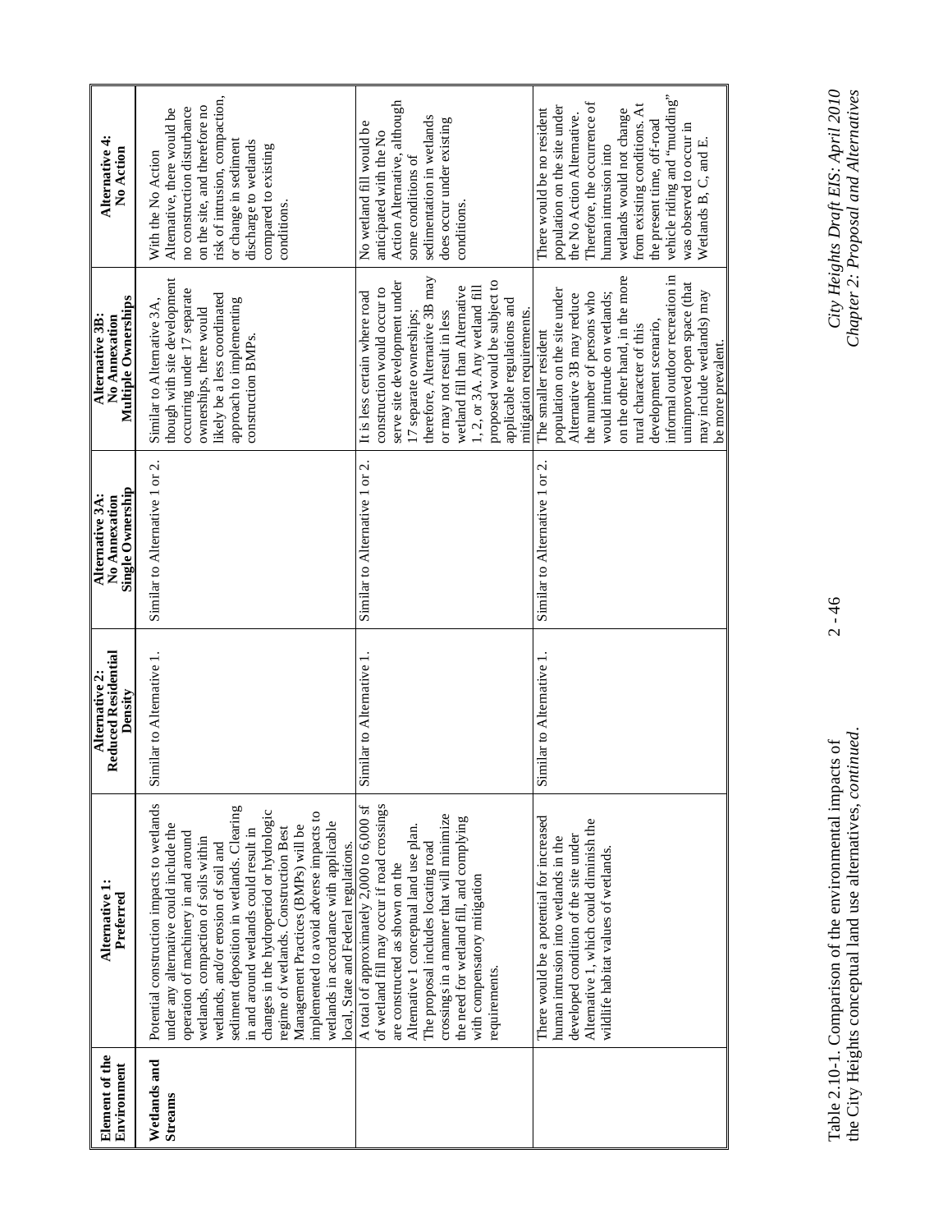| Element of the Environment | Alternative 1: Preferred | Alternative 2: Reduced Residential Density | Alternative 3A: No Annexation Single Ownership | Alternative 3B: No Annexation Multiple Ownerships | Alternative 4: No Action |
|---|---|---|---|---|---|
| **Wetlands and Streams** | Potential construction impacts to wetlands under any alternative could include the operation of machinery in and around wetlands, compaction of soils within wetlands, and/or erosion of soil and sediment deposition in wetlands. Clearing in and around wetlands could result in changes in the hydroperiod or hydrologic regime of wetlands. Construction Best Management Practices (BMPs) will be implemented to avoid adverse impacts to wetlands in accordance with applicable local, State and Federal regulations. | Similar to Alternative 1. | Similar to Alternative 1 or 2. | Similar to Alternative 3A, though with site development occurring under 17 separate ownerships, there would likely be a less coordinated approach to implementing construction BMPs. | With the No Action Alternative, there would be no construction disturbance on the site, and therefore no risk of intrusion, compaction, or change in sediment discharge to wetlands compared to existing conditions. |
| | A total of approximately 2,000 to 6,000 sf of wetland fill may occur if road crossings are constructed as shown on the Alternative 1 conceptual land use plan. The proposal includes locating road crossings in a manner that will minimize the need for wetland fill, and complying with compensatory mitigation requirements. | Similar to Alternative 1. | Similar to Alternative 1 or 2. | It is less certain where road construction would occur to serve site development under 17 separate ownerships; therefore, Alternative 3B may or may not result in less wetland fill than Alternative 1, 2, or 3A. Any wetland fill proposed would be subject to applicable regulations and mitigation requirements. | No wetland fill would be anticipated with the No Action Alternative, although some conditions of sedimentation in wetlands does occur under existing conditions. |
| | There would be a potential for increased human intrusion into wetlands in the developed condition of the site under Alternative 1, which could diminish the wildlife habitat values of wetlands. | Similar to Alternative 1. | Similar to Alternative 1 or 2. | The smaller resident population on the site under Alternative 3B may reduce the number of persons who would intrude on wetlands; on the other hand, in the more rural character of this development scenario, informal outdoor recreation in unimproved open space (that may include wetlands) may be more prevalent. | There would be no resident population on the site under the No Action Alternative. Therefore, the occurrence of human intrusion into wetlands would not change from existing conditions. At the present time, off-road vehicle riding and "mudding" was observed to occur in Wetlands B, C, and E. |

Table 2.10-1. Comparison of the environmental impacts of the City Heights conceptual land use alternatives, *continued*.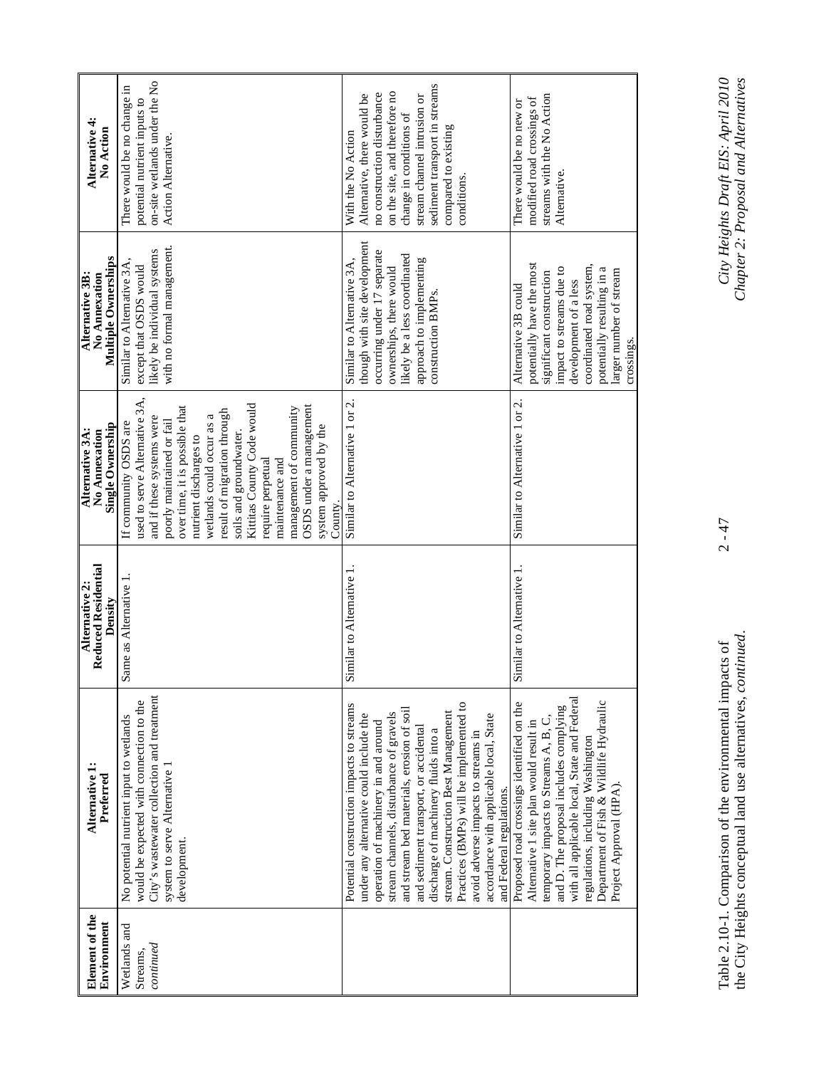| Element of the Environment | Alternative 1: Preferred | Alternative 2: Reduced Residential Density | Alternative 3A: No Annexation Single Ownership | Alternative 3B: No Annexation Multiple Ownerships | Alternative 4: No Action |
|---|---|---|---|---|---|
| Wetlands and Streams, *continued* | No potential nutrient input to wetlands would be expected with connection to the City's wastewater collection and treatment system to serve Alternative 1 development. | Same as Alternative 1. | If community OSDS are used to serve Alternative 3A, and if these systems were poorly maintained or fail over time, it is possible that nutrient discharges to wetlands could occur as a result of migration through soils and groundwater. Kittitas County Code would require perpetual maintenance and management of community OSDS under a management system approved by the County. | Similar to Alternative 3A, except that OSDS would likely be individual systems with no formal management. | There would be no change in potential nutrient inputs to on-site wetlands under the No Action Alternative. |
| | Potential construction impacts to streams under any alternative could include the operation of machinery in and around stream channels, disturbance of gravels and stream bed materials, erosion of soil and sediment transport, or accidental discharge of machinery fluids into a stream. Construction Best Management Practices (BMPs) will be implemented to avoid adverse impacts to streams in accordance with applicable local, State and Federal regulations. | Similar to Alternative 1. | Similar to Alternative 1 or 2. | Similar to Alternative 3A, though with site development occurring under 17 separate ownerships, there would likely be a less coordinated approach to implementing construction BMPs. | With the No Action Alternative, there would be no construction disturbance on the site, and therefore no change in conditions of stream channel intrusion or sediment transport in streams compared to existing conditions. |
| | Proposed road crossings identified on the Alternative 1 site plan would result in temporary impacts to Streams A, B, C, and D. The proposal includes complying with all applicable local, State and Federal regulations, including Washington Department of Fish & Wildlife Hydraulic Project Approval (HPA). | Similar to Alternative 1. | Similar to Alternative 1 or 2. | Alternative 3B could potentially have the most significant construction impact to streams due to development of a less coordinated road system, potentially resulting in a larger number of stream crossings. | There would be no new or modified road crossings of streams with the No Action Alternative. |

Table 2.10-1. Comparison of the environmental impacts of the City Heights conceptual land use alternatives, *continued*.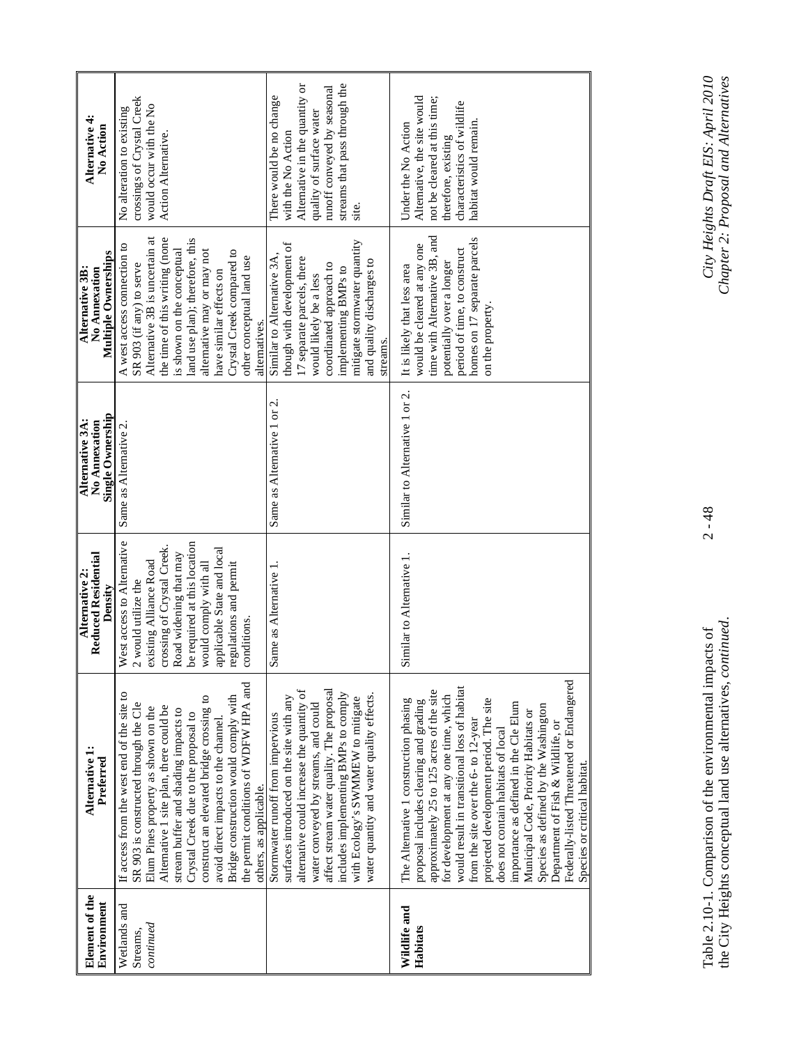| Element of the Environment | Alternative 1: Preferred | Alternative 2: Reduced Residential Density | Alternative 3A: No Annexation Single Ownership | Alternative 3B: No Annexation Multiple Ownerships | Alternative 4: No Action |
|---|---|---|---|---|---|
| Wetlands and Streams, *continued* | If access from the west end of the site to SR 903 is constructed through the Cle Elum Pines property as shown on the Alternative 1 site plan, there could be stream buffer and shading impacts to Crystal Creek due to the proposal to construct an elevated bridge crossing to avoid direct impacts to the channel. Bridge construction would comply with the permit conditions of WDFW HPA and others, as applicable. | West access to Alternative 2 would utilize the existing Alliance Road crossing of Crystal Creek. Road widening that may be required at this location would comply with all applicable State and local regulations and permit conditions. | Same as Alternative 2. | A west access connection to SR 903 (if any) to serve Alternative 3B is uncertain at the time of this writing (none is shown on the conceptual land use plan); therefore, this alternative may or may not have similar effects on Crystal Creek compared to other conceptual land use alternatives. | No alteration to existing crossings of Crystal Creek would occur with the No Action Alternative. |
| | Stormwater runoff from impervious surfaces introduced on the site with any alternative could increase the quantity of water conveyed by streams, and could affect stream water quality. The proposal includes implementing BMPs to comply with Ecology's SWMMEW to mitigate water quantity and water quality effects. | Same as Alternative 1. | Same as Alternative 1 or 2. | Similar to Alternative 3A, though with development of 17 separate parcels, there would likely be a less coordinated approach to implementing BMPs to mitigate stormwater quantity and quality discharges to streams. | There would be no change with the No Action Alternative in the quantity or quality of surface water runoff conveyed by seasonal streams that pass through the site. |
| **Wildlife and Habitats** | The Alternative 1 construction phasing proposal includes clearing and grading approximately 25 to 125 acres of the site for development at any one time, which would result in transitional loss of habitat from the site over the 6- to 12-year projected development period. The site does not contain habitats of local importance as defined in the Cle Elum Municipal Code, Priority Habitats or Species as defined by the Washington Department of Fish & Wildlife, or Federally-listed Threatened or Endangered Species or critical habitat. | Similar to Alternative 1. | Similar to Alternative 1 or 2. | It is likely that less area would be cleared at any one time with Alternative 3B, and potentially over a longer period of time, to construct homes on 17 separate parcels on the property. | Under the No Action Alternative, the site would not be cleared at this time; therefore, existing characteristics of wildlife habitat would remain. |

Table 2.10-1. Comparison of the environmental impacts of the City Heights conceptual land use alternatives, *continued.*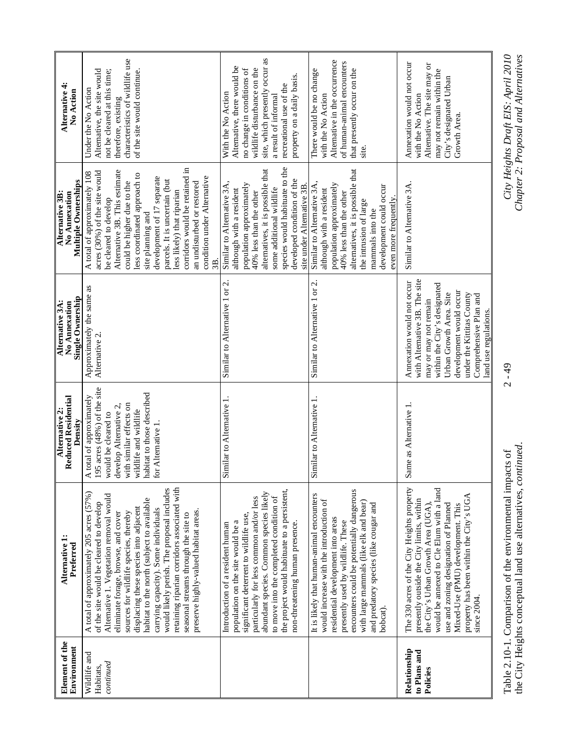| Element of the Environment | Alternative 1: Preferred | Alternative 2: Reduced Residential Density | Alternative 3A: No Annexation Single Ownership | Alternative 3B: No Annexation Multiple Ownerships | Alternative 4: No Action |
|---|---|---|---|---|---|
| Wildlife and Habitats, *continued* | A total of approximately 205 acres (57%) of the site would be cleared to develop Alternative 1. Vegetation removal would eliminate forage, browse, and cover sources for wildlife species, thereby displacing these species into adjacent habitat to the north (subject to available carrying capacity). Some individuals would likely perish. The proposal includes retaining riparian corridors associated with seasonal streams through the site to preserve highly-valued habitat areas. | A total of approximately 195 acres (48%) of the site would be cleared to develop Alternative 2, with similar effects on wildlife and wildlife habitat to those described for Alternative 1. | Approximately the same as Alternative 2. | A total of approximately 108 acres (30%) of the site would be cleared to develop Alternative 3B. This estimate could be higher due to the less coordinated approach to site planning and development of 17 separate parcels. It is uncertain (but less likely) that riparian corridors would be retained in an undisturbed or restored condition under Alternative 3B. | Under the No Action Alternative, the site would not be cleared at this time; therefore, existing characteristics of wildlife use of the site would continue. |
| | Introduction of a resident human population on the site would be a significant deterrent to wildlife use, particularly for less common and/or less abundant species. Common species likely to move into the completed condition of the project would habituate to a persistent, non-threatening human presence. | Similar to Alternative 1. | Similar to Alternative 1 or 2. | Similar to Alternative 3A, although with a resident population approximately 40% less than the other alternatives, it is possible that some additional wildlife species would habituate to the developed condition of the site under Alternative 3B. | With the No Action Alternative, there would be no change in conditions of wildlife disturbance on the site, which presently occur as a result of informal recreational use of the property on a daily basis. |
| | It is likely that human-animal encounters would increase with the introduction of residential development into areas presently used by wildlife. These encounters could be potentially dangerous with large mammals (like elk and bear) and predatory species (like cougar and bobcat). | Similar to Alternative 1. | Similar to Alternative 1 or 2. | Similar to Alternative 3A, although with a resident population approximately 40% less than the other alternatives, it is possible that the intrusion of large mammals into the development could occur even more frequently. | There would be no change with the No Action Alternative in the occurrence of human-animal encounters that presently occur on the site. |
| **Relationship to Plans and Policies** | The 330 acres of the City Heights property presently outside the City limits, within the City's Urban Growth Area (UGA), would be annexed to Cle Elum with a land use and zoning designation of Planned Mixed-Use (PMU) development. This property has been within the City's UGA since 2004. | Same as Alternative 1. | Annexation would not occur with Alternative 3B. The site may or may not remain within the City's designated Urban Growth Area. Site development would occur under the Kittitas County Comprehensive Plan and land use regulations. | Similar to Alternative 3A. | Annexation would not occur with the No Action Alternative. The site may or may not remain within the City's designated Urban Growth Area. |

Table 2.10-1. Comparison of the environmental impacts of the City Heights conceptual land use alternatives, *continued*.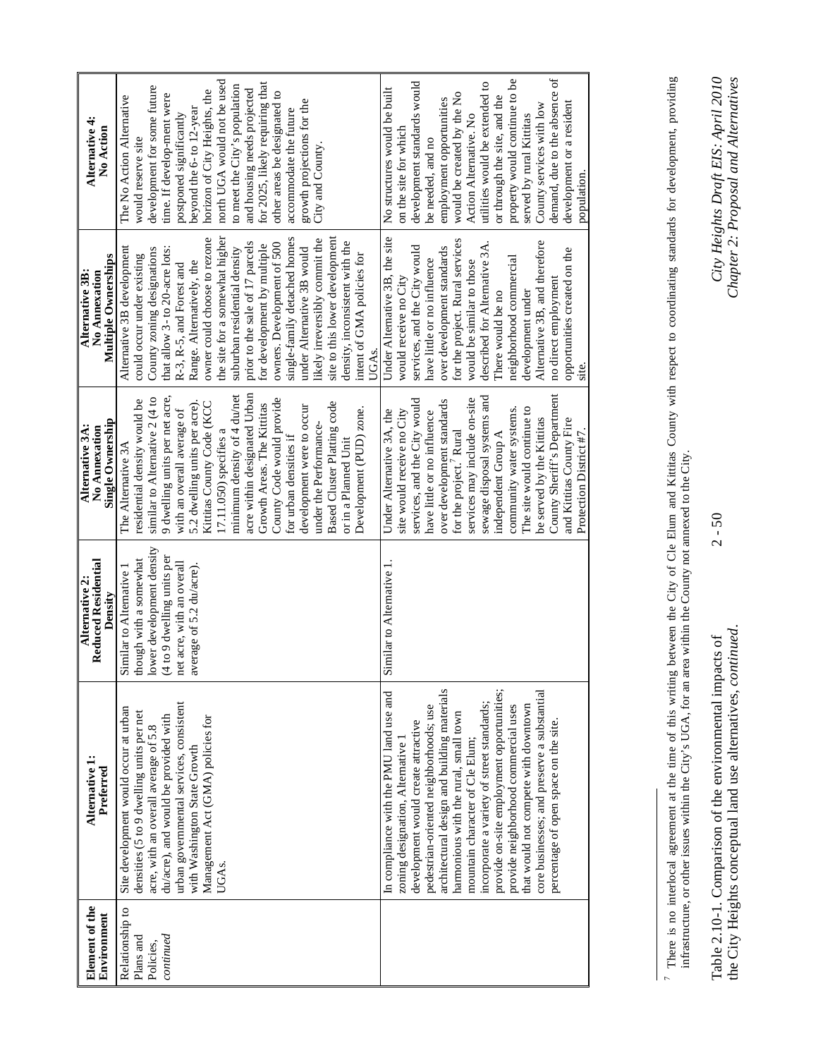| Element of the Environment | Alternative 1: Preferred | Alternative 2: Reduced Residential Density | Alternative 3A: No Annexation Single Ownership | Alternative 3B: No Annexation Multiple Ownerships | Alternative 4: No Action |
|---|---|---|---|---|---|
| Relationship to Plans and Policies, *continued* | Site development would occur at urban densities (5 to 9 dwelling units per net acre, with an overall average of 5.8 du/acre), and would be provided with urban governmental services, consistent with Washington State Growth Management Act (GMA) policies for UGAs. | Similar to Alternative 1 though with a somewhat lower development density (4 to 9 dwelling units per net acre, with an overall average of 5.2 du/acre). | The Alternative 3A residential density would be similar to Alternative 2 (4 to 9 dwelling units per net acre, with an overall average of 5.2 dwelling units per acre). Kittitas County Code (KCC 17.11.050) specifies a minimum density of 4 du/net acre within designated Urban Growth Areas. The Kittitas County Code would provide for urban densities if development were to occur under the Performance-Based Cluster Platting code or in a Planned Unit Development (PUD) zone. | Alternative 3B development could occur under existing County zoning designations that allow 3- to 20-acre lots: R-3, R-5, and Forest and Range. Alternatively, the owner could choose to rezone the site for a somewhat higher suburban residential density prior to the sale of 17 parcels for development by multiple owners. Development of 500 single-family detached homes under Alternative 3B would likely irreversibly commit the site to this lower development density, inconsistent with the intent of GMA policies for UGAs. | The No Action Alternative would reserve site development for some future time. If develop-ment were postponed significantly beyond the 6- to 12-year horizon of City Heights, the north UGA would not be used to meet the City's population and housing needs projected for 2025, likely requiring that other areas be designated to accommodate the future growth projections for the City and County. |
| | In compliance with the PMU land use and zoning designation, Alternative 1 development would create attractive pedestrian-oriented neighborhoods; use architectural design and building materials harmonious with the rural, small town mountain character of Cle Elum; incorporate a variety of street standards; provide on-site employment opportunities; provide neighborhood commercial uses that would not compete with downtown core businesses; and preserve a substantial percentage of open space on the site. | Similar to Alternative 1. | Under Alternative 3A, the site would receive no City services, and the City would have little or no influence over development standards for the project.[7] Rural services may include on-site sewage disposal systems and independent Group A community water systems. The site would continue to be served by the Kittitas County Sheriff's Department and Kittitas County Fire Protection District #7. | Under Alternative 3B, the site would receive no City services, and the City would have little or no influence over development standards for the project. Rural services would be similar to those described for Alternative 3A. There would be no neighborhood commercial development under Alternative 3B, and therefore no direct employment opportunities created on the site. | No structures would be built on the site for which development standards would be needed, and no employment opportunities would be created by the No Action Alternative. No utilities would be extended to or through the site, and the property would continue to be served by rural Kittitas County services with low demand, due to the absence of development or a resident population. |

[7] There is no interlocal agreement at the time of this writing between the City of Cle Elum and Kittitas County with respect to coordinating standards for development, providing infrastructure, or other issues within the City's UGA, for an area within the County not annexed to the City.

Table 2.10-1. Comparison of the environmental impacts of the City Heights conceptual land use alternatives, *continued*.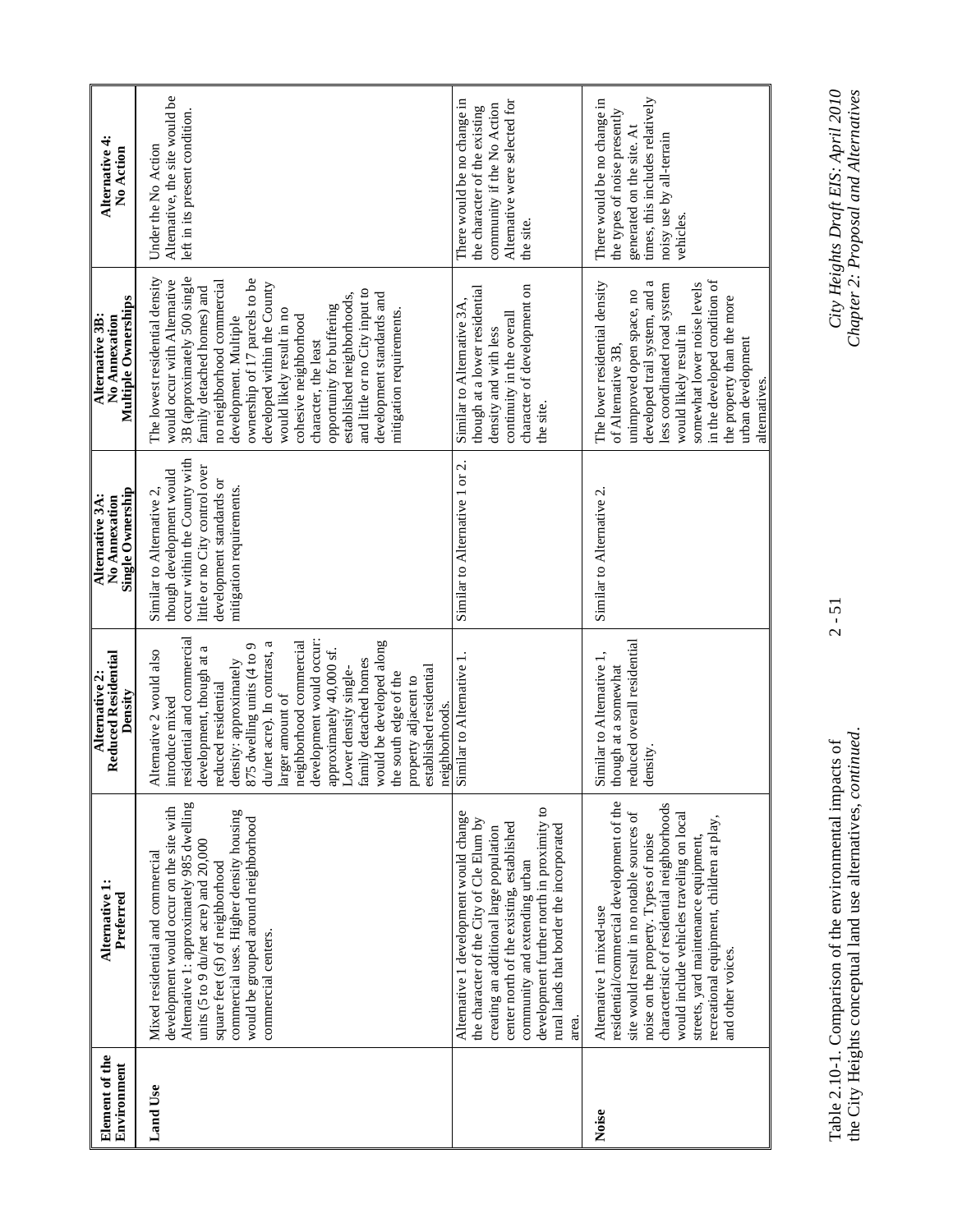| Element of the Environment | Alternative 1: Preferred | Alternative 2: Reduced Residential Density | Alternative 3A: No Annexation Single Ownership | Alternative 3B: No Annexation Multiple Ownerships | Alternative 4: No Action |
|---|---|---|---|---|---|
| **Land Use** | Mixed residential and commercial development would occur on the site with Alternative 1: approximately 985 dwelling units (5 to 9 du/net acre) and 20,000 square feet (sf) of neighborhood commercial uses. Higher density housing would be grouped around neighborhood commercial centers. | Alternative 2 would also introduce mixed residential and commercial development, though at a reduced residential density: approximately 875 dwelling units (4 to 9 du/net acre). In contrast, a larger amount of neighborhood commercial development would occur: approximately 40,000 sf. Lower density single-family detached homes would be developed along the south edge of the property adjacent to established residential neighborhoods. | Similar to Alternative 2, though development would occur within the County with little or no City control over development standards or mitigation requirements. | The lowest residential density would occur with Alternative 3B (approximately 500 single family detached homes) and no neighborhood commercial development. Multiple ownership of 17 parcels to be developed within the County would likely result in no cohesive neighborhood character, the least opportunity for buffering established neighborhoods, and little or no City input to development standards and mitigation requirements. | Under the No Action Alternative, the site would be left in its present condition. |
| | Alternative 1 development would change the character of the City of Cle Elum by creating an additional large population center north of the existing, established community and extending urban development further north in proximity to rural lands that border the incorporated area. | Similar to Alternative 1. | Similar to Alternative 1 or 2. | Similar to Alternative 3A, though at a lower residential density and with less continuity in the overall character of development on the site. | There would be no change in the character of the existing community if the No Action Alternative were selected for the site. |
| **Noise** | Alternative 1 mixed-use residential/commercial development of the site would result in no notable sources of noise on the property. Types of noise characteristic of residential neighborhoods would include vehicles traveling on local streets, yard maintenance equipment, recreational equipment, children at play, and other voices. | Similar to Alternative 1, though at a somewhat reduced overall residential density. | Similar to Alternative 2. | The lower residential density of Alternative 3B, unimproved open space, no developed trail system, and a less coordinated road system would likely result in somewhat lower noise levels in the developed condition of the property than the more urban development alternatives. | There would be no change in the types of noise presently generated on the site. At times, this includes relatively noisy use by all-terrain vehicles. |

Table 2.10-1. Comparison of the environmental impacts of the City Heights conceptual land use alternatives, *continued.*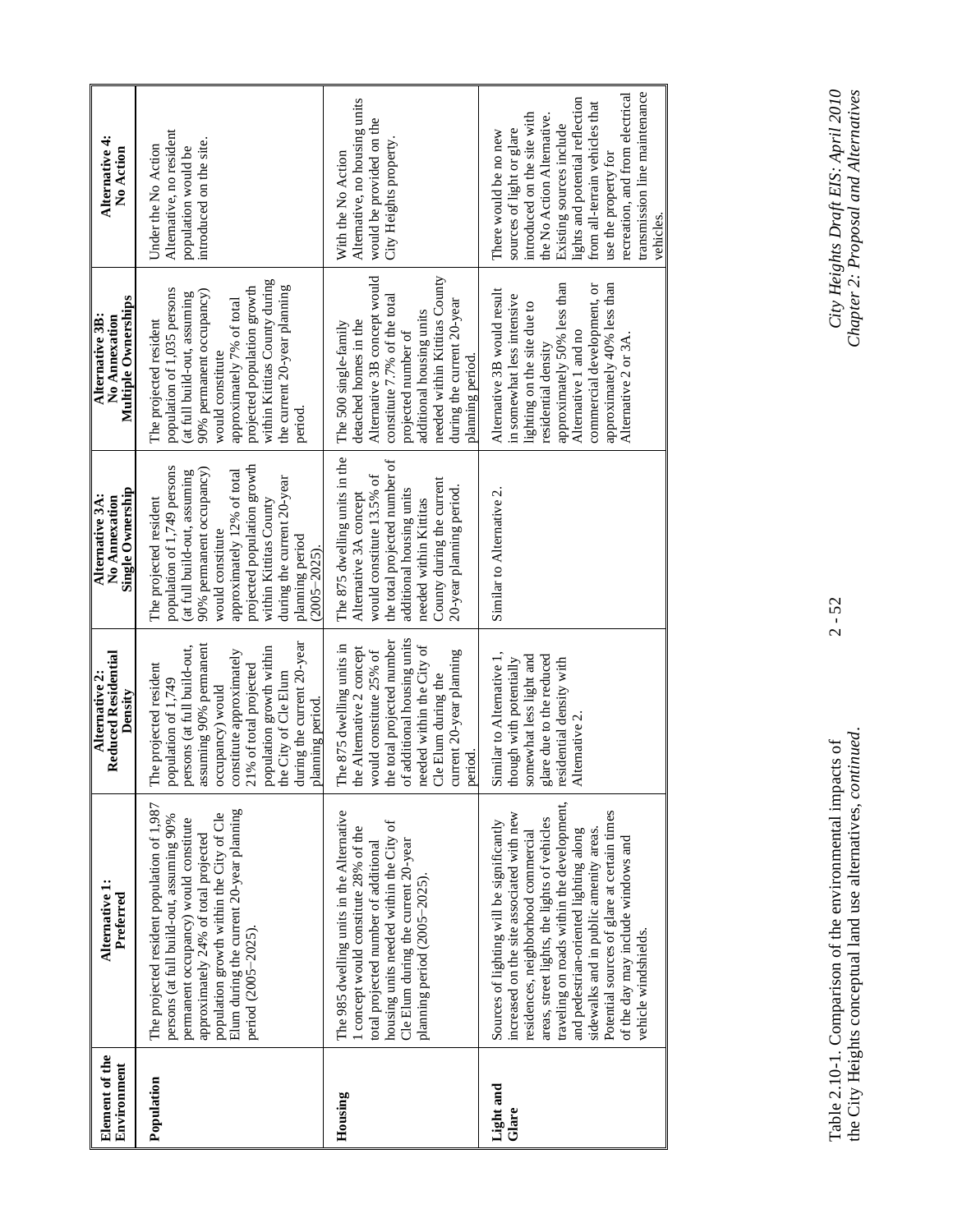| Element of the Environment | Alternative 1: Preferred | Alternative 2: Reduced Residential Density | Alternative 3A: No Annexation Single Ownership | Alternative 3B: No Annexation Multiple Ownerships | Alternative 4: No Action |
|---|---|---|---|---|---|
| **Population** | The projected resident population of 1,987 persons (at full build-out, assuming 90% permanent occupancy) would constitute approximately 24% of total projected population growth within the City of Cle Elum during the current 20-year planning period (2005–2025). | The projected resident population of 1,749 persons (at full build-out, assuming 90% permanent occupancy) would constitute approximately 21% of total projected population growth within the City of Cle Elum during the current 20-year planning period. | The projected resident population of 1,749 persons (at full build-out, assuming 90% permanent occupancy) would constitute approximately 12% of total projected population growth within Kittitas County during the current 20-year planning period (2005–2025). | The projected resident population of 1,035 persons (at full build-out, assuming 90% permanent occupancy) would constitute approximately 7% of total projected population growth within Kittitas County during the current 20-year planning period. | Under the No Action Alternative, no resident population would be introduced on the site. |
| **Housing** | The 985 dwelling units in the Alternative 1 concept would constitute 28% of the total projected number of additional housing units needed within the City of Cle Elum during the current 20-year planning period (2005–2025). | The 875 dwelling units in the Alternative 2 concept would constitute 25% of the total projected number of additional housing units needed within the City of Cle Elum during the current 20-year planning period. | The 875 dwelling units in the Alternative 3A concept would constitute 13.5% of the total projected number of additional housing units needed within Kittitas County during the current 20-year planning period. | The 500 single-family detached homes in the Alternative 3B concept would constitute 7.7% of the total projected number of additional housing units needed within Kittitas County during the current 20-year planning period. | With the No Action Alternative, no housing units would be provided on the City Heights property. |
| **Light and Glare** | Sources of lighting will be significantly increased on the site associated with new residences, neighborhood commercial areas, street lights, the lights of vehicles traveling on roads within the development, and pedestrian-oriented lighting along sidewalks and in public amenity areas. Potential sources of glare at certain times of the day may include windows and vehicle windshields. | Similar to Alternative 1, though with potentially somewhat less light and glare due to the reduced residential density with Alternative 2. | Similar to Alternative 2. | Alternative 3B would result in somewhat less intensive lighting on the site due to residential density approximately 50% less than Alternative 1 and no commercial development, or approximately 40% less than Alternative 2 or 3A. | There would be no new sources of light or glare introduced on the site with the No Action Alternative. Existing sources include lights and potential reflection from all-terrain vehicles that use the property for recreation, and from electrical transmission line maintenance vehicles. |

Table 2.10-1. Comparison of the environmental impacts of the City Heights conceptual land use alternatives, *continued*.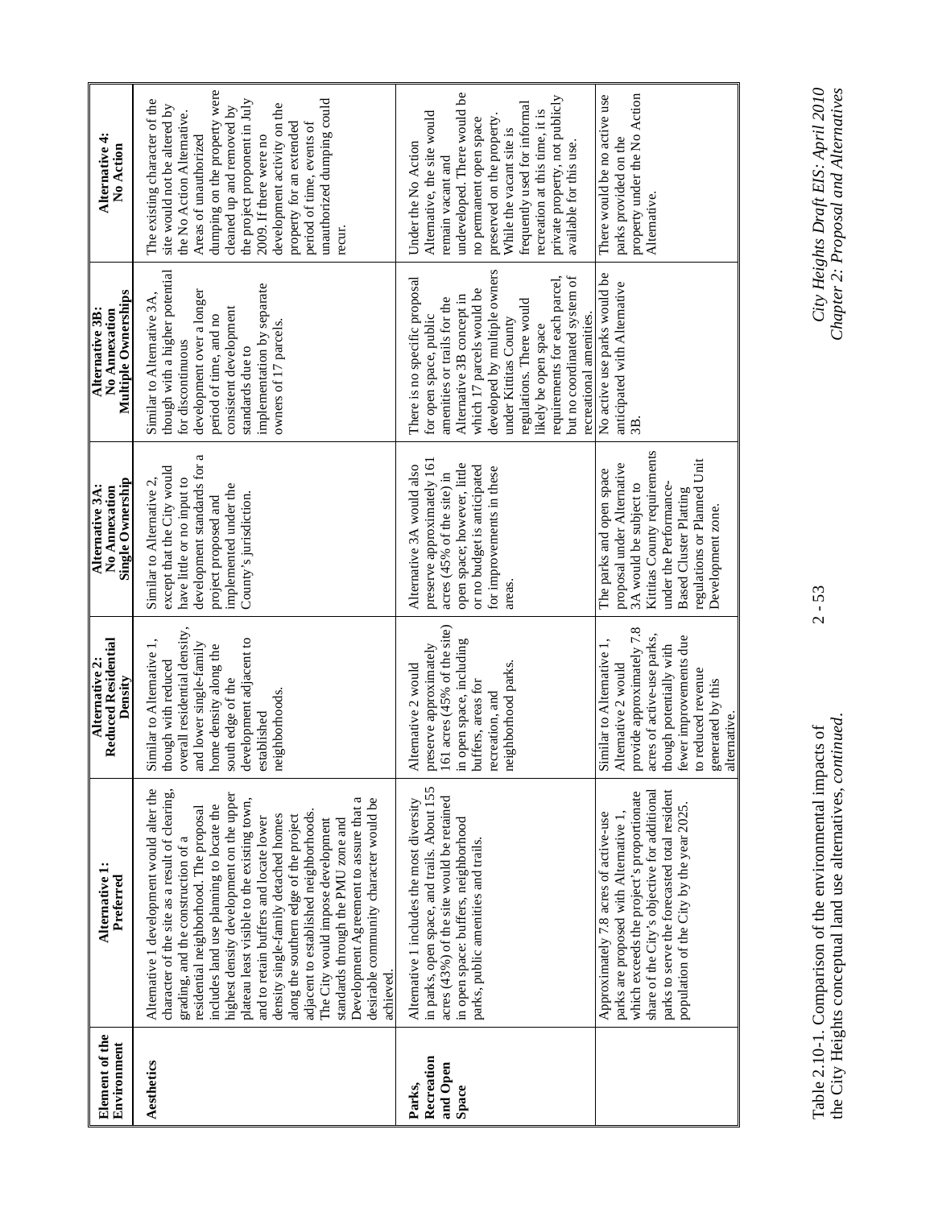Table 2.10-1. Comparison of the environmental impacts of the City Heights conceptual land use alternatives, *continued*.

| Element of the Environment | Alternative 1: Preferred | Alternative 2: Reduced Residential Density | Alternative 3A: No Annexation Single Ownership | Alternative 3B: No Annexation Multiple Ownerships | Alternative 4: No Action |
|---|---|---|---|---|---|
| **Aesthetics** | Alternative 1 development would alter the character of the site as a result of clearing, grading, and the construction of a residential neighborhood. The proposal includes land use planning to locate the highest density development on the upper plateau least visible to the existing town, and to retain buffers and locate lower density single-family detached homes along the southern edge of the project adjacent to established neighborhoods. The City would impose development standards through the PMU zone and Development Agreement to assure that a desirable community character would be achieved. | Similar to Alternative 1, though with reduced overall residential density, and lower single-family home density along the south edge of the development adjacent to established neighborhoods. | Similar to Alternative 2, except that the City would have little or no input to development standards for a project proposed and implemented under the County's jurisdiction. | Similar to Alternative 3A, though with a higher potential for discontinuous development over a longer period of time, and no consistent development standards due to implementation by separate owners of 17 parcels. | The existing character of the site would not be altered by the No Action Alternative. Areas of unauthorized dumping on the property were cleaned up and removed by the project proponent in July 2009. If there were no development activity on the property for an extended period of time, events of unauthorized dumping could recur. |
| **Parks, Recreation and Open Space** | Alternative 1 includes the most diversity in parks, open space, and trails. About 155 acres (43%) of the site would be retained in open space: buffers, neighborhood parks, public amenities and trails. | Alternative 2 would preserve approximately 161 acres (45% of the site) in open space, including buffers, areas for recreation, and neighborhood parks. | Alternative 3A would also preserve approximately 161 acres (45% of the site) in open space; however, little or no budget is anticipated for improvements in these areas. | There is no specific proposal for open space, public amenities or trails for the Alternative 3B concept in which 17 parcels would be developed by multiple owners under Kittitas County regulations. There would likely be open space requirements for each parcel, but no coordinated system of recreational amenities. | Under the No Action Alternative, the site would remain vacant and undeveloped. There would be no permanent open space preserved on the property. While the vacant site is frequently used for informal recreation at this time, it is private property, not publicly available for this use. |
| | Approximately 7.8 acres of active-use parks are proposed with Alternative 1, which exceeds the project's proportionate share of the City's objective for additional parks to serve the forecasted total resident population of the City by the year 2025. | Similar to Alternative 1, Alternative 2 would provide approximately 7.8 acres of active-use parks, though potentially with fewer improvements due to reduced revenue generated by this alternative. | The parks and open space proposal under Alternative 3A would be subject to Kittitas County requirements under the Performance-Based Cluster Platting regulations or Planned Unit Development zone. | No active use parks would be anticipated with Alternative 3B. | There would be no active use parks provided on the property under the No Action Alternative. |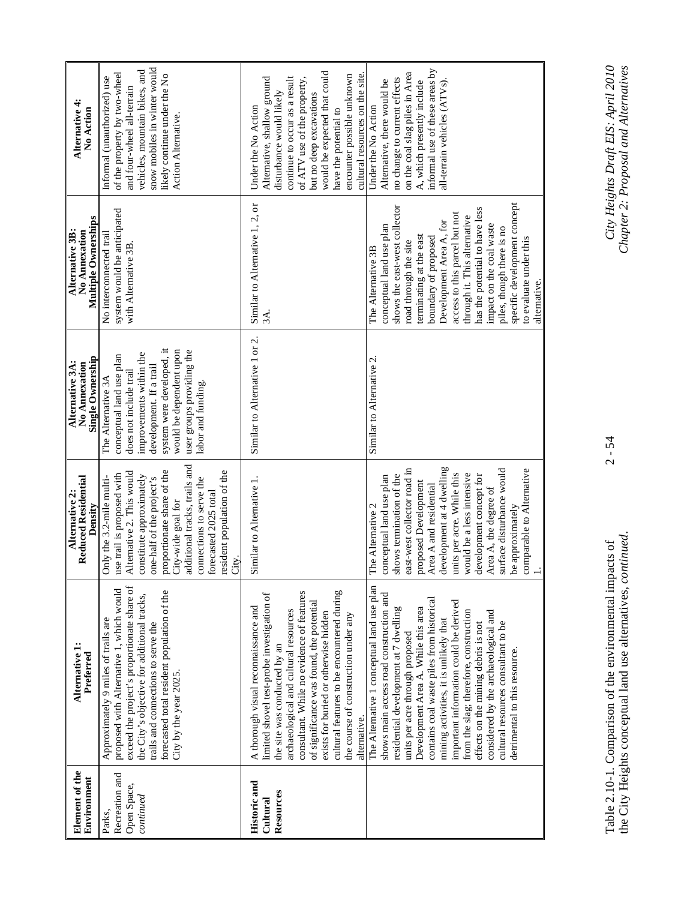| Element of the Environment | Alternative 1: Preferred | Alternative 2: Reduced Residential Density | Alternative 3A: No Annexation Single Ownership | Alternative 3B: No Annexation Multiple Ownerships | Alternative 4: No Action |
|---|---|---|---|---|---|
| Parks, Recreation and Open Space, *continued* | Approximately 9 miles of trails are proposed with Alternative 1, which would exceed the project's proportionate share of the City's objective for additional tracks, trails and connections to serve the forecasted total resident population of the City by the year 2025. | Only the 3.2-mile multi-use trail is proposed with Alternative 2. This would constitute approximately one-half of the project's proportionate share of the City-wide goal for additional tracks, trails and connections to serve the forecasted 2025 total resident population of the City. | The Alternative 3A conceptual land use plan does not include trail improvements within the development. If a trail system were developed, it would be dependent upon user groups providing the labor and funding. | No interconnected trail system would be anticipated with Alternative 3B. | Informal (unauthorized) use of the property by two-wheel and four-wheel all-terrain vehicles, mountain bikes, and snow mobiles in winter would likely continue under the No Action Alternative. |
| **Historic and Cultural Resources** | A thorough visual reconnaissance and limited shovel test-probe investigation of the site was conducted by an archaeological and cultural resources consultant. While no evidence of features of significance was found, the potential exists for buried or otherwise hidden cultural features to be encountered during the course of construction under any alternative. | Similar to Alternative 1. | Similar to Alternative 1 or 2. | Similar to Alternative 1, 2, or 3A. | Under the No Action Alternative, shallow ground disturbance would likely continue to occur as a result of ATV use of the property, but no deep excavations would be expected that could have the potential to encounter possible unknown cultural resources on the site. |
| | The Alternative 1 conceptual land use plan shows main access road construction and residential development at 7 dwelling units per acre through proposed Development Area A. While this area contains coal waste piles from historical mining activities, it is unlikely that important information could be derived from the slag; therefore, construction effects on the mining debris is not considered by the archaeological and cultural resources consultant to be detrimental to this resource. | The Alternative 2 conceptual land use plan shows termination of the east-west collector road in proposed Development Area A and residential development at 4 dwelling units per acre. While this would be a less intensive development concept for Area A, the degree of surface disturbance would be approximately comparable to Alternative 1. | Similar to Alternative 2. | The Alternative 3B conceptual land use plan shows the east-west collector road through the site terminating at the east boundary of proposed Development Area A, for access to this parcel but not through it. This alternative has the potential to have less impact on the coal waste piles, though there is no specific development concept to evaluate under this alternative. | Under the No Action Alternative, there would be no change to current effects on the coal slag piles in Area A, which presently include informal use of these areas by all-terrain vehicles (ATVs). |

Table 2.10-1. Comparison of the environmental impacts of the City Heights conceptual land use alternatives, *continued*.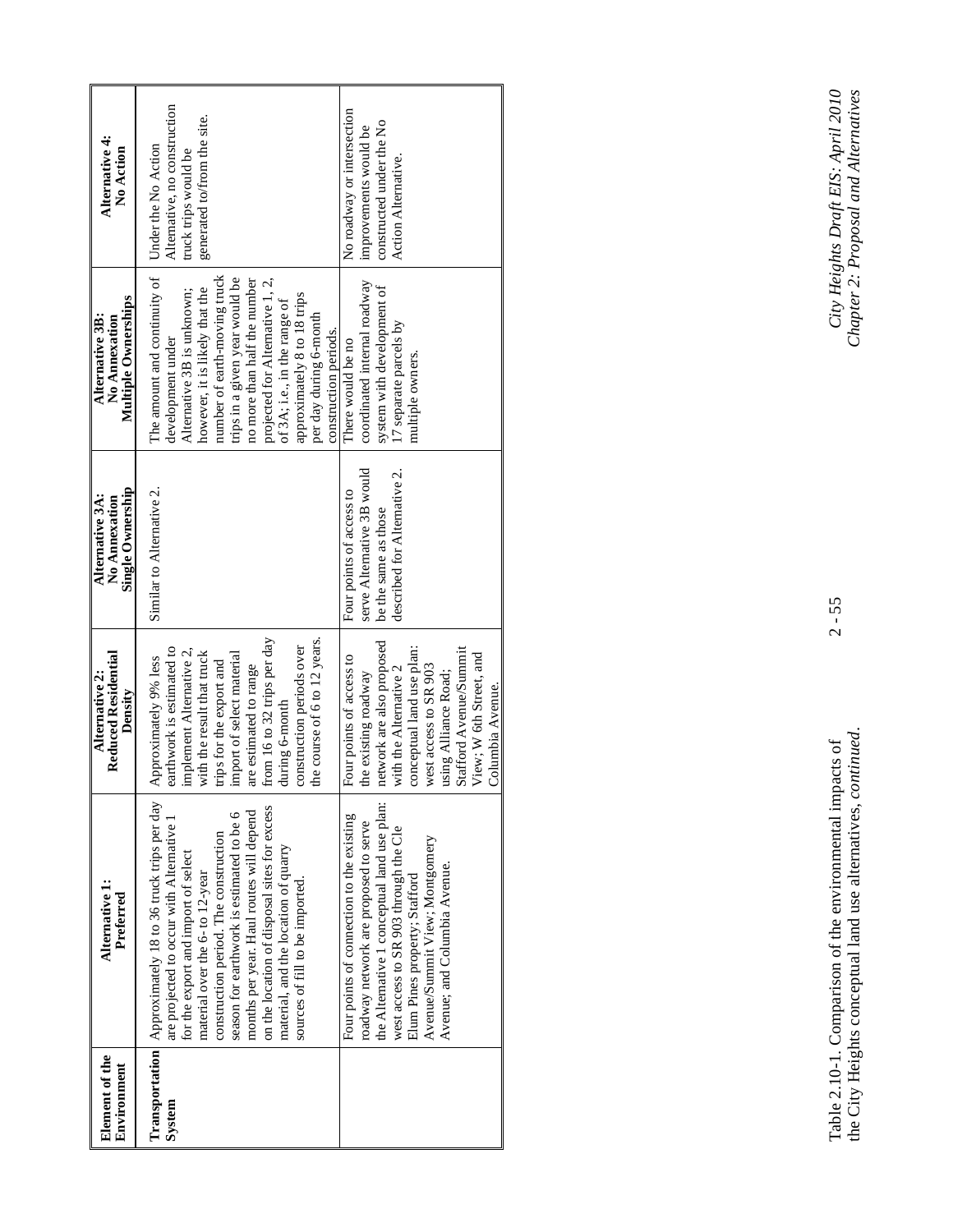| Element of the Environment | Alternative 1: Preferred | Alternative 2: Reduced Residential Density | Alternative 3A: No Annexation Single Ownership | Alternative 3B: No Annexation Multiple Ownerships | Alternative 4: No Action |
|---|---|---|---|---|---|
| **Transportation System** | Approximately 18 to 36 truck trips per day are projected to occur with Alternative 1 for the export and import of select material over the 6- to 12-year construction period. The construction season for earthwork is estimated to be 6 months per year. Haul routes will depend on the location of disposal sites for excess material, and the location of quarry sources of fill to be imported. | Approximately 9% less earthwork is estimated to implement Alternative 2, with the result that truck trips for the export and import of select material are estimated to range from 16 to 32 trips per day during 6-month construction periods over the course of 6 to 12 years. | Similar to Alternative 2. | The amount and continuity of development under Alternative 3B is unknown; however, it is likely that the number of earth-moving truck trips in a given year would be no more than half the number projected for Alternative 1, 2, of 3A; i.e., in the range of approximately 8 to 18 trips per day during 6-month construction periods. | Under the No Action Alternative, no construction truck trips would be generated to/from the site. |
| | Four points of connection to the existing roadway network are proposed to serve the Alternative 1 conceptual land use plan: west access to SR 903 through the Cle Elum Pines property; Stafford Avenue/Summit View; Montgomery Avenue; and Columbia Avenue. | Four points of access to the existing roadway network are also proposed with the Alternative 2 conceptual land use plan: west access to SR 903 using Alliance Road; Stafford Avenue/Summit View; W 6th Street, and Columbia Avenue. | Four points of access to serve Alternative 3B would be the same as those described for Alternative 2. | There would be no coordinated internal roadway system with development of 17 separate parcels by multiple owners. | No roadway or intersection improvements would be constructed under the No Action Alternative. |

Table 2.10-1. Comparison of the environmental impacts of the City Heights conceptual land use alternatives, *continued*.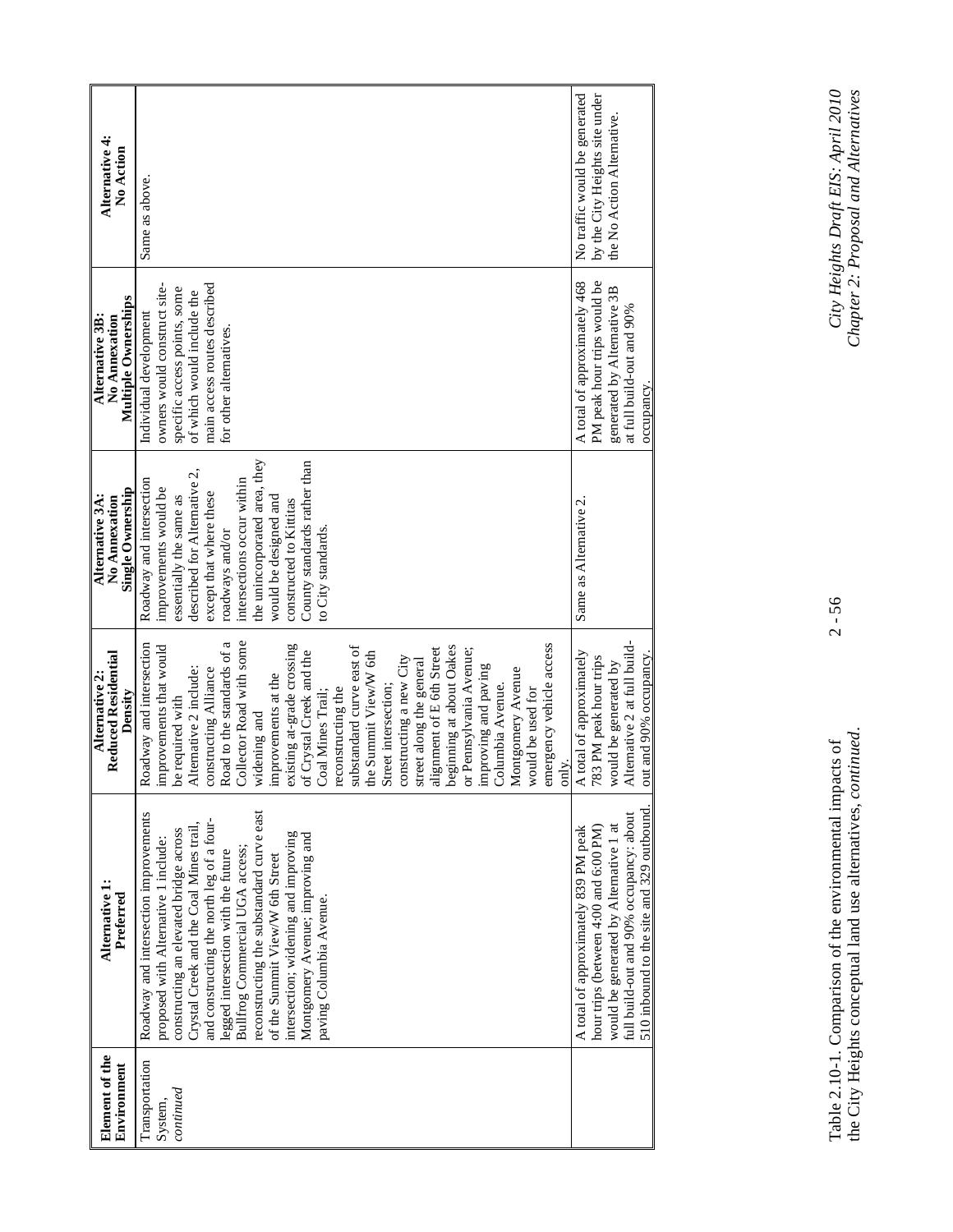| Element of the Environment | Alternative 1: Preferred | Alternative 2: Reduced Residential Density | Alternative 3A: No Annexation Single Ownership | Alternative 3B: No Annexation Multiple Ownerships | Alternative 4: No Action |
|---|---|---|---|---|---|
| Transportation System, *continued* | Roadway and intersection improvements proposed with Alternative 1 include: constructing an elevated bridge across Crystal Creek and the Coal Mines trail, and constructing the north leg of a four-legged intersection with the future Bullfrog Commercial UGA access; reconstructing the substandard curve east of the Summit View/W 6th Street intersection; widening and improving Montgomery Avenue; improving and paving Columbia Avenue. | Roadway and intersection improvements that would be required with Alternative 2 include: constructing Alliance Road to the standards of a Collector Road with some widening and improvements at the existing at-grade crossing of Crystal Creek and the Coal Mines Trail; reconstructing the substandard curve east of the Summit View/W 6th Street intersection; constructing a new City street along the general alignment of E 6th Street beginning at about Oakes or Pennsylvania Avenue; improving and paving Columbia Avenue. Montgomery Avenue would be used for emergency vehicle access only. | Roadway and intersection improvements would be essentially the same as described for Alternative 2, except that where these roadways and/or intersections occur within the unincorporated area, they would be designed and constructed to Kittitas County standards rather than to City standards. | Individual development owners would construct site-specific access points, some of which would include the main access routes described for other alternatives. | Same as above. |
| | A total of approximately 839 PM peak hour trips (between 4:00 and 6:00 PM) would be generated by Alternative 1 at full build-out and 90% occupancy: about 510 inbound to the site and 329 outbound. | A total of approximately 783 PM peak hour trips would be generated by Alternative 2 at full build-out and 90% occupancy. | Same as Alternative 2. | A total of approximately 468 PM peak hour trips would be generated by Alternative 3B at full build-out and 90% occupancy. | No traffic would be generated by the City Heights site under the No Action Alternative. |

Table 2.10-1. Comparison of the environmental impacts of the City Heights conceptual land use alternatives, *continued*.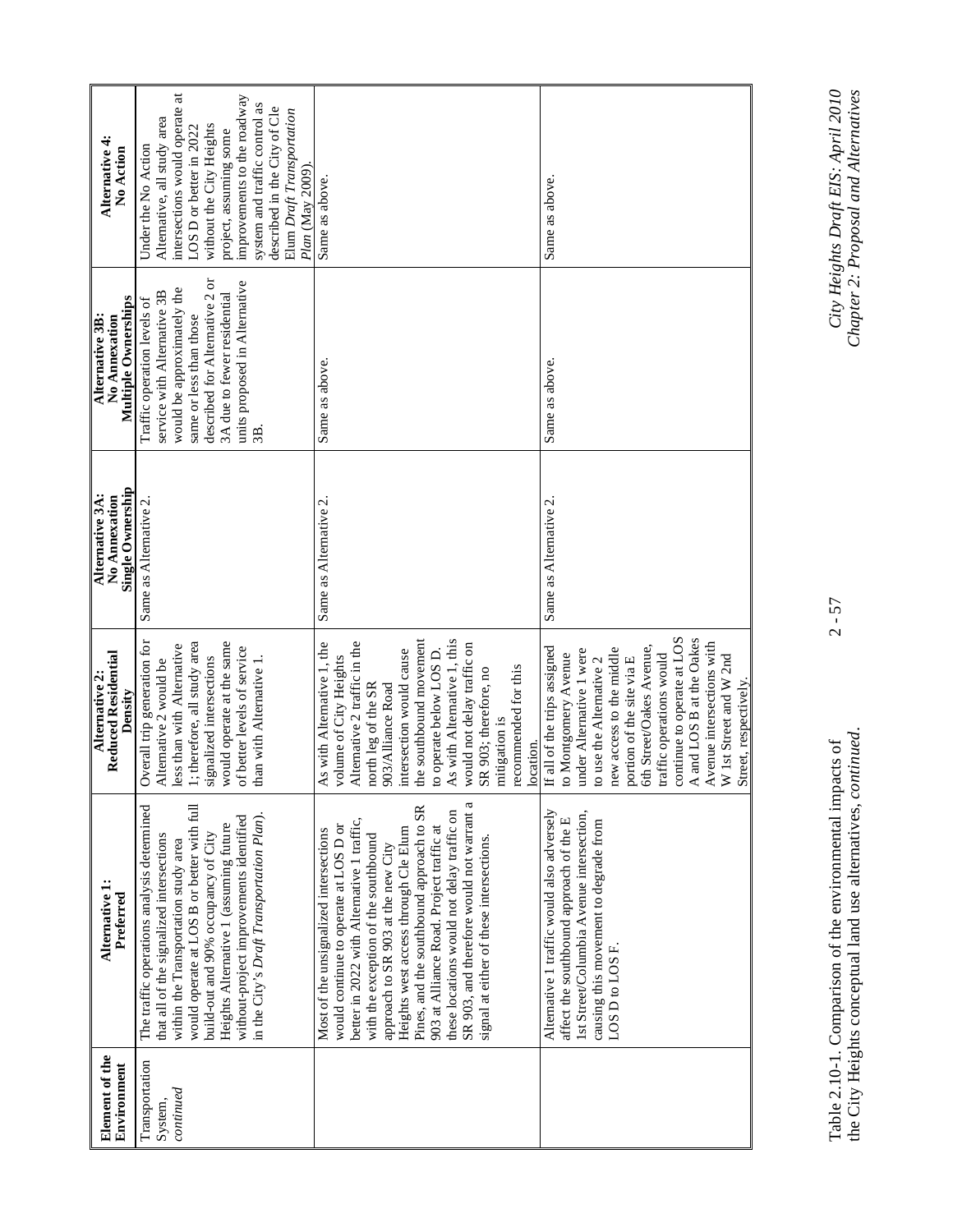| Element of the Environment | Alternative 1: Preferred | Alternative 2: Reduced Residential Density | Alternative 3A: No Annexation Single Ownership | Alternative 3B: No Annexation Multiple Ownerships | Alternative 4: No Action |
|---|---|---|---|---|---|
| Transportation System, *continued* | The traffic operations analysis determined that all of the signalized intersections within the Transportation study area would operate at LOS B or better with full build-out and 90% occupancy of City Heights Alternative 1 (assuming future without-project improvements identified in the City's *Draft Transportation Plan*). | Overall trip generation for Alternative 2 would be less than with Alternative 1; therefore, all study area signalized intersections would operate at the same of better levels of service than with Alternative 1. | Same as Alternative 2. | Traffic operation levels of service with Alternative 3B would be approximately the same or less than those described for Alternative 2 or 3A due to fewer residential units proposed in Alternative 3B. | Under the No Action Alternative, all study area intersections would operate at LOS D or better in 2022 without the City Heights project, assuming some improvements to the roadway system and traffic control as described in the City of Cle Elum *Draft Transportation Plan* (May 2009). |
| | Most of the unsignalized intersections would continue to operate at LOS D or better in 2022 with Alternative 1 traffic, with the exception of the southbound approach to SR 903 at the new City Heights west access through Cle Elum Pines, and the southbound approach to SR 903 at Alliance Road. Project traffic at these locations would not delay traffic on SR 903, and therefore would not warrant a signal at either of these intersections. | As with Alternative 1, the volume of City Heights Alternative 2 traffic in the north leg of the SR 903/Alliance Road intersection would cause the southbound movement to operate below LOS D. As with Alternative 1, this would not delay traffic on SR 903; therefore, no mitigation is recommended for this location. | Same as Alternative 2. | Same as above. | Same as above. |
| | Alternative 1 traffic would also adversely affect the southbound approach of the E 1st Street/Columbia Avenue intersection, causing this movement to degrade from LOS D to LOS F. | If all of the trips assigned to Montgomery Avenue under Alternative 1 were to use the Alternative 2 new access to the middle portion of the site via E 6th Street/Oakes Avenue, traffic operations would continue to operate at LOS A and LOS B at the Oakes Avenue intersections with W 1st Street and W 2nd Street, respectively. | Same as Alternative 2. | Same as above. | Same as above. |

Table 2.10-1. Comparison of the environmental impacts of the City Heights conceptual land use alternatives, *continued*.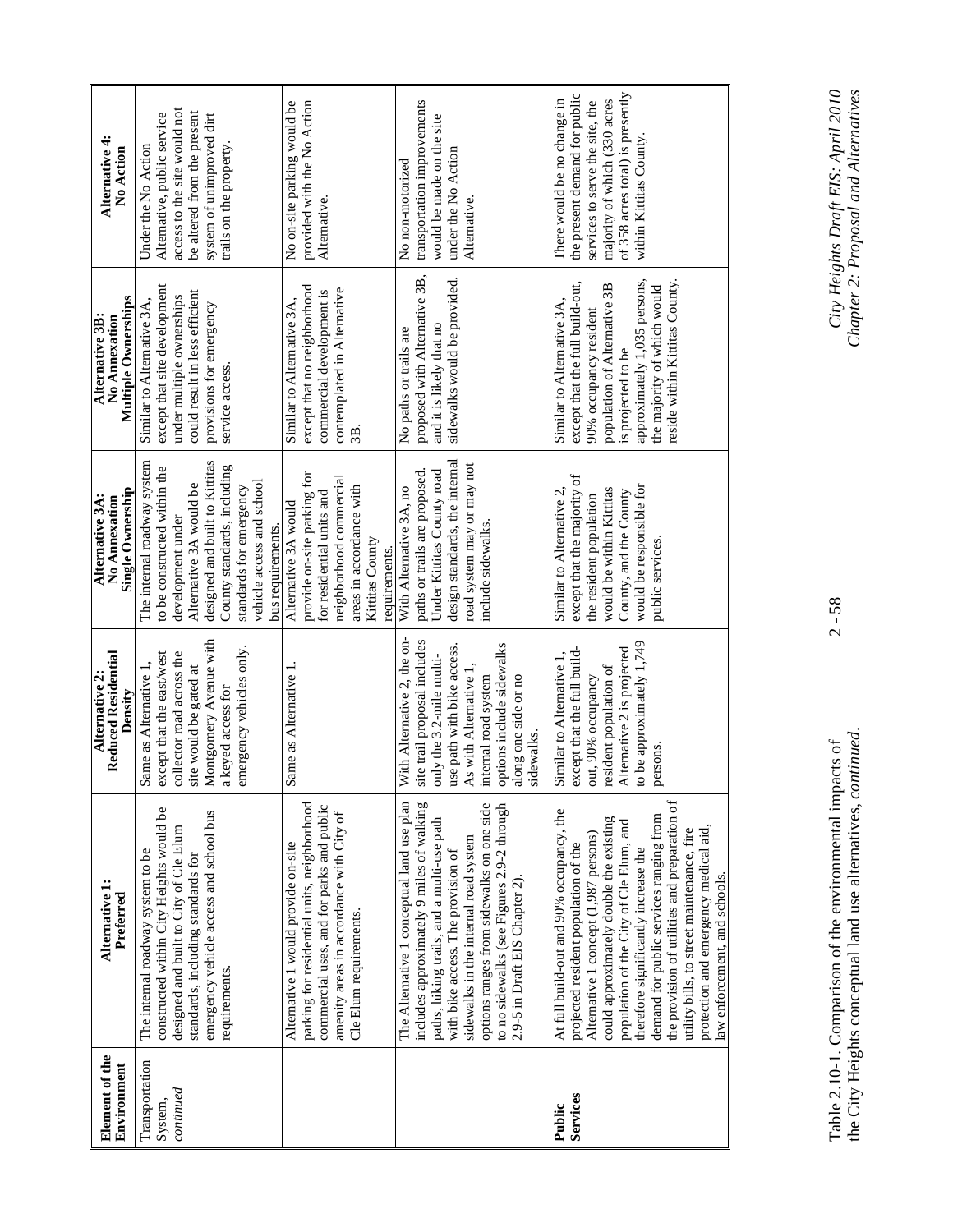| Element of the Environment | Alternative 1: Preferred | Alternative 2: Reduced Residential Density | Alternative 3A: No Annexation Single Ownership | Alternative 3B: No Annexation Multiple Ownerships | Alternative 4: No Action |
|---|---|---|---|---|---|
| Transportation System, *continued* | The internal roadway system to be constructed within City Heights would be designed and built to City of Cle Elum standards, including standards for emergency vehicle access and school bus requirements. | Same as Alternative 1, except that the east/west collector road across the site would be gated at Montgomery Avenue with a keyed access for emergency vehicles only. | The internal roadway system to be constructed within the development under Alternative 3A would be designed and built to Kittitas County standards, including standards for emergency vehicle access and school bus requirements. | Similar to Alternative 3A, except that site development under multiple ownerships could result in less efficient provisions for emergency service access. | Under the No Action Alternative, public service access to the site would not be altered from the present system of unimproved dirt trails on the property. |
| | Alternative 1 would provide on-site parking for residential units, neighborhood commercial uses, and for parks and public amenity areas in accordance with City of Cle Elum requirements. | Same as Alternative 1. | Alternative 3A would provide on-site parking for for residential units and neighborhood commercial areas in accordance with Kittitas County requirements. | Similar to Alternative 3A, except that no neighborhood commercial development is contemplated in Alternative 3B. | No on-site parking would be provided with the No Action Alternative. |
| | The Alternative 1 conceptual land use plan includes approximately 9 miles of walking paths, hiking trails, and a multi-use path with bike access. The provision of sidewalks in the internal road system options ranges from sidewalks on one side to no sidewalks (see Figures 2.9-2 through 2.9-5 in Draft EIS Chapter 2). | With Alternative 2, the on-site trail proposal includes only the 3.2-mile multi-use path with bike access. As with Alternative 1, internal road system options include sidewalks along one side or no sidewalks. | With Alternative 3A, no paths or trails are proposed. Under Kittitas County road design standards, the internal road system may or may not include sidewalks. | No paths or trails are proposed with Alternative 3B, and it is likely that no sidewalks would be provided. | No non-motorized transportation improvements would be made on the site under the No Action Alternative. |
| **Public Services** | At full build-out and 90% occupancy, the projected resident population of the Alternative 1 concept (1,987 persons) could approximately double the existing population of the City of Cle Elum, and therefore significantly increase the demand for public services ranging from the provision of utilities and preparation of utility bills, to street maintenance, fire protection and emergency medical aid, law enforcement, and schools. | Similar to Alternative 1, except that the full build-out, 90% occupancy resident population of Alternative 2 is projected to be approximately 1,749 persons. | Similar to Alternative 2, except that the majority of the resident population would be within Kittitas County, and the County would be responsible for public services. | Similar to Alternative 3A, except that the full build-out, 90% occupancy resident population of Alternative 3B is projected to be approximately 1,035 persons, the majority of which would reside within Kittitas County. | There would be no change in the present demand for public services to serve the site, the majority of which (330 acres of 358 acres total) is presently within Kittitas County. |

Table 2.10-1. Comparison of the environmental impacts of the City Heights conceptual land use alternatives, *continued.*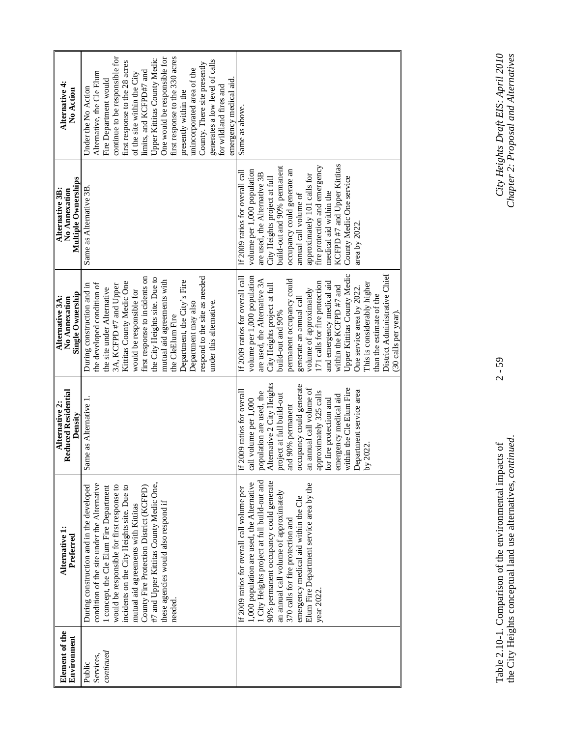| Element of the Environment | Alternative 1: Preferred | Alternative 2: Reduced Residential Density | Alternative 3A: No Annexation Single Ownership | Alternative 3B: No Annexation Multiple Ownerships | Alternative 4: No Action |
|---|---|---|---|---|---|
| Public Services, *continued* | During construction and in the developed condition of the site under the Alternative 1 concept, the Cle Elum Fire Department would be responsible for first response to incidents on the City Heights site. Due to mutual aid agreements with Kittitas County Fire Protection District (KCFPD) #7 and Upper Kittitas County Medic One, these agencies would also respond if needed. | Same as Alternative 1. | During construction and in the developed condition of the site under Alternative 3A, KCFPD #7 and Upper Kittitas County Medic One would be responsible for first response to incidents on the City Heights site. Due to mutual aid agreements with the CleElum Fire Department, the City's Fire Department may also respond to the site as needed under this alternative. | Same as Alternative 3B. | Under the No Action Alternative, the Cle Elum Fire Department would continue to be responsible for first response to the 28 acres of the site within the City limits, and KCFPD#7 and Upper Kittitas County Medic One would be responsible for first response to the 330 acres presently within the unincorporated area of the County. There site presently generates a low level of calls for wildland fires and emergency medical aid. |
| | If 2009 ratios for overall call volume per 1,000 population are used, the Alternative 1 City Heights project at full build-out and 90% permanent occupancy could generate an annual call volume of approximately 370 calls for fire protection and emergency medical aid within the Cle Elum Fire Department service area by the year 2022. | If 2009 ratios for overall call volume per 1,000 population are used, the Alternative 2 City Heights project at full build-out and 90% permanent occupancy could generate an annual call volume of approximately 325 calls for fire protection and emergency medical aid within the Cle Elum Fire Department service area by 2022. | If 2009 ratios for overall call volume per 1,000 population are used, the Alternative 3A City Heights project at full build-out and 90% permanent occupancy could generate an annual call volume of approximately 171 calls for fire protection and emergency medical aid within the KCFPD #7 and Upper Kittitas County Medic One service area by 2022. This is considerably higher than the estimate of the District Administrative Chief (30 calls per year). | If 2009 ratios for overall call volume per 1,000 population are used, the Alternative 3B City Heights project at full build-out and 90% permanent occupancy could generate an annual call volume of approximately 101 calls for fire protection and emergency medical aid within the KCFPD #7 and Upper Kittitas County Medic One service area by 2022. | Same as above. |

Table 2.10-1. Comparison of the environmental impacts of the City Heights conceptual land use alternatives, *continued*.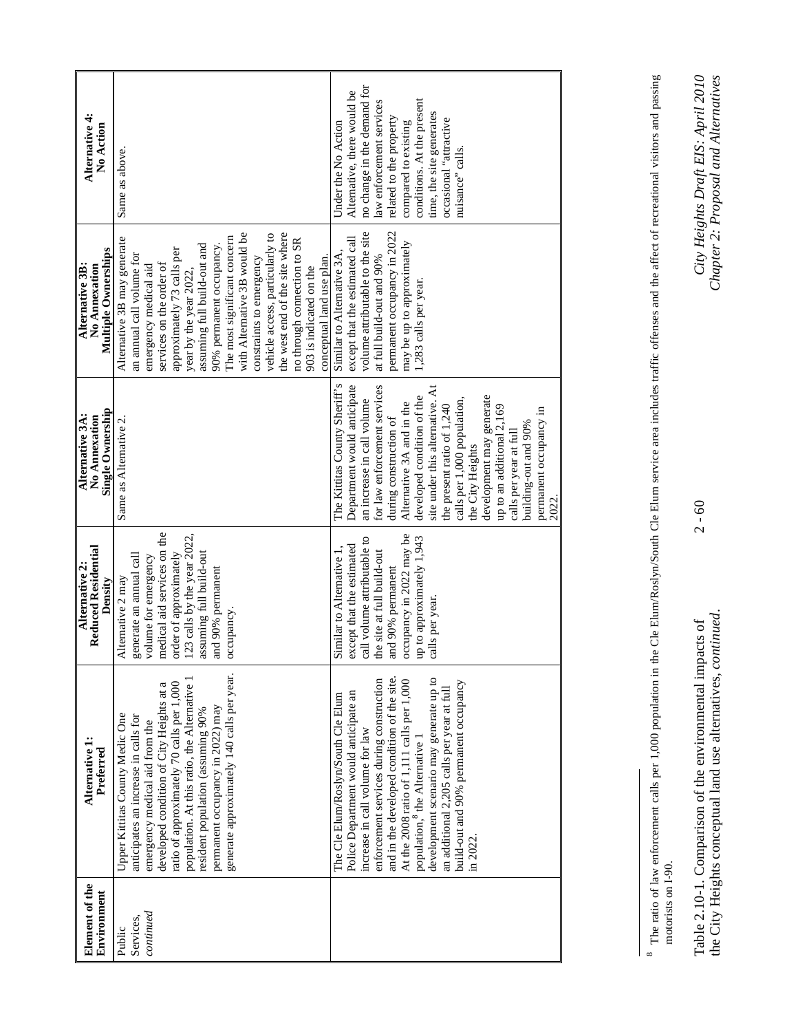| Element of the Environment | Alternative 1: Preferred | Alternative 2: Reduced Residential Density | Alternative 3A: No Annexation Single Ownership | Alternative 3B: No Annexation Multiple Ownerships | Alternative 4: No Action |
|---|---|---|---|---|---|
| Public Services, *continued* | Upper Kittitas County Medic One anticipates an increase in calls for emergency medical aid from the developed condition of City Heights at a ratio of approximately 70 calls per 1,000 population. At this ratio, the Alternative 1 resident population (assuming 90% permanent occupancy in 2022) may generate approximately 140 calls per year. | Alternative 2 may generate an annual call volume for emergency medical aid services on the order of approximately 123 calls by the year 2022, assuming full build-out and 90% permanent occupancy. | Same as Alternative 2. | Alternative 3B may generate an annual call volume for emergency medical aid services on the order of approximately 73 calls per year by the year 2022, assuming full build-out and 90% permanent occupancy. The most significant concern with Alternative 3B would be constraints to emergency vehicle access, particularly to the west end of the site where no through connection to SR 903 is indicated on the conceptual land use plan. | Same as above. |
| | The Cle Elum/Roslyn/South Cle Elum Police Department would anticipate an increase in call volume for law enforcement services during construction and in the developed condition of the site. At the 2008 ratio of 1,111 calls per 1,000 population,[8] the Alternative 1 development scenario may generate up to an additional 2,205 calls per year at full build-out and 90% permanent occupancy in 2022. | Similar to Alternative 1, except that the estimated call volume attributable to the site at full build-out and 90% permanent occupancy in 2022 may be up to approximately 1,943 calls per year. | The Kittitas County Sheriff's Department would anticipate an increase in call volume for law enforcement services during construction of Alternative 3A and in the developed condition of the site under this alternative. At the present ratio of 1,240 calls per 1,000 population, the City Heights development may generate up to an additional 2,169 calls per year at full building-out and 90% permanent occupancy in 2022. | Similar to Alternative 3A, except that the estimated call volume attributable to the site at full build-out and 90% permanent occupancy in 2022 may be up to approximately 1,283 calls per year. | Under the No Action Alternative, there would be no change in the demand for law enforcement services related to the property compared to existing conditions. At the present time, the site generates occasional "attractive nuisance" calls. |

[8] The ratio of law enforcement calls per 1,000 population in the Cle Elum/Roslyn/South Cle Elum service area includes traffic offenses and the affect of recreational visitors and passing motorists on I-90.

Table 2.10-1. Comparison of the environmental impacts of the City Heights conceptual land use alternatives, *continued*.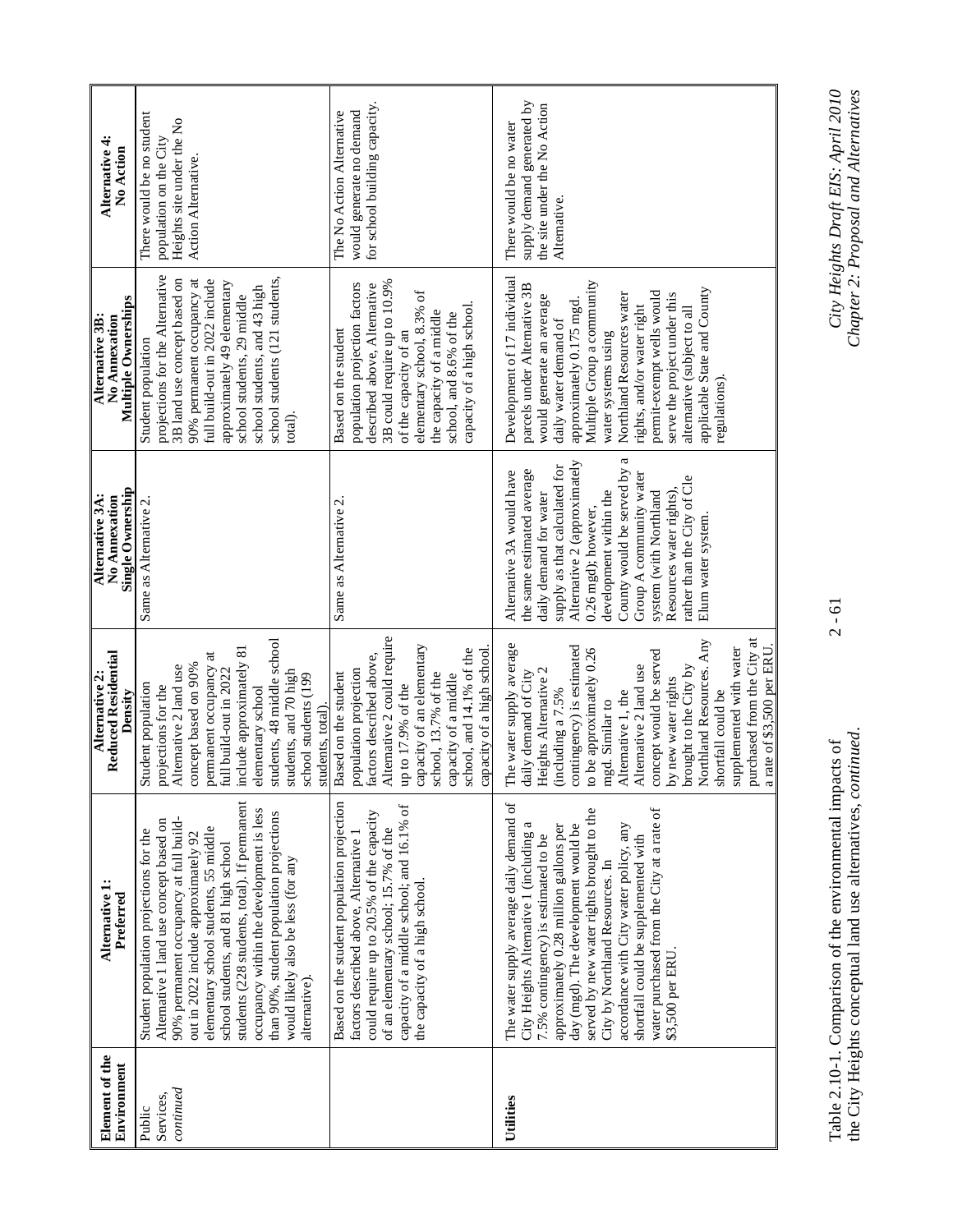| Element of the Environment | Alternative 1: Preferred | Alternative 2: Reduced Residential Density | Alternative 3A: No Annexation Single Ownership | Alternative 3B: No Annexation Multiple Ownerships | Alternative 4: No Action |
|---|---|---|---|---|---|
| Public Services, *continued* | Student population projections for the Alternative 1 land use concept based on 90% permanent occupancy at full build-out in 2022 include approximately 92 elementary school students, 55 middle school students, and 81 high school students (228 students, total). If permanent occupancy within the development is less than 90%, student population projections would likely also be less (for any alternative). | Student population projections for the Alternative 2 land use concept based on 90% permanent occupancy at full build-out in 2022 include approximately 81 elementary school students, 48 middle school students, and 70 high school students (199 students, total). | Same as Alternative 2. | Student population projections for the Alternative 3B land use concept based on 90% permanent occupancy at full build-out in 2022 include approximately 49 elementary school students, 29 middle school students, and 43 high school students (121 students, total). | There would be no student population on the City Heights site under the No Action Alternative. |
| | Based on the student population projection factors described above, Alternative 1 could require up to 20.5% of the capacity of an elementary school; 15.7% of the capacity of a middle school; and 16.1% of the capacity of a high school. | Based on the student population projection factors described above, Alternative 2 could require up to 17.9% of the capacity of an elementary school, 13.7% of the capacity of a middle school, and 14.1% of the capacity of a high school. | Same as Alternative 2. | Based on the student population projection factors described above, Alternative 3B could require up to 10.9% of the capacity of an elementary school, 8.3% of the capacity of a middle school, and 8.6% of the capacity of a high school. | The No Action Alternative would generate no demand for school building capacity. |
| **Utilities** | The water supply average daily demand of City Heights Alternative 1 (including a 7.5% contingency) is estimated to be approximately 0.28 million gallons per day (mgd). The development would be served by new water rights brought to the City by Northland Resources. In accordance with City water policy, any shortfall could be supplemented with water purchased from the City at a rate of $3,500 per ERU. | The water supply average daily demand of City Heights Alternative 2 (including a 7.5% contingency) is estimated to be approximately 0.26 mgd. Similar to Alternative 1, the Alternative 2 land use concept would be served by new water rights brought to the City by Northland Resources. Any shortfall could be supplemented with water purchased from the City at a rate of $3,500 per ERU. | Alternative 3A would have the same estimated average daily demand for water supply as that calculated for Alternative 2 (approximately 0.26 mgd); however, development within the County would be served by a Group A community water system (with Northland Resources water rights), rather than the City of Cle Elum water system. | Development of 17 individual parcels under Alternative 3B would generate an average daily water demand of approximately 0.175 mgd. Multiple Group a community water systems using Northland Resources water rights, and/or water right permit-exempt wells would serve the project under this alternative (subject to all applicable State and County regulations). | There would be no water supply demand generated by the site under the No Action Alternative. |

Table 2.10-1. Comparison of the environmental impacts of the City Heights conceptual land use alternatives, *continued*.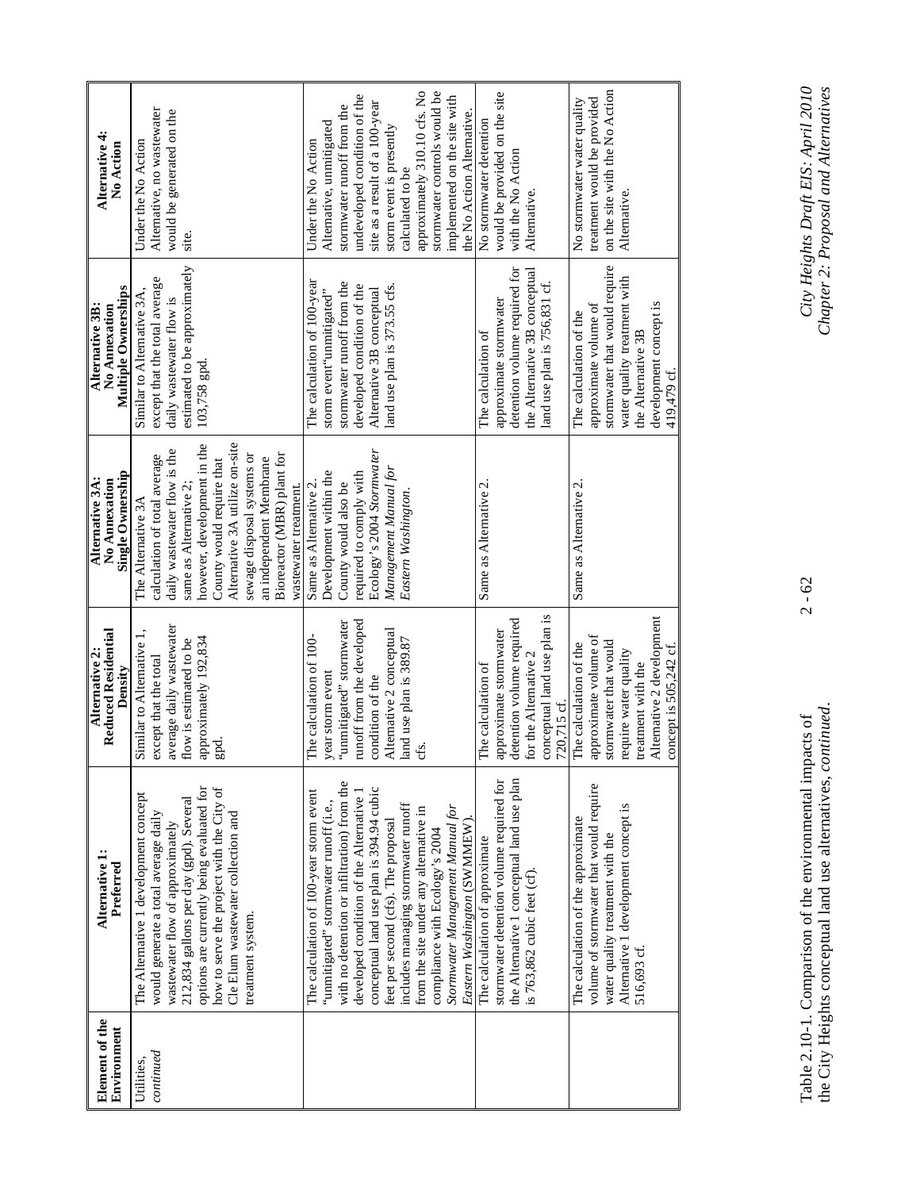| Element of the Environment | Alternative 1: Preferred | Alternative 2: Reduced Residential Density | Alternative 3A: No Annexation Single Ownership | Alternative 3B: No Annexation Multiple Ownerships | Alternative 4: No Action |
|---|---|---|---|---|---|
| Utilities, *continued* | The Alternative 1 development concept would generate a total average daily wastewater flow of approximately 212,834 gallons per day (gpd). Several options are currently being evaluated for how to serve the project with the City of Cle Elum wastewater collection and treatment system. | Similar to Alternative 1, except that the total average daily wastewater flow is estimated to be approximately 192,834 gpd. | The Alternative 3A calculation of total average daily wastewater flow is the same as Alternative 2; however, development in the County would require that Alternative 3A utilize on-site sewage disposal systems or an independent Membrane Bioreactor (MBR) plant for wastewater treatment. | Similar to Alternative 3A, except that the total average daily wastewater flow is estimated to be approximately 103,758 gpd. | Under the No Action Alternative, no wastewater would be generated on the site. |
| | The calculation of 100-year storm event "unmitigated" stormwater runoff (i.e., with no detention or infiltration) from the developed condition of the Alternative 1 conceptual land use plan is 394.94 cubic feet per second (cfs). The proposal includes managing stormwater runoff from the site under any alternative in compliance with Ecology's 2004 *Stormwater Management Manual for Eastern Washington* (SWMMEW). | The calculation of 100-year storm event "unmitigated" stormwater runoff from the developed condition of the Alternative 2 conceptual land use plan is 389.87 cfs. | Same as Alternative 2. Development within the County would also be required to comply with Ecology's 2004 *Stormwater Management Manual for Eastern Washington*. | The calculation of 100-year storm event"unmitigated" stormwater runoff from the developed condition of the Alternative 3B conceptual land use plan is 373.55 cfs. | Under the No Action Alternative, unmitigated stormwater runoff from the undeveloped condition of the site as a result of a 100-year storm event is presently calculated to be approximately 310.10 cfs. No stormwater controls would be implemented on the site with the No Action Alternative. |
| | The calculation of approximate stormwater detention volume required for the Alternative 1 conceptual land use plan is 763,862 cubic feet (cf). | The calculation of approximate stormwater detention volume required for the Alternative 2 conceptual land use plan is 720,715 cf. | Same as Alternative 2. | The calculation of approximate stormwater detention volume required for the Alternative 3B conceptual land use plan is 756,831 cf. | No stormwater detention would be provided on the site with the No Action Alternative. |
| | The calculation of the approximate volume of stormwater that would require water quality treatment with the Alternative 1 development concept is 516,693 cf. | The calculation of the approximate volume of stormwater that would require water quality treatment with the Alternative 2 development concept is 505,242 cf. | Same as Alternative 2. | The calculation of the approximate volume of stormwater that would require water quality treatment with the Alternative 3B development concept is 419,479 cf. | No stormwater water quality treatment would be provided on the site with the No Action Alternative. |

Table 2.10-1. Comparison of the environmental impacts of the City Heights conceptual land use alternatives, *continued*.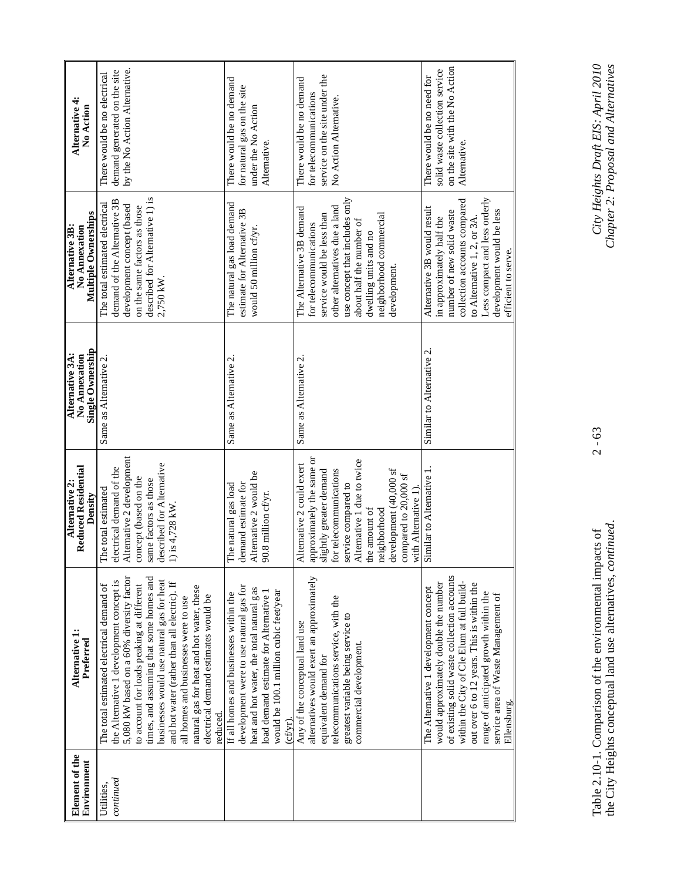| Element of the Environment | Alternative 1: Preferred | Alternative 2: Reduced Residential Density | Alternative 3A: No Annexation Single Ownership | Alternative 3B: No Annexation Multiple Ownerships | Alternative 4: No Action |
|---|---|---|---|---|---|
| Utilities, *continued* | The total estimated electrical demand of the Alternative 1 development concept is 5,080 kW based on a 60% diversity factor to account for loads peaking at different times, and assuming that some homes and businesses would use natural gas for heat and hot water (rather than all electric). If all homes and businesses were to use natural gas for heat and hot water, these electrical demand estimates would be reduced. | The total estimated electrical demand of the Alternative 2 development concept (based on the same factors as those described for Alternative 1) is 4,728 kW. | Same as Alternative 2. | The total estimated electrical demand of the Alternative 3B development concept (based on the same factors as those described for Alternative 1) is 2,750 kW. | There would be no electrical demand generated on the site by the No Action Alternative. |
| | If all homes and businesses within the development were to use natural gas for heat and hot water, the total natural gas load demand estimate for Alternative 1 would be 100.1 million cubic feet/year (cf/yr). | The natural gas load demand estimate for Alternative 2 would be 90.8 million cf/yr. | Same as Alternative 2. | The natural gas load demand estimate for Alternative 3B would be 50 million cf/yr. | There would be no demand for natural gas on the site under the No Action Alternative. |
| | Any of the conceptual land use alternatives would exert an approximately equivalent demand for telecommunications service, with the greatest variable being service to commercial development. | Alternative 2 could exert approximately the same or slightly greater demand for telecommunications service compared to Alternative 1 due to twice the amount of neighborhood development (40,000 sf compared to 20,000 sf with Alternative 1). | Same as Alternative 2. | The Alternative 3B demand for telecommunications service would be less than other alternatives due a land use concept that includes only about half the number of dwelling units and no neighborhood commercial development. | There would be no demand for telecommunications service on the site under the No Action Alternative. |
| | The Alternative 1 development concept would approximately double the number of existing solid waste collection accounts within the City of Cle Elum at full build-out over 6 to 12 years. This is within the range of anticipated growth within the service area of Waste Management of Ellensburg. | Similar to Alternative 1. | Similar to Alternative 2. | Alternative 3B would result in approximately half the number of new solid waste collection accounts compared to Alternative 1, 2, or 3A. Less compact and less orderly development would be less efficient to serve. | There would be no need for solid waste collection service on the site with the No Action Alternative. |

Table 2.10-1. Comparison of the environmental impacts of the City Heights conceptual land use alternatives, *continued*.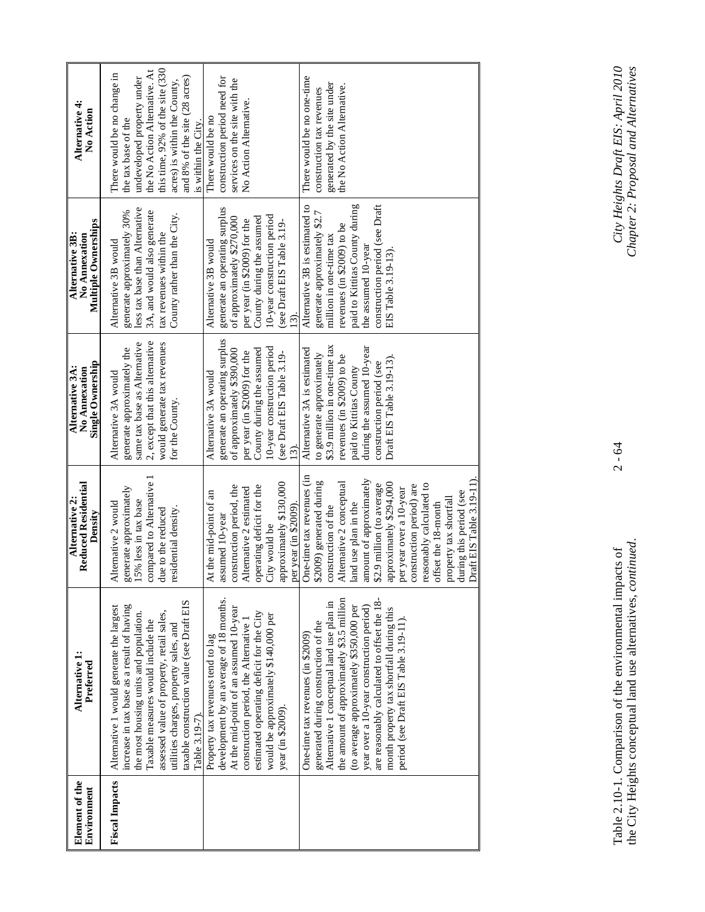| Element of the Environment | Alternative 1: Preferred | Alternative 2: Reduced Residential Density | Alternative 3A: No Annexation Single Ownership | Alternative 3B: No Annexation Multiple Ownerships | Alternative 4: No Action |
|---|---|---|---|---|---|
| **Fiscal Impacts** | Alternative 1 would generate the largest increase in tax base as a result of having the most housing units and population. Taxable measures would include the assessed value of property, retail sales, utilities charges, property sales, and taxable construction value (see Draft EIS Table 3.19-7). | Alternative 2 would generate approximately 15% less in tax base compared to Alternative 1 due to the reduced residential density. | Alternative 3A would generate approximately the same tax base as Alternative 2, except that this alternative would generate tax revenues for the County. | Alternative 3B would generate approximately 30% less tax base than Alternative 3A, and would also generate tax revenues within the County rather than the City. | There would be no change in the tax base of the undeveloped property under the No Action Alternative. At this time, 92% of the site (330 acres) is within the County, and 8% of the site (28 acres) is within the City. |
| | Property tax revenues tend to lag development by an average of 18 months. At the mid-point of an assumed 10-year construction period, the Alternative 1 estimated operating deficit for the City would be approximately $140,000 per year (in $2009). | At the mid-point of an assumed 10-year construction period, the Alternative 2 estimated operating deficit for the City would be approximately $130,000 per year (in $2009). | Alternative 3A would generate an operating surplus of approximately $390,000 per year (in $2009) for the County during the assumed 10-year construction period (see Draft EIS Table 3.19-13). | Alternative 3B would generate an operating surplus of approximately $270,000 per year (in $2009) for the County during the assumed 10-year construction period (see Draft EIS Table 3.19-13). | There would be no construction period need for services on the site with the No Action Alternative. |
| | One-time tax revenues (in $2009) generated during construction of the Alternative 1 conceptual land use plan in the amount of approximately $3.5 million (to average approximately $350,000 per year over a 10-year construction period) are reasonably calculated to offset the 18-month property tax shortfall during this period (see Draft EIS Table 3.19-11). | One-time tax revenues (in $2009) generated during construction of the Alternative 2 conceptual land use plan in the amount of approximately $2.9 million (to average approximately $294,000 per year over a 10-year construction period) are reasonably calculated to offset the 18-month property tax shortfall during this period (see Draft EIS Table 3.19-11). | Alternative 3A is estimated to generate approximately $3.9 million in one-time tax revenues (in $2009) to be paid to Kittitas County during the assumed 10-year construction period (see Draft EIS Table 3.19-13). | Alternative 3B is estimated to generate approximately $2.7 million in one-time tax revenues (in $2009) to be paid to Kittitas County during the assumed 10-year construction period (see Draft EIS Table 3.19-13). | There would be no one-time construction tax revenues generated by the site under the No Action Alternative. |

Table 2.10-1. Comparison of the environmental impacts of the City Heights conceptual land use alternatives, *continued*.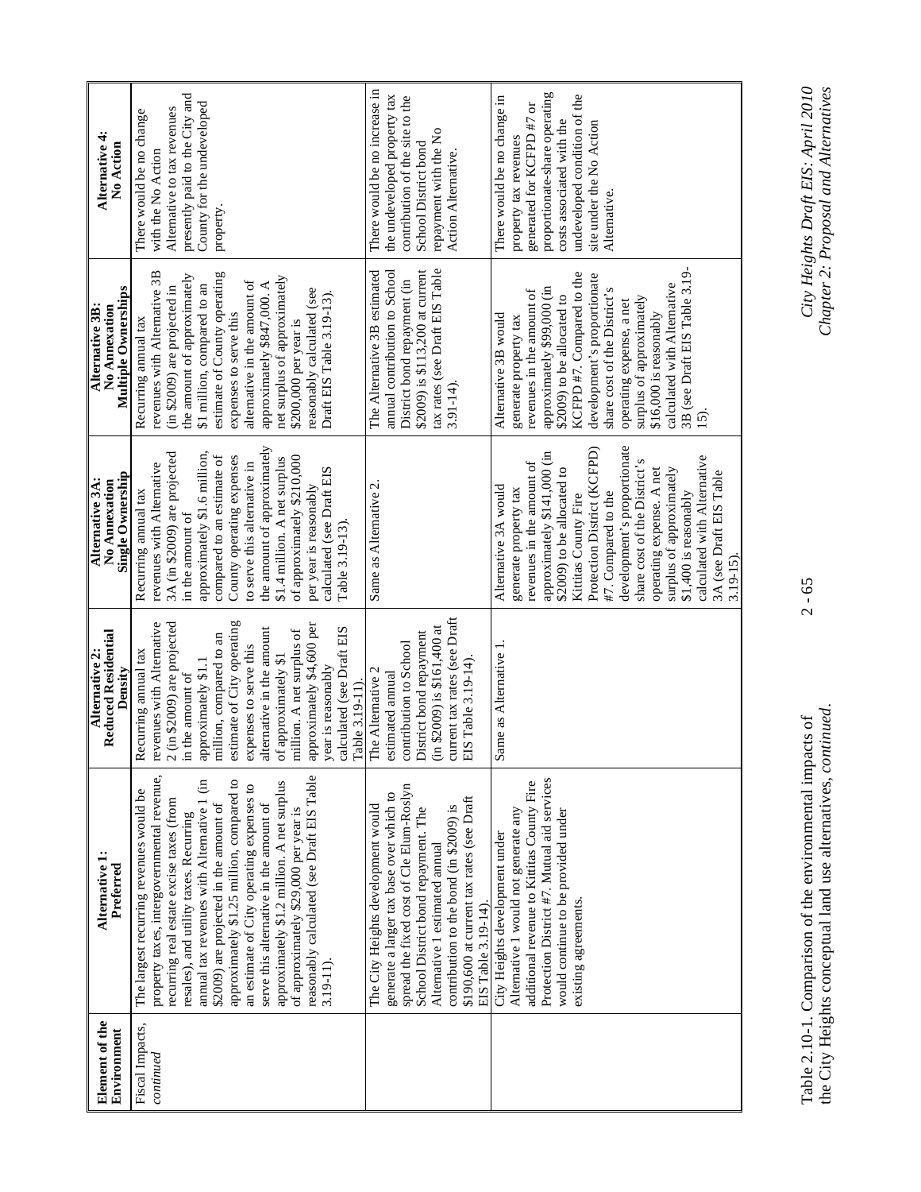| Element of the Environment | Alternative 1: Preferred | Alternative 2: Reduced Residential Density | Alternative 3A: No Annexation Single Ownership | Alternative 3B: No Annexation Multiple Ownerships | Alternative 4: No Action |
|---|---|---|---|---|---|
| Fiscal Impacts, *continued* | The largest recurring revenues would be property taxes, intergovernmental revenue, recurring real estate excise taxes (from resales), and utility taxes. Recurring annual tax revenues with Alternative 1 (in $2009) are projected in the amount of approximately $1.25 million, compared to an estimate of City operating expenses to serve this alternative in the amount of approximately $1.2 million. A net surplus of approximately $29,000 per year is reasonably calculated (see Draft EIS Table 3.19-11). | Recurring annual tax revenues with Alternative 2 (in $2009) are projected in the amount of approximately $1.1 million, compared to an estimate of City operating expenses to serve this alternative in the amount of approximately $1 million. A net surplus of approximately $4,600 per year is reasonably calculated (see Draft EIS Table 3.19-11). | Recurring annual tax revenues with Alternative 3A (in $2009) are projected in the amount of approximately $1.6 million, compared to an estimate of County operating expenses to serve this alternative in the amount of approximately $1.4 million. A net surplus of approximately $210,000 per year is reasonably calculated (see Draft EIS Table 3.19-13). | Recurring annual tax revenues with Alternative 3B (in $2009) are projected in the amount of approximately $1 million, compared to an estimate of County operating expenses to serve this alternative in the amount of approximately $847,000. A net surplus of approximately $200,000 per year is reasonably calculated (see Draft EIS Table 3.19-13). | There would be no change with the No Action Alternative to tax revenues presently paid to the City and County for the undeveloped property. |
| | The City Heights development would generate a larger tax base over which to spread the fixed cost of Cle Elum-Roslyn School District bond repayment. The Alternative 1 estimated annual contribution to the bond (in $2009) is $190,600 at current tax rates (see Draft EIS Table 3.19-14). | The Alternative 2 estimated annual contribution to School District bond repayment (in $2009) is $161,400 at current tax rates (see Draft EIS Table 3.19-14). | Same as Alternative 2. | The Alternative 3B estimated annual contribution to School District bond repayment (in $2009) is $113,200 at current tax rates (see Draft EIS Table 3.91-14). | There would be no increase in the undeveloped property tax contribution of the site to the School District bond repayment with the No Action Alternative. |
| | City Heights development under Alternative 1 would not generate any additional revenue to Kittitas County Fire Protection District #7. Mutual aid services would continue to be provided under existing agreements. | Same as Alternative 1. | Alternative 3A would generate property tax revenues in the amount of approximately $141,000 (in $2009) to be allocated to Kittitas County Fire Protection District (KCFPD) #7. Compared to the development's proportionate share cost of the District's operating expense. A net surplus of approximately $1,400 is reasonably calculated with Alternative 3A (see Draft EIS Table 3.19-15). | Alternative 3B would generate property tax revenues in the amount of approximately $99,000 (in $2009) to be allocated to KCFPD #7. Compared to the development's proportionate share cost of the District's operating expense, a net surplus of approximately $16,000 is reasonably calculated with Alternative 3B (see Draft EIS Table 3.19-15). | There would be no change in property tax revenues generated for KCFPD #7 or proportionate-share operating costs associated with the undeveloped condition of the site under the No Action Alternative. |

Table 2.10-1. Comparison of the environmental impacts of the City Heights conceptual land use alternatives, *continued*.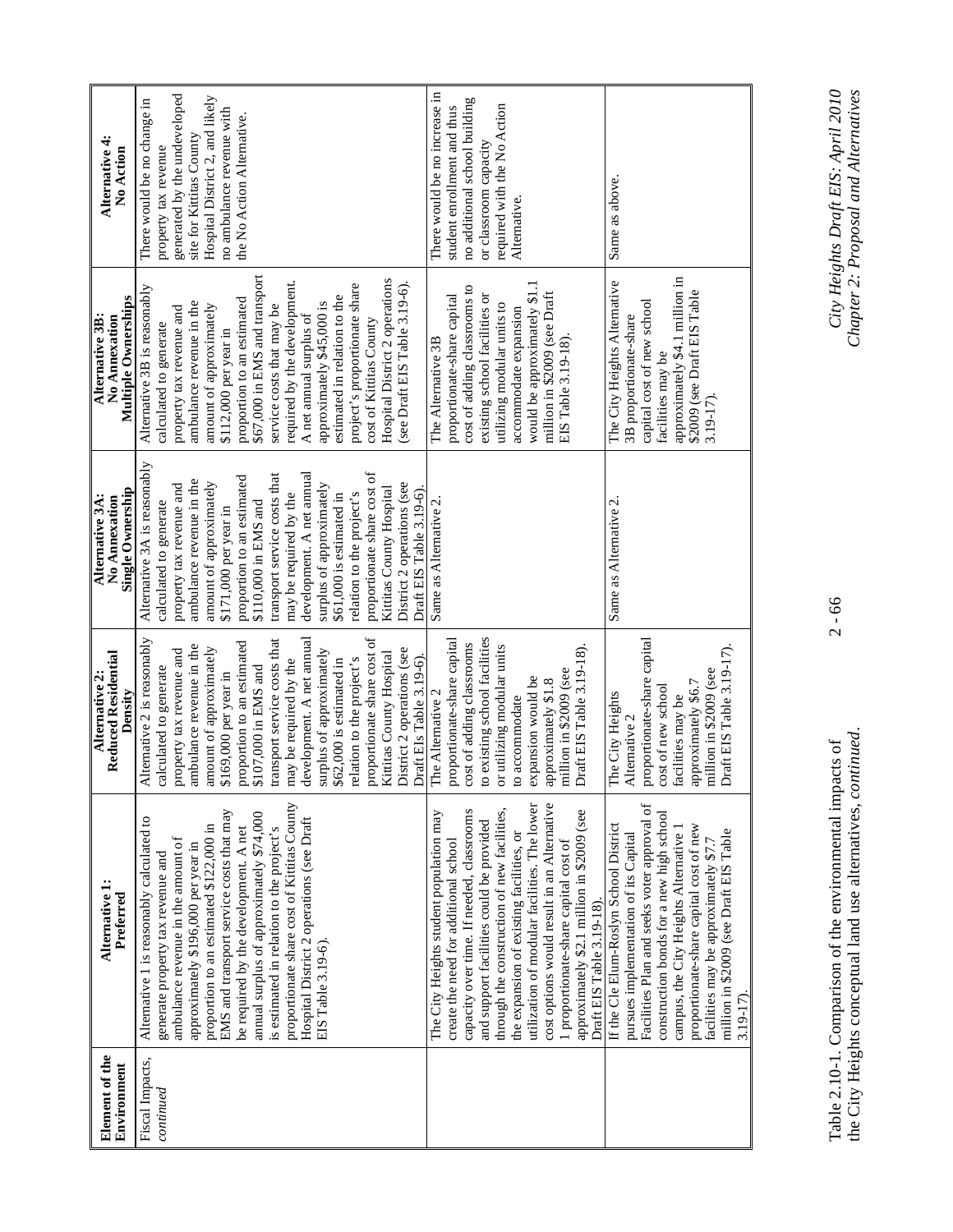| Element of the Environment | Alternative 1: Preferred | Alternative 2: Reduced Residential Density | Alternative 3A: No Annexation Single Ownership | Alternative 3B: No Annexation Multiple Ownerships | Alternative 4: No Action |
|---|---|---|---|---|---|
| Fiscal Impacts, *continued* | Alternative 1 is reasonably calculated to generate property tax revenue and ambulance revenue in the amount of approximately $196,000 per year in proportion to an estimated $122,000 in EMS and transport service costs that may be required by the development. A net annual surplus of approximately $74,000 is estimated in relation to the project's proportionate share cost of Kittitas County Hospital District 2 operations (see Draft EIS Table 3.19-6). | Alternative 2 is reasonably calculated to generate property tax revenue and ambulance revenue in the amount of approximately $169,000 per year in proportion to an estimated $107,000 in EMS and transport service costs that may be required by the development. A net annual surplus of approximately $62,000 is estimated in relation to the project's proportionate share cost of Kittitas County Hospital District 2 operations (see Draft EIs Table 3.19-6). | Alternative 3A is reasonably calculated to generate property tax revenue and ambulance revenue in the amount of approximately $171,000 per year in proportion to an estimated $110,000 in EMS and transport service costs that may be required by the development. A net annual surplus of approximately $61,000 is estimated in relation to the project's proportionate share cost of Kittitas County Hospital District 2 operations (see Draft EIS Table 3.19-6). | Alternative 3B is reasonably calculated to generate property tax revenue and ambulance revenue in the amount of approximately $112,000 per year in proportion to an estimated $67,000 in EMS and transport service costs that may be required by the development. A net annual surplus of approximately $45,000 is estimated in relation to the project's proportionate share cost of Kittitas County Hospital District 2 operations (see Draft EIS Table 3.19-6). | There would be no change in property tax revenue generated by the undeveloped site for Kittitas County Hospital District 2, and likely no ambulance revenue with the No Action Alternative. |
| | The City Heights student population may create the need for additional school capacity over time. If needed, classrooms and support facilities could be provided through the construction of new facilities, the expansion of existing facilities, or utilization of modular facilities. The lower cost options would result in an Alternative 1 proportionate-share capital cost of approximately $2.1 million in $2009 (see Draft EIS Table 3.19-18). | The Alternative 2 proportionate-share capital cost of adding classrooms to existing school facilities or utilizing modular units to accommodate expansion would be approximately $1.8 million in $2009 (see Draft EIS Table 3.19-18). | Same as Alternative 2. | The Alternative 3B proportionate-share capital cost of adding classrooms to existing school facilities or utilizing modular units to accommodate expansion would be approximately $1.1 million in $2009 (see Draft EIS Table 3.19-18). | There would be no increase in student enrollment and thus no additional school building or classroom capacity required with the No Action Alternative. |
| | If the Cle Elum-Roslyn School District pursues implementation of its Capital Facilities Plan and seeks voter approval of construction bonds for a new high school campus, the City Heights Alternative 1 proportionate-share capital cost of new facilities may be approximately $7.7 million in $2009 (see Draft EIS Table 3.19-17). | The City Heights Alternative 2 proportionate-share capital cost of new school facilities may be approximately $6.7 million in $2009 (see Draft EIS Table 3.19-17). | Same as Alternative 2. | The City Heights Alternative 3B proportionate-share capital cost of new school facilities may be approximately $4.1 million in $2009 (see Draft EIS Table 3.19-17). | Same as above. |

Table 2.10-1. Comparison of the environmental impacts of the City Heights conceptual land use alternatives, *continued.*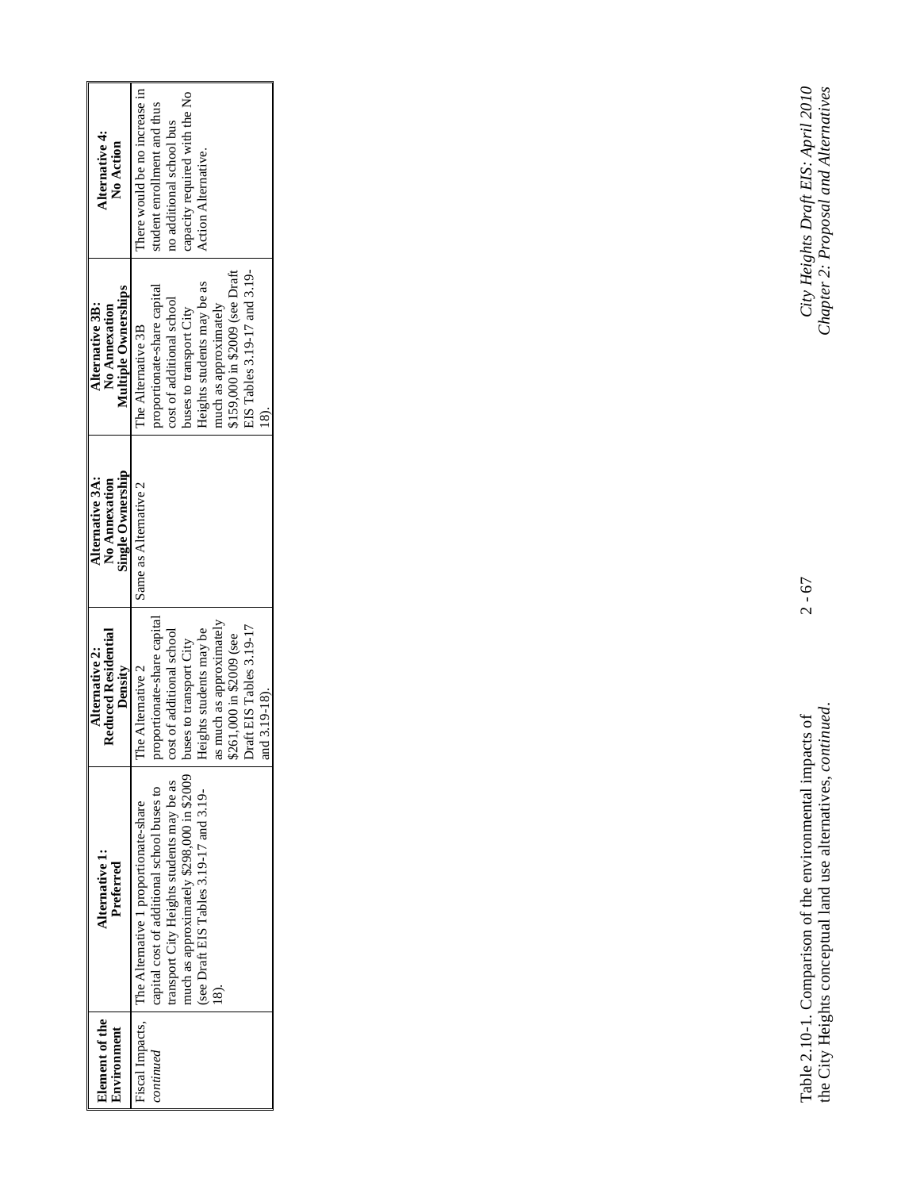| Element of the Environment | Alternative 1: Preferred | Alternative 2: Reduced Residential Density | Alternative 3A: No Annexation Single Ownership | Alternative 3B: No Annexation Multiple Ownerships | Alternative 4: No Action |
|---|---|---|---|---|---|
| Fiscal Impacts, *continued* | The Alternative 1 proportionate-share capital cost of additional school buses to transport City Heights students may be as much as approximately $298,000 in $2009 (see Draft EIS Tables 3.19-17 and 3.19-18). | The Alternative 2 proportionate-share capital cost of additional school buses to transport City Heights students may be as much as approximately $261,000 in $2009 (see Draft EIS Tables 3.19-17 and 3.19-18). | Same as Alternative 2 | The Alternative 3B proportionate-share capital cost of additional school buses to transport City Heights students may be as much as approximately $159,000 in $2009 (see Draft EIS Tables 3.19-17 and 3.19-18). | There would be no increase in student enrollment and thus no additional school bus capacity required with the No Action Alternative. |

Table 2.10-1. Comparison of the environmental impacts of the City Heights conceptual land use alternatives, *continued*.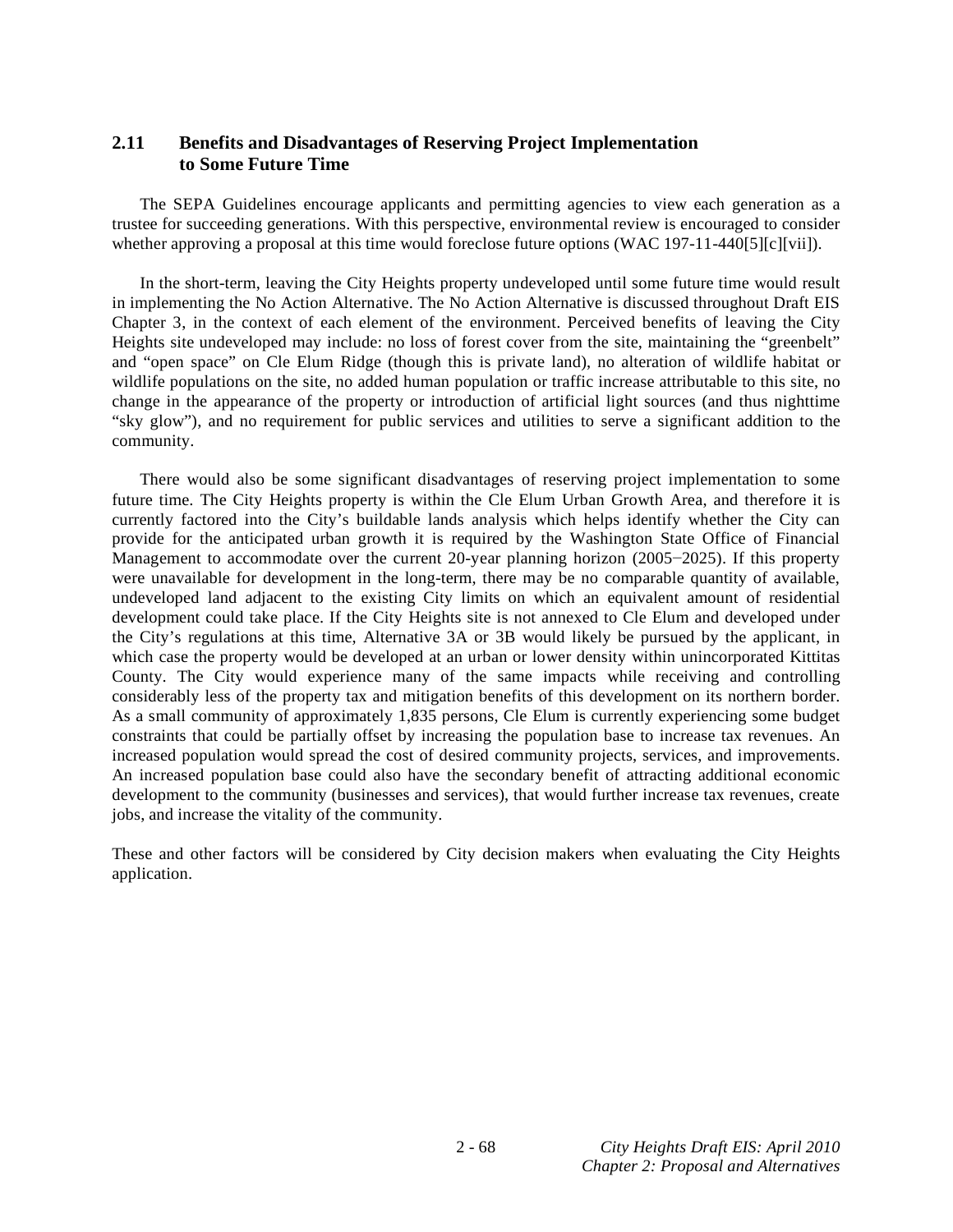## 2.11 Benefits and Disadvantages of Reserving Project Implementation to Some Future Time

The SEPA Guidelines encourage applicants and permitting agencies to view each generation as a trustee for succeeding generations. With this perspective, environmental review is encouraged to consider whether approving a proposal at this time would foreclose future options (WAC 197-11-440[5][c][vii]).

In the short-term, leaving the City Heights property undeveloped until some future time would result in implementing the No Action Alternative. The No Action Alternative is discussed throughout Draft EIS Chapter 3, in the context of each element of the environment. Perceived benefits of leaving the City Heights site undeveloped may include: no loss of forest cover from the site, maintaining the "greenbelt" and "open space" on Cle Elum Ridge (though this is private land), no alteration of wildlife habitat or wildlife populations on the site, no added human population or traffic increase attributable to this site, no change in the appearance of the property or introduction of artificial light sources (and thus nighttime "sky glow"), and no requirement for public services and utilities to serve a significant addition to the community.

There would also be some significant disadvantages of reserving project implementation to some future time. The City Heights property is within the Cle Elum Urban Growth Area, and therefore it is currently factored into the City's buildable lands analysis which helps identify whether the City can provide for the anticipated urban growth it is required by the Washington State Office of Financial Management to accommodate over the current 20-year planning horizon (2005−2025). If this property were unavailable for development in the long-term, there may be no comparable quantity of available, undeveloped land adjacent to the existing City limits on which an equivalent amount of residential development could take place. If the City Heights site is not annexed to Cle Elum and developed under the City's regulations at this time, Alternative 3A or 3B would likely be pursued by the applicant, in which case the property would be developed at an urban or lower density within unincorporated Kittitas County. The City would experience many of the same impacts while receiving and controlling considerably less of the property tax and mitigation benefits of this development on its northern border. As a small community of approximately 1,835 persons, Cle Elum is currently experiencing some budget constraints that could be partially offset by increasing the population base to increase tax revenues. An increased population would spread the cost of desired community projects, services, and improvements. An increased population base could also have the secondary benefit of attracting additional economic development to the community (businesses and services), that would further increase tax revenues, create jobs, and increase the vitality of the community.

These and other factors will be considered by City decision makers when evaluating the City Heights application.